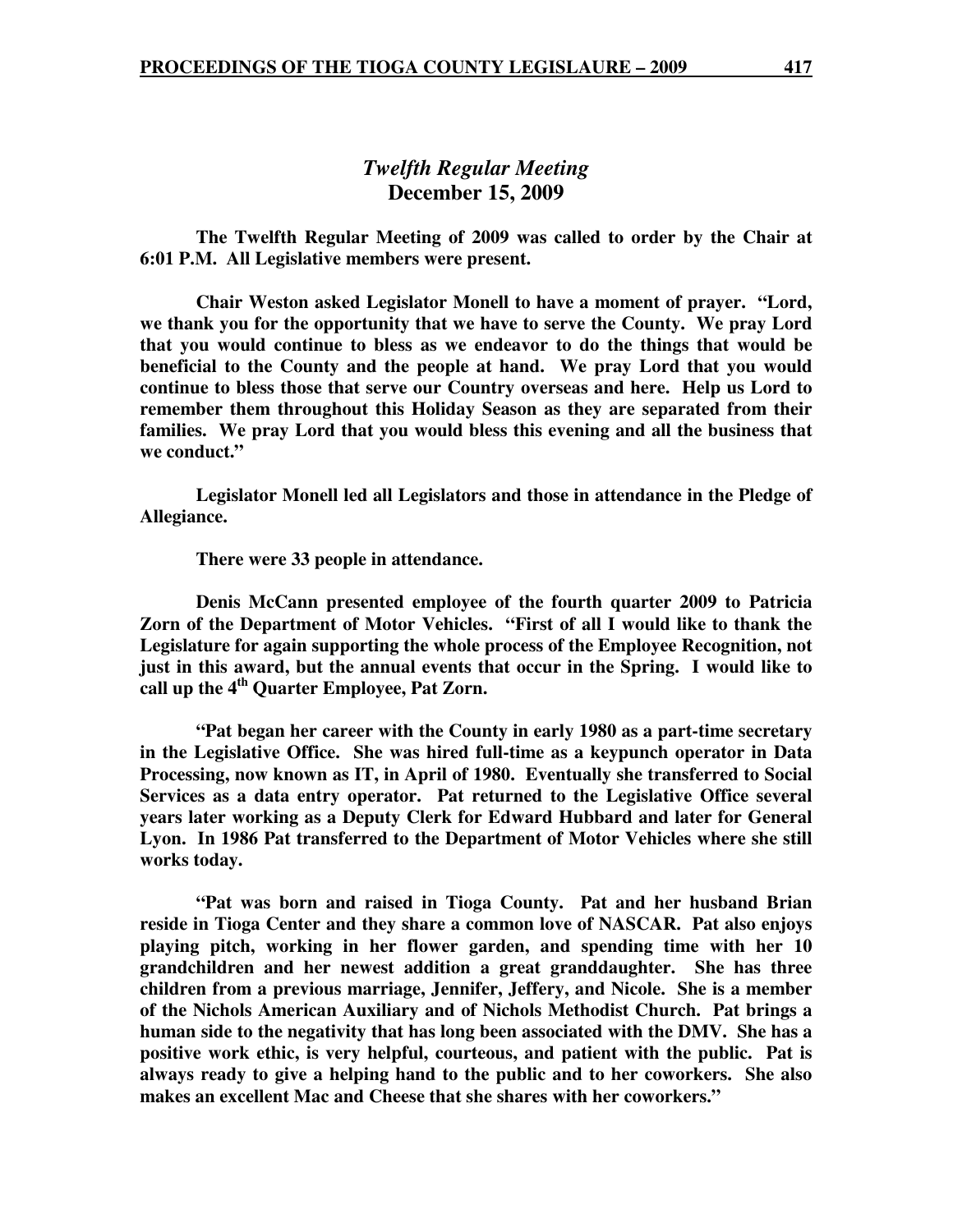## *Twelfth Regular Meeting*
## December 15, 2009

**The Twelfth Regular Meeting of 2009 was called to order by the Chair at 6:01 P.M. All Legislative members were present.**

**Chair Weston asked Legislator Monell to have a moment of prayer. "Lord, we thank you for the opportunity that we have to serve the County. We pray Lord that you would continue to bless as we endeavor to do the things that would be beneficial to the County and the people at hand. We pray Lord that you would continue to bless those that serve our Country overseas and here. Help us Lord to remember them throughout this Holiday Season as they are separated from their families. We pray Lord that you would bless this evening and all the business that we conduct."**

**Legislator Monell led all Legislators and those in attendance in the Pledge of Allegiance.**

**There were 33 people in attendance.**

**Denis McCann presented employee of the fourth quarter 2009 to Patricia Zorn of the Department of Motor Vehicles. "First of all I would like to thank the Legislature for again supporting the whole process of the Employee Recognition, not just in this award, but the annual events that occur in the Spring. I would like to call up the 4th Quarter Employee, Pat Zorn.**

**"Pat began her career with the County in early 1980 as a part-time secretary in the Legislative Office. She was hired full-time as a keypunch operator in Data Processing, now known as IT, in April of 1980. Eventually she transferred to Social Services as a data entry operator. Pat returned to the Legislative Office several years later working as a Deputy Clerk for Edward Hubbard and later for General Lyon. In 1986 Pat transferred to the Department of Motor Vehicles where she still works today.**

**"Pat was born and raised in Tioga County. Pat and her husband Brian reside in Tioga Center and they share a common love of NASCAR. Pat also enjoys playing pitch, working in her flower garden, and spending time with her 10 grandchildren and her newest addition a great granddaughter. She has three children from a previous marriage, Jennifer, Jeffery, and Nicole. She is a member of the Nichols American Auxiliary and of Nichols Methodist Church. Pat brings a human side to the negativity that has long been associated with the DMV. She has a positive work ethic, is very helpful, courteous, and patient with the public. Pat is always ready to give a helping hand to the public and to her coworkers. She also makes an excellent Mac and Cheese that she shares with her coworkers."**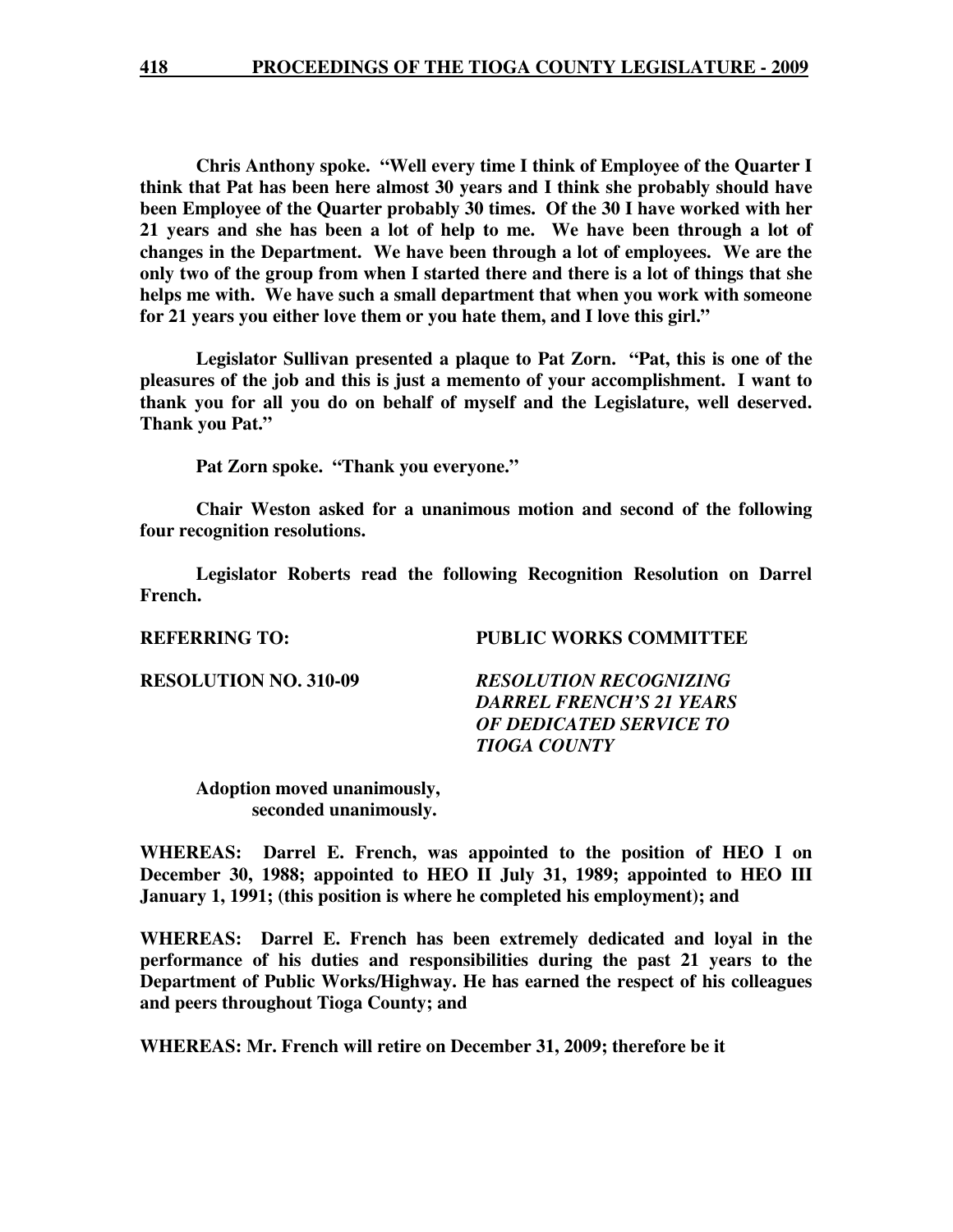**Chris Anthony spoke. "Well every time I think of Employee of the Quarter I think that Pat has been here almost 30 years and I think she probably should have been Employee of the Quarter probably 30 times. Of the 30 I have worked with her 21 years and she has been a lot of help to me. We have been through a lot of changes in the Department. We have been through a lot of employees. We are the only two of the group from when I started there and there is a lot of things that she helps me with. We have such a small department that when you work with someone for 21 years you either love them or you hate them, and I love this girl."**

**Legislator Sullivan presented a plaque to Pat Zorn. "Pat, this is one of the pleasures of the job and this is just a memento of your accomplishment. I want to thank you for all you do on behalf of myself and the Legislature, well deserved. Thank you Pat."**

**Pat Zorn spoke. "Thank you everyone."**

**Chair Weston asked for a unanimous motion and second of the following four recognition resolutions.**

**Legislator Roberts read the following Recognition Resolution on Darrel French.**

**REFERRING TO:** **PUBLIC WORKS COMMITTEE**

**RESOLUTION NO. 310-09** ***RESOLUTION RECOGNIZING DARREL FRENCH'S 21 YEARS OF DEDICATED SERVICE TO TIOGA COUNTY***

**Adoption moved unanimously, seconded unanimously.**

**WHEREAS: Darrel E. French, was appointed to the position of HEO I on December 30, 1988; appointed to HEO II July 31, 1989; appointed to HEO III January 1, 1991; (this position is where he completed his employment); and**

**WHEREAS: Darrel E. French has been extremely dedicated and loyal in the performance of his duties and responsibilities during the past 21 years to the Department of Public Works/Highway. He has earned the respect of his colleagues and peers throughout Tioga County; and**

**WHEREAS: Mr. French will retire on December 31, 2009; therefore be it**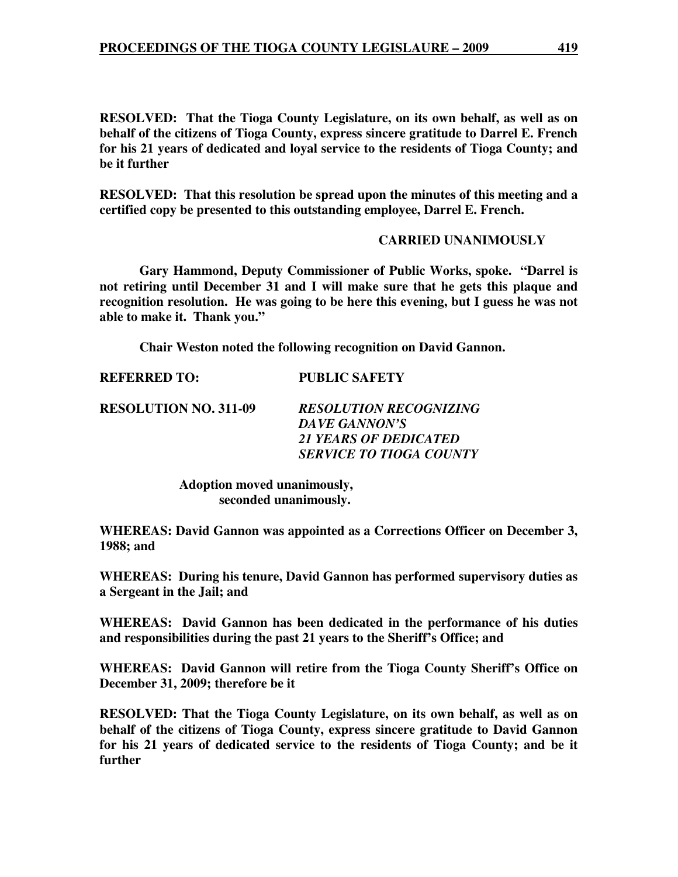**RESOLVED: That the Tioga County Legislature, on its own behalf, as well as on behalf of the citizens of Tioga County, express sincere gratitude to Darrel E. French for his 21 years of dedicated and loyal service to the residents of Tioga County; and be it further**

**RESOLVED: That this resolution be spread upon the minutes of this meeting and a certified copy be presented to this outstanding employee, Darrel E. French.**

**CARRIED UNANIMOUSLY**

**Gary Hammond, Deputy Commissioner of Public Works, spoke. "Darrel is not retiring until December 31 and I will make sure that he gets this plaque and recognition resolution. He was going to be here this evening, but I guess he was not able to make it. Thank you."**

**Chair Weston noted the following recognition on David Gannon.**

**REFERRED TO: PUBLIC SAFETY**

**RESOLUTION NO. 311-09** ***RESOLUTION RECOGNIZING DAVE GANNON'S 21 YEARS OF DEDICATED SERVICE TO TIOGA COUNTY***

**Adoption moved unanimously, seconded unanimously.**

**WHEREAS: David Gannon was appointed as a Corrections Officer on December 3, 1988; and**

**WHEREAS: During his tenure, David Gannon has performed supervisory duties as a Sergeant in the Jail; and**

**WHEREAS: David Gannon has been dedicated in the performance of his duties and responsibilities during the past 21 years to the Sheriff's Office; and**

**WHEREAS: David Gannon will retire from the Tioga County Sheriff's Office on December 31, 2009; therefore be it**

**RESOLVED: That the Tioga County Legislature, on its own behalf, as well as on behalf of the citizens of Tioga County, express sincere gratitude to David Gannon for his 21 years of dedicated service to the residents of Tioga County; and be it further**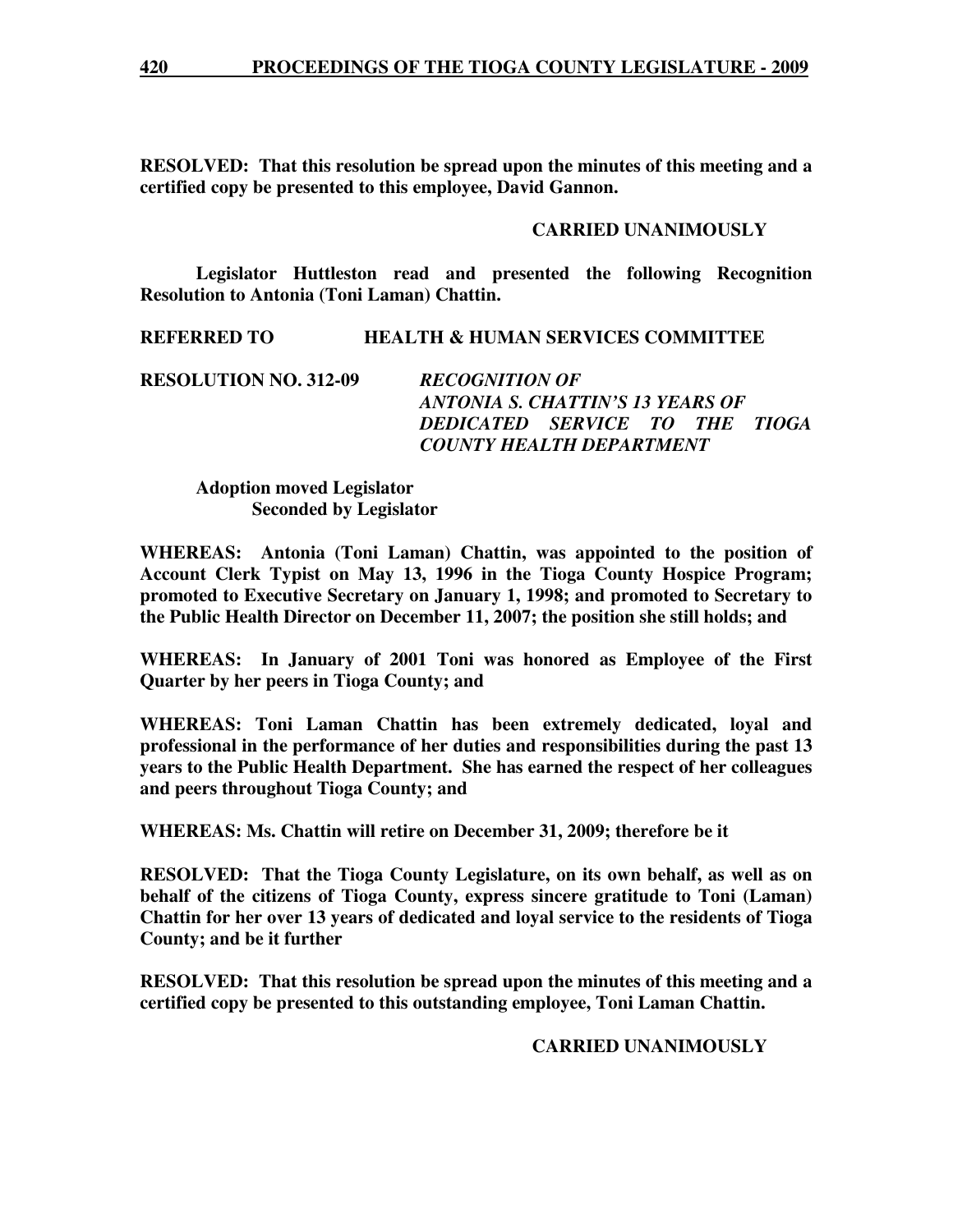**RESOLVED: That this resolution be spread upon the minutes of this meeting and a certified copy be presented to this employee, David Gannon.**

**CARRIED UNANIMOUSLY**

**Legislator Huttleston read and presented the following Recognition Resolution to Antonia (Toni Laman) Chattin.**

**REFERRED TO HEALTH & HUMAN SERVICES COMMITTEE**

**RESOLUTION NO. 312-09** ***RECOGNITION OF ANTONIA S. CHATTIN'S 13 YEARS OF DEDICATED SERVICE TO THE TIOGA COUNTY HEALTH DEPARTMENT***

**Adoption moved Legislator**
**Seconded by Legislator**

**WHEREAS: Antonia (Toni Laman) Chattin, was appointed to the position of Account Clerk Typist on May 13, 1996 in the Tioga County Hospice Program; promoted to Executive Secretary on January 1, 1998; and promoted to Secretary to the Public Health Director on December 11, 2007; the position she still holds; and**

**WHEREAS: In January of 2001 Toni was honored as Employee of the First Quarter by her peers in Tioga County; and**

**WHEREAS: Toni Laman Chattin has been extremely dedicated, loyal and professional in the performance of her duties and responsibilities during the past 13 years to the Public Health Department. She has earned the respect of her colleagues and peers throughout Tioga County; and**

**WHEREAS: Ms. Chattin will retire on December 31, 2009; therefore be it**

**RESOLVED: That the Tioga County Legislature, on its own behalf, as well as on behalf of the citizens of Tioga County, express sincere gratitude to Toni (Laman) Chattin for her over 13 years of dedicated and loyal service to the residents of Tioga County; and be it further**

**RESOLVED: That this resolution be spread upon the minutes of this meeting and a certified copy be presented to this outstanding employee, Toni Laman Chattin.**

**CARRIED UNANIMOUSLY**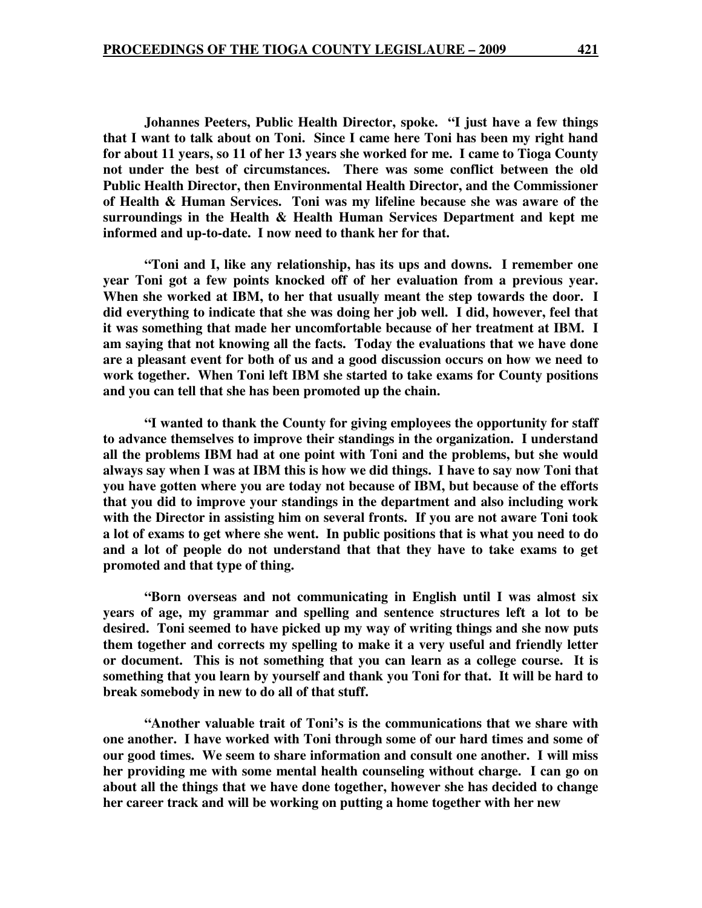**Johannes Peeters, Public Health Director, spoke. "I just have a few things that I want to talk about on Toni. Since I came here Toni has been my right hand for about 11 years, so 11 of her 13 years she worked for me. I came to Tioga County not under the best of circumstances. There was some conflict between the old Public Health Director, then Environmental Health Director, and the Commissioner of Health & Human Services. Toni was my lifeline because she was aware of the surroundings in the Health & Health Human Services Department and kept me informed and up-to-date. I now need to thank her for that.**

**"Toni and I, like any relationship, has its ups and downs. I remember one year Toni got a few points knocked off of her evaluation from a previous year. When she worked at IBM, to her that usually meant the step towards the door. I did everything to indicate that she was doing her job well. I did, however, feel that it was something that made her uncomfortable because of her treatment at IBM. I am saying that not knowing all the facts. Today the evaluations that we have done are a pleasant event for both of us and a good discussion occurs on how we need to work together. When Toni left IBM she started to take exams for County positions and you can tell that she has been promoted up the chain.**

**"I wanted to thank the County for giving employees the opportunity for staff to advance themselves to improve their standings in the organization. I understand all the problems IBM had at one point with Toni and the problems, but she would always say when I was at IBM this is how we did things. I have to say now Toni that you have gotten where you are today not because of IBM, but because of the efforts that you did to improve your standings in the department and also including work with the Director in assisting him on several fronts. If you are not aware Toni took a lot of exams to get where she went. In public positions that is what you need to do and a lot of people do not understand that that they have to take exams to get promoted and that type of thing.**

**"Born overseas and not communicating in English until I was almost six years of age, my grammar and spelling and sentence structures left a lot to be desired. Toni seemed to have picked up my way of writing things and she now puts them together and corrects my spelling to make it a very useful and friendly letter or document. This is not something that you can learn as a college course. It is something that you learn by yourself and thank you Toni for that. It will be hard to break somebody in new to do all of that stuff.**

**"Another valuable trait of Toni's is the communications that we share with one another. I have worked with Toni through some of our hard times and some of our good times. We seem to share information and consult one another. I will miss her providing me with some mental health counseling without charge. I can go on about all the things that we have done together, however she has decided to change her career track and will be working on putting a home together with her new**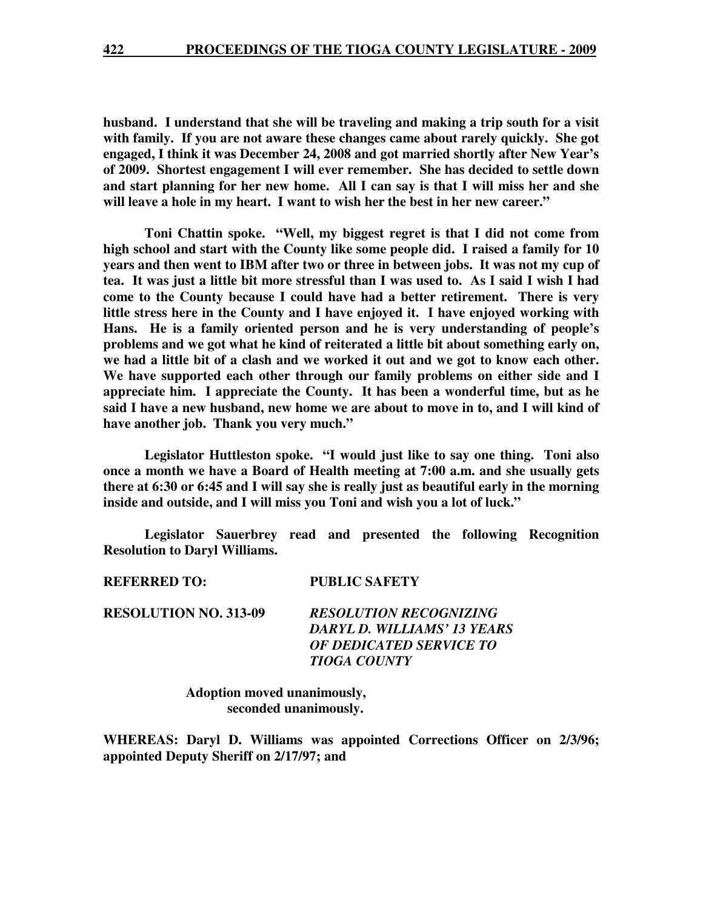**husband. I understand that she will be traveling and making a trip south for a visit with family. If you are not aware these changes came about rarely quickly. She got engaged, I think it was December 24, 2008 and got married shortly after New Year's of 2009. Shortest engagement I will ever remember. She has decided to settle down and start planning for her new home. All I can say is that I will miss her and she will leave a hole in my heart. I want to wish her the best in her new career."**

**Toni Chattin spoke. "Well, my biggest regret is that I did not come from high school and start with the County like some people did. I raised a family for 10 years and then went to IBM after two or three in between jobs. It was not my cup of tea. It was just a little bit more stressful than I was used to. As I said I wish I had come to the County because I could have had a better retirement. There is very little stress here in the County and I have enjoyed it. I have enjoyed working with Hans. He is a family oriented person and he is very understanding of people's problems and we got what he kind of reiterated a little bit about something early on, we had a little bit of a clash and we worked it out and we got to know each other. We have supported each other through our family problems on either side and I appreciate him. I appreciate the County. It has been a wonderful time, but as he said I have a new husband, new home we are about to move in to, and I will kind of have another job. Thank you very much."**

**Legislator Huttleston spoke. "I would just like to say one thing. Toni also once a month we have a Board of Health meeting at 7:00 a.m. and she usually gets there at 6:30 or 6:45 and I will say she is really just as beautiful early in the morning inside and outside, and I will miss you Toni and wish you a lot of luck."**

**Legislator Sauerbrey read and presented the following Recognition Resolution to Daryl Williams.**

**REFERRED TO:** **PUBLIC SAFETY**

**RESOLUTION NO. 313-09** ***RESOLUTION RECOGNIZING DARYL D. WILLIAMS' 13 YEARS OF DEDICATED SERVICE TO TIOGA COUNTY***

**Adoption moved unanimously, seconded unanimously.**

**WHEREAS: Daryl D. Williams was appointed Corrections Officer on 2/3/96; appointed Deputy Sheriff on 2/17/97; and**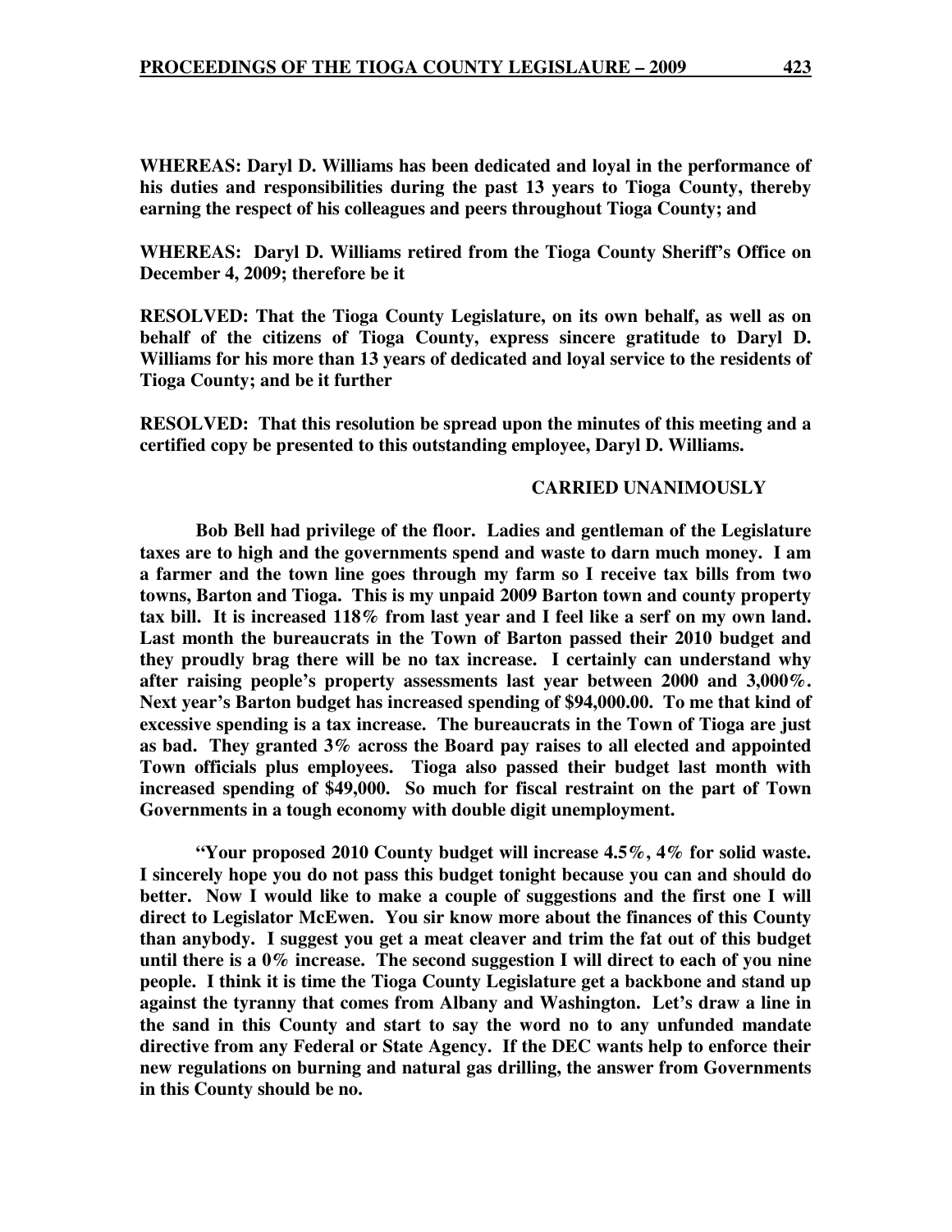**WHEREAS: Daryl D. Williams has been dedicated and loyal in the performance of his duties and responsibilities during the past 13 years to Tioga County, thereby earning the respect of his colleagues and peers throughout Tioga County; and**

**WHEREAS: Daryl D. Williams retired from the Tioga County Sheriff's Office on December 4, 2009; therefore be it**

**RESOLVED: That the Tioga County Legislature, on its own behalf, as well as on behalf of the citizens of Tioga County, express sincere gratitude to Daryl D. Williams for his more than 13 years of dedicated and loyal service to the residents of Tioga County; and be it further**

**RESOLVED: That this resolution be spread upon the minutes of this meeting and a certified copy be presented to this outstanding employee, Daryl D. Williams.**

**CARRIED UNANIMOUSLY**

**Bob Bell had privilege of the floor. Ladies and gentleman of the Legislature taxes are to high and the governments spend and waste to darn much money. I am a farmer and the town line goes through my farm so I receive tax bills from two towns, Barton and Tioga. This is my unpaid 2009 Barton town and county property tax bill. It is increased 118% from last year and I feel like a serf on my own land. Last month the bureaucrats in the Town of Barton passed their 2010 budget and they proudly brag there will be no tax increase. I certainly can understand why after raising people's property assessments last year between 2000 and 3,000%. Next year's Barton budget has increased spending of $94,000.00. To me that kind of excessive spending is a tax increase. The bureaucrats in the Town of Tioga are just as bad. They granted 3% across the Board pay raises to all elected and appointed Town officials plus employees. Tioga also passed their budget last month with increased spending of $49,000. So much for fiscal restraint on the part of Town Governments in a tough economy with double digit unemployment.**

**"Your proposed 2010 County budget will increase 4.5%, 4% for solid waste. I sincerely hope you do not pass this budget tonight because you can and should do better. Now I would like to make a couple of suggestions and the first one I will direct to Legislator McEwen. You sir know more about the finances of this County than anybody. I suggest you get a meat cleaver and trim the fat out of this budget until there is a 0% increase. The second suggestion I will direct to each of you nine people. I think it is time the Tioga County Legislature get a backbone and stand up against the tyranny that comes from Albany and Washington. Let's draw a line in the sand in this County and start to say the word no to any unfunded mandate directive from any Federal or State Agency. If the DEC wants help to enforce their new regulations on burning and natural gas drilling, the answer from Governments in this County should be no.**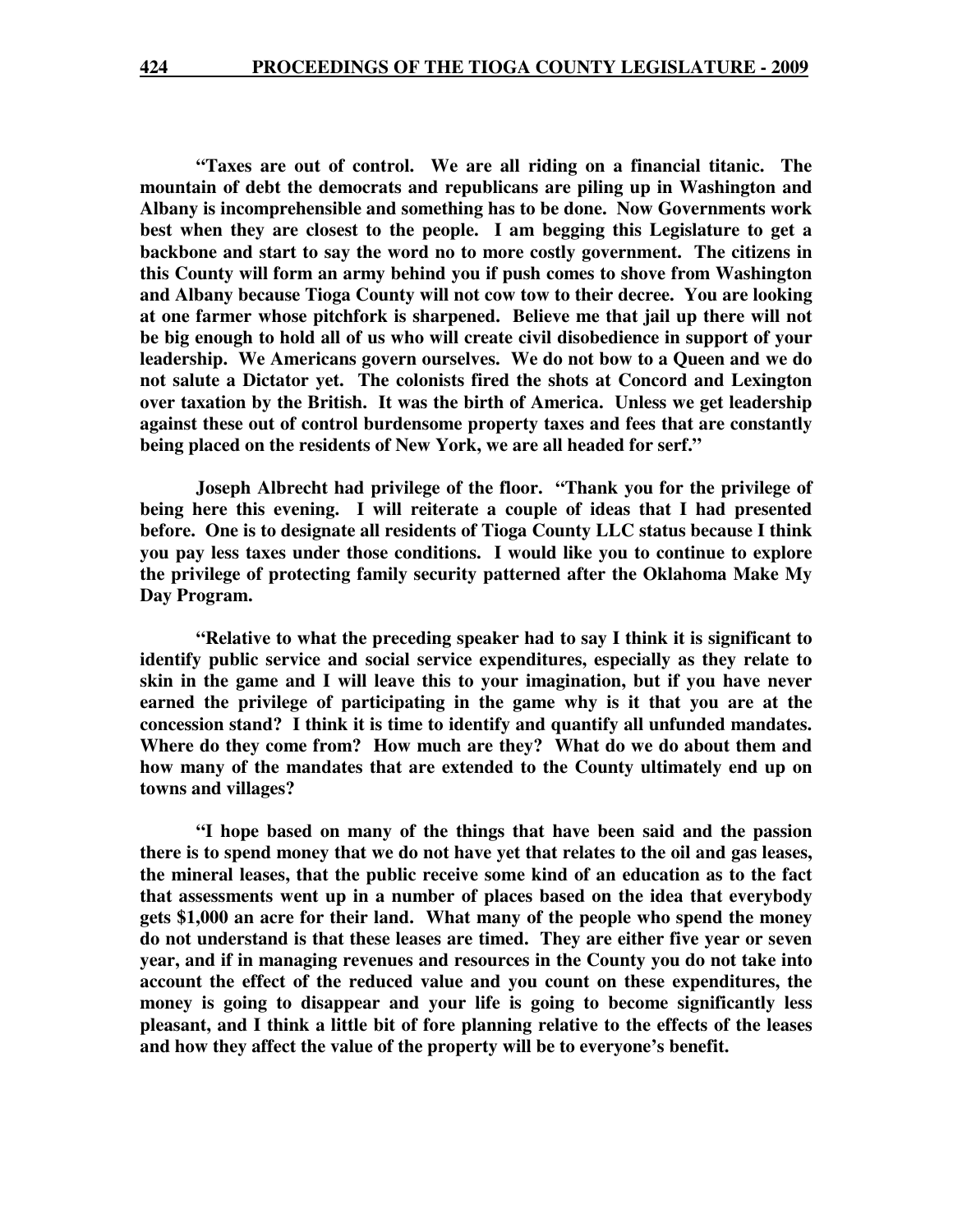**"Taxes are out of control. We are all riding on a financial titanic. The mountain of debt the democrats and republicans are piling up in Washington and Albany is incomprehensible and something has to be done. Now Governments work best when they are closest to the people. I am begging this Legislature to get a backbone and start to say the word no to more costly government. The citizens in this County will form an army behind you if push comes to shove from Washington and Albany because Tioga County will not cow tow to their decree. You are looking at one farmer whose pitchfork is sharpened. Believe me that jail up there will not be big enough to hold all of us who will create civil disobedience in support of your leadership. We Americans govern ourselves. We do not bow to a Queen and we do not salute a Dictator yet. The colonists fired the shots at Concord and Lexington over taxation by the British. It was the birth of America. Unless we get leadership against these out of control burdensome property taxes and fees that are constantly being placed on the residents of New York, we are all headed for serf."**

**Joseph Albrecht had privilege of the floor. "Thank you for the privilege of being here this evening. I will reiterate a couple of ideas that I had presented before. One is to designate all residents of Tioga County LLC status because I think you pay less taxes under those conditions. I would like you to continue to explore the privilege of protecting family security patterned after the Oklahoma Make My Day Program.**

**"Relative to what the preceding speaker had to say I think it is significant to identify public service and social service expenditures, especially as they relate to skin in the game and I will leave this to your imagination, but if you have never earned the privilege of participating in the game why is it that you are at the concession stand? I think it is time to identify and quantify all unfunded mandates. Where do they come from? How much are they? What do we do about them and how many of the mandates that are extended to the County ultimately end up on towns and villages?**

**"I hope based on many of the things that have been said and the passion there is to spend money that we do not have yet that relates to the oil and gas leases, the mineral leases, that the public receive some kind of an education as to the fact that assessments went up in a number of places based on the idea that everybody gets $1,000 an acre for their land. What many of the people who spend the money do not understand is that these leases are timed. They are either five year or seven year, and if in managing revenues and resources in the County you do not take into account the effect of the reduced value and you count on these expenditures, the money is going to disappear and your life is going to become significantly less pleasant, and I think a little bit of fore planning relative to the effects of the leases and how they affect the value of the property will be to everyone's benefit.**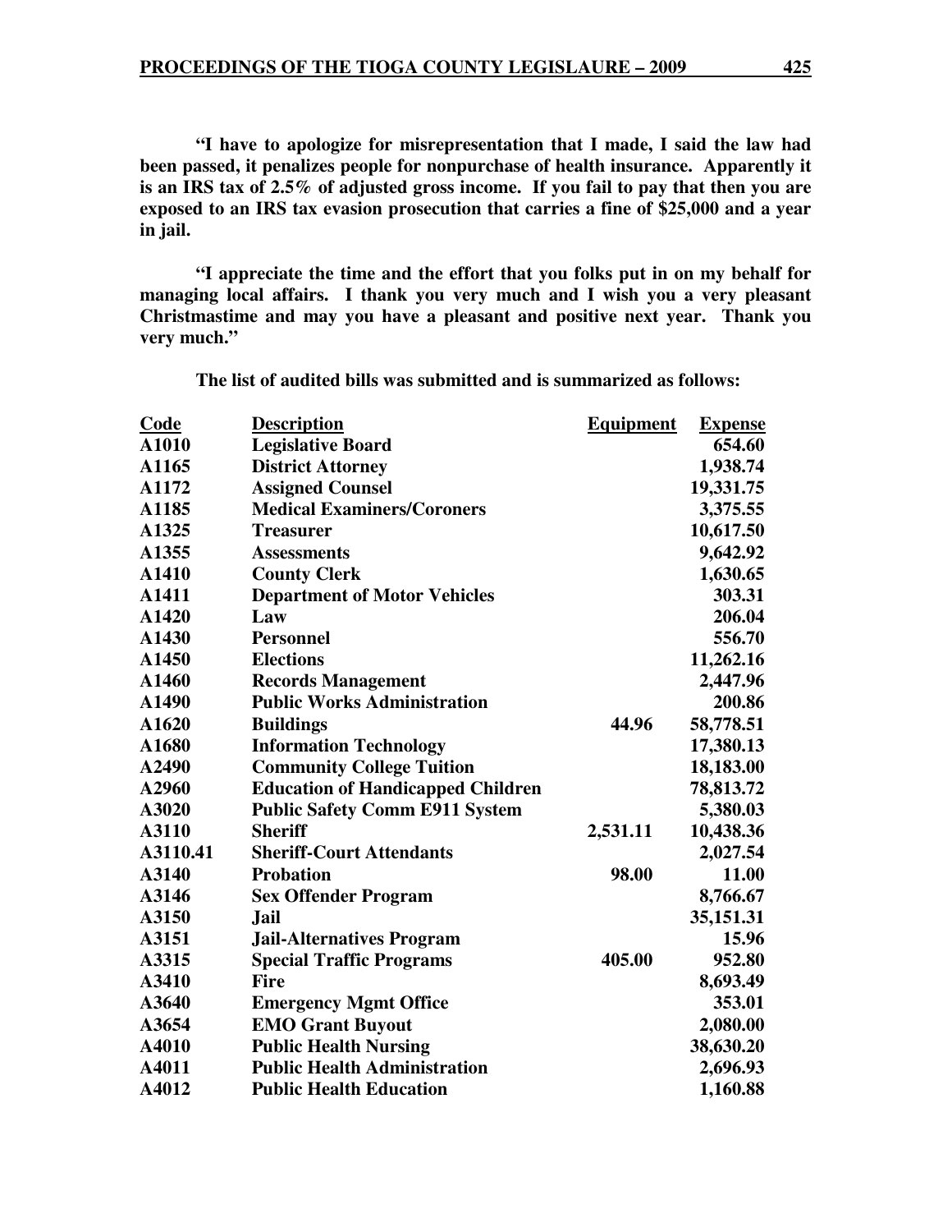**"I have to apologize for misrepresentation that I made, I said the law had been passed, it penalizes people for nonpurchase of health insurance. Apparently it is an IRS tax of 2.5% of adjusted gross income. If you fail to pay that then you are exposed to an IRS tax evasion prosecution that carries a fine of $25,000 and a year in jail.**

**"I appreciate the time and the effort that you folks put in on my behalf for managing local affairs. I thank you very much and I wish you a very pleasant Christmastime and may you have a pleasant and positive next year. Thank you very much."**

**The list of audited bills was submitted and is summarized as follows:**

| Code | Description | Equipment | Expense |
|---|---|---|---|
| A1010 | Legislative Board | | 654.60 |
| A1165 | District Attorney | | 1,938.74 |
| A1172 | Assigned Counsel | | 19,331.75 |
| A1185 | Medical Examiners/Coroners | | 3,375.55 |
| A1325 | Treasurer | | 10,617.50 |
| A1355 | Assessments | | 9,642.92 |
| A1410 | County Clerk | | 1,630.65 |
| A1411 | Department of Motor Vehicles | | 303.31 |
| A1420 | Law | | 206.04 |
| A1430 | Personnel | | 556.70 |
| A1450 | Elections | | 11,262.16 |
| A1460 | Records Management | | 2,447.96 |
| A1490 | Public Works Administration | | 200.86 |
| A1620 | Buildings | 44.96 | 58,778.51 |
| A1680 | Information Technology | | 17,380.13 |
| A2490 | Community College Tuition | | 18,183.00 |
| A2960 | Education of Handicapped Children | | 78,813.72 |
| A3020 | Public Safety Comm E911 System | | 5,380.03 |
| A3110 | Sheriff | 2,531.11 | 10,438.36 |
| A3110.41 | Sheriff-Court Attendants | | 2,027.54 |
| A3140 | Probation | 98.00 | 11.00 |
| A3146 | Sex Offender Program | | 8,766.67 |
| A3150 | Jail | | 35,151.31 |
| A3151 | Jail-Alternatives Program | | 15.96 |
| A3315 | Special Traffic Programs | 405.00 | 952.80 |
| A3410 | Fire | | 8,693.49 |
| A3640 | Emergency Mgmt Office | | 353.01 |
| A3654 | EMO Grant Buyout | | 2,080.00 |
| A4010 | Public Health Nursing | | 38,630.20 |
| A4011 | Public Health Administration | | 2,696.93 |
| A4012 | Public Health Education | | 1,160.88 |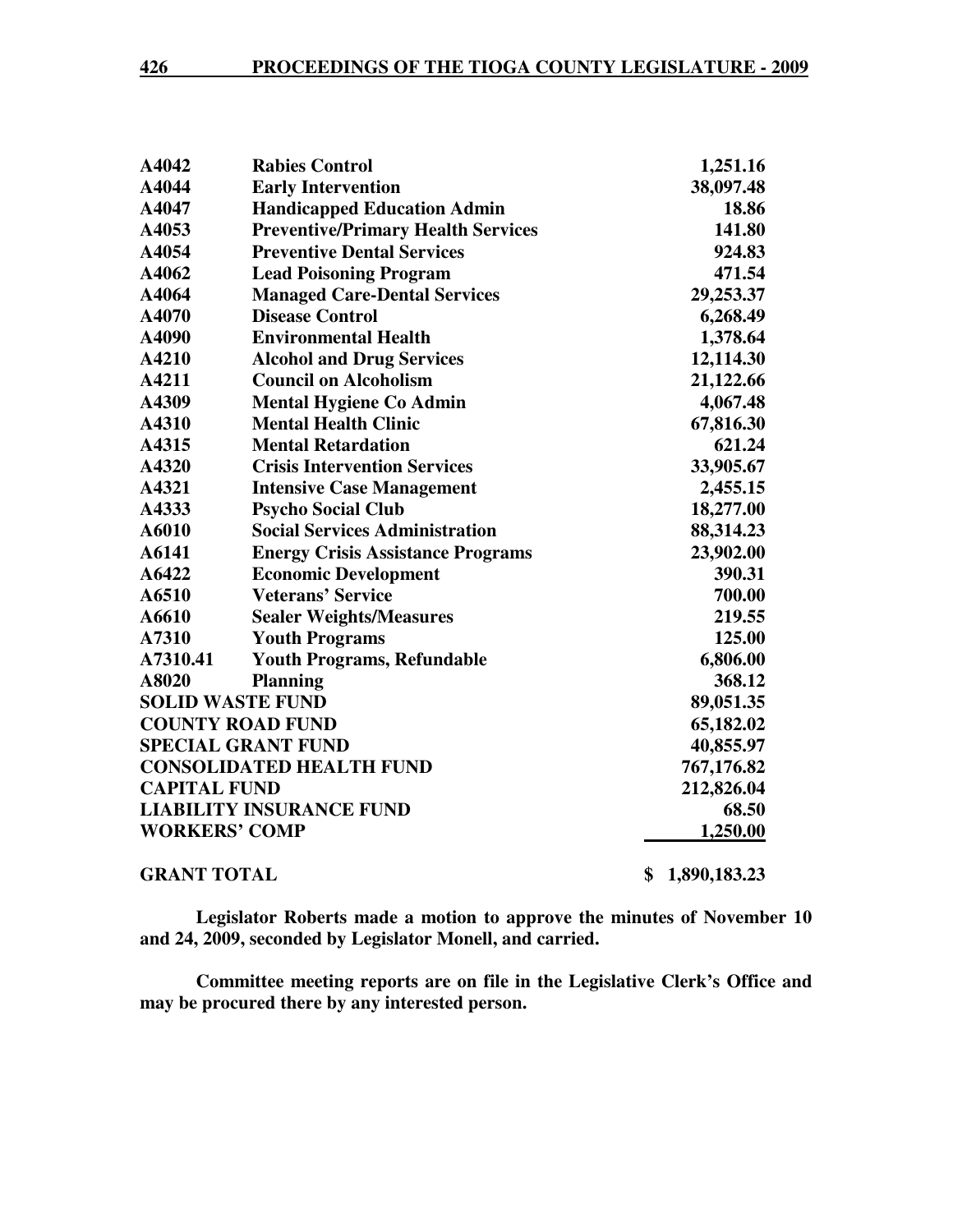| | | |
|---|---|---|
| **A4042** | **Rabies Control** | **1,251.16** |
| **A4044** | **Early Intervention** | **38,097.48** |
| **A4047** | **Handicapped Education Admin** | **18.86** |
| **A4053** | **Preventive/Primary Health Services** | **141.80** |
| **A4054** | **Preventive Dental Services** | **924.83** |
| **A4062** | **Lead Poisoning Program** | **471.54** |
| **A4064** | **Managed Care-Dental Services** | **29,253.37** |
| **A4070** | **Disease Control** | **6,268.49** |
| **A4090** | **Environmental Health** | **1,378.64** |
| **A4210** | **Alcohol and Drug Services** | **12,114.30** |
| **A4211** | **Council on Alcoholism** | **21,122.66** |
| **A4309** | **Mental Hygiene Co Admin** | **4,067.48** |
| **A4310** | **Mental Health Clinic** | **67,816.30** |
| **A4315** | **Mental Retardation** | **621.24** |
| **A4320** | **Crisis Intervention Services** | **33,905.67** |
| **A4321** | **Intensive Case Management** | **2,455.15** |
| **A4333** | **Psycho Social Club** | **18,277.00** |
| **A6010** | **Social Services Administration** | **88,314.23** |
| **A6141** | **Energy Crisis Assistance Programs** | **23,902.00** |
| **A6422** | **Economic Development** | **390.31** |
| **A6510** | **Veterans' Service** | **700.00** |
| **A6610** | **Sealer Weights/Measures** | **219.55** |
| **A7310** | **Youth Programs** | **125.00** |
| **A7310.41** | **Youth Programs, Refundable** | **6,806.00** |
| **A8020** | **Planning** | **368.12** |
| **SOLID WASTE FUND** | | **89,051.35** |
| **COUNTY ROAD FUND** | | **65,182.02** |
| **SPECIAL GRANT FUND** | | **40,855.97** |
| **CONSOLIDATED HEALTH FUND** | | **767,176.82** |
| **CAPITAL FUND** | | **212,826.04** |
| **LIABILITY INSURANCE FUND** | | **68.50** |
| **WORKERS' COMP** | | **1,250.00** |
| **GRANT TOTAL** | | **$ 1,890,183.23** |

**Legislator Roberts made a motion to approve the minutes of November 10 and 24, 2009, seconded by Legislator Monell, and carried.**

**Committee meeting reports are on file in the Legislative Clerk's Office and may be procured there by any interested person.**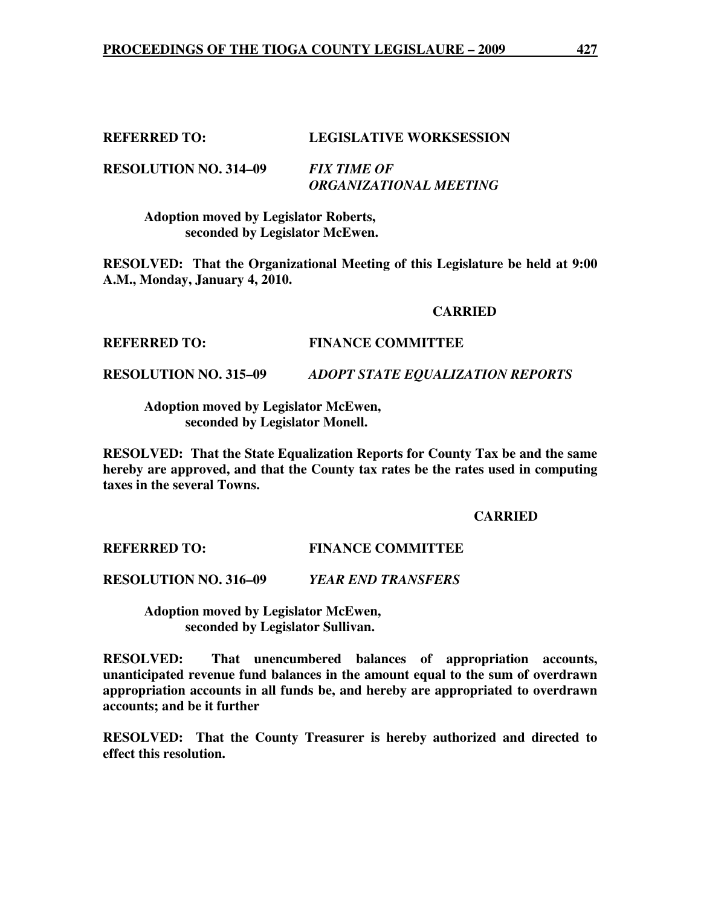**REFERRED TO: LEGISLATIVE WORKSESSION**

**RESOLUTION NO. 314–09** ***FIX TIME OF ORGANIZATIONAL MEETING***

**Adoption moved by Legislator Roberts, seconded by Legislator McEwen.**

**RESOLVED: That the Organizational Meeting of this Legislature be held at 9:00 A.M., Monday, January 4, 2010.**

**CARRIED**

**REFERRED TO: FINANCE COMMITTEE**

**RESOLUTION NO. 315–09** ***ADOPT STATE EQUALIZATION REPORTS***

**Adoption moved by Legislator McEwen, seconded by Legislator Monell.**

**RESOLVED: That the State Equalization Reports for County Tax be and the same hereby are approved, and that the County tax rates be the rates used in computing taxes in the several Towns.**

**CARRIED**

**REFERRED TO: FINANCE COMMITTEE**

**RESOLUTION NO. 316–09** ***YEAR END TRANSFERS***

**Adoption moved by Legislator McEwen, seconded by Legislator Sullivan.**

**RESOLVED: That unencumbered balances of appropriation accounts, unanticipated revenue fund balances in the amount equal to the sum of overdrawn appropriation accounts in all funds be, and hereby are appropriated to overdrawn accounts; and be it further**

**RESOLVED: That the County Treasurer is hereby authorized and directed to effect this resolution.**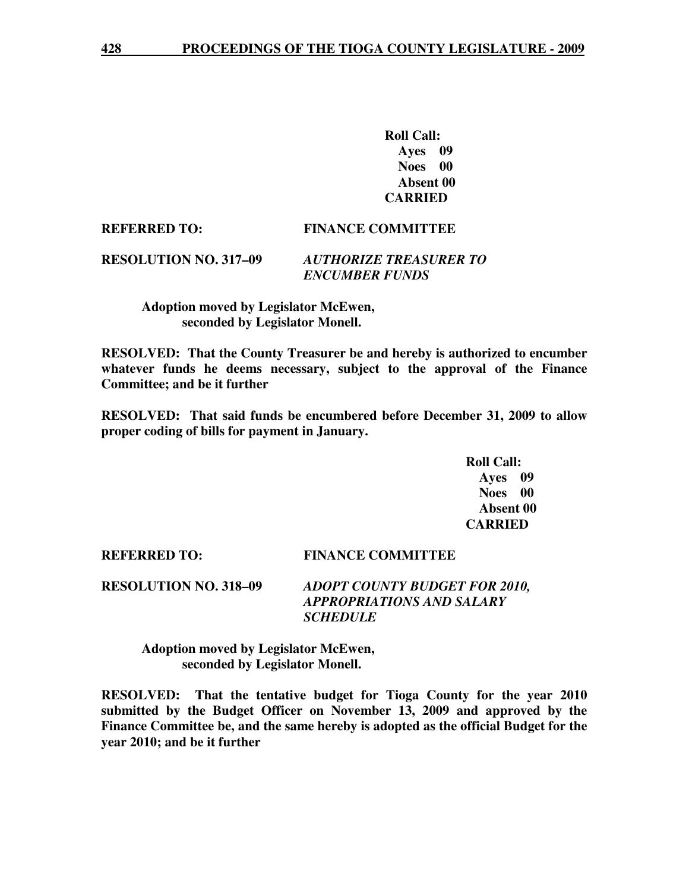**Roll Call:**
**Ayes 09**
**Noes 00**
**Absent 00**
**CARRIED**

**REFERRED TO: FINANCE COMMITTEE**

**RESOLUTION NO. 317–09** ***AUTHORIZE TREASURER TO ENCUMBER FUNDS***

**Adoption moved by Legislator McEwen, seconded by Legislator Monell.**

**RESOLVED: That the County Treasurer be and hereby is authorized to encumber whatever funds he deems necessary, subject to the approval of the Finance Committee; and be it further**

**RESOLVED: That said funds be encumbered before December 31, 2009 to allow proper coding of bills for payment in January.**

**Roll Call:**
**Ayes 09**
**Noes 00**
**Absent 00**
**CARRIED**

**REFERRED TO: FINANCE COMMITTEE**

**RESOLUTION NO. 318–09** ***ADOPT COUNTY BUDGET FOR 2010, APPROPRIATIONS AND SALARY SCHEDULE***

**Adoption moved by Legislator McEwen, seconded by Legislator Monell.**

**RESOLVED: That the tentative budget for Tioga County for the year 2010 submitted by the Budget Officer on November 13, 2009 and approved by the Finance Committee be, and the same hereby is adopted as the official Budget for the year 2010; and be it further**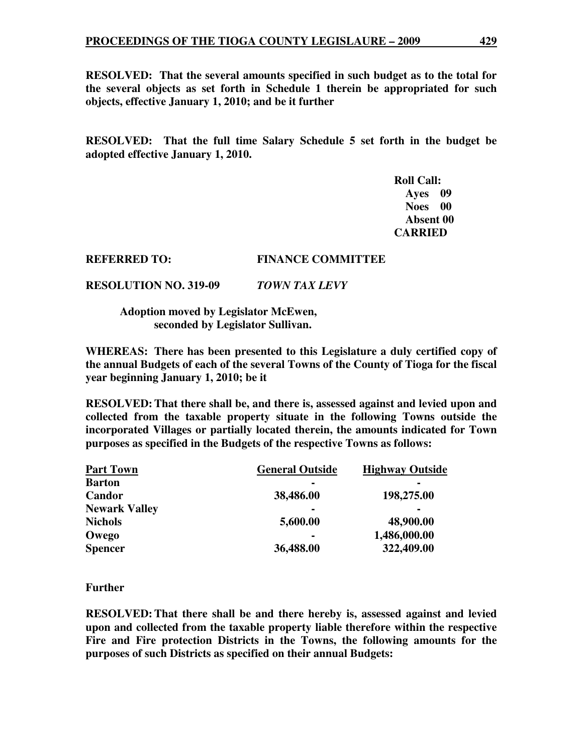**RESOLVED: That the several amounts specified in such budget as to the total for the several objects as set forth in Schedule 1 therein be appropriated for such objects, effective January 1, 2010; and be it further**

**RESOLVED: That the full time Salary Schedule 5 set forth in the budget be adopted effective January 1, 2010.**

**Roll Call:**
**Ayes 09**
**Noes 00**
**Absent 00**
**CARRIED**

**REFERRED TO: FINANCE COMMITTEE**

**RESOLUTION NO. 319-09** ***TOWN TAX LEVY***

**Adoption moved by Legislator McEwen, seconded by Legislator Sullivan.**

**WHEREAS: There has been presented to this Legislature a duly certified copy of the annual Budgets of each of the several Towns of the County of Tioga for the fiscal year beginning January 1, 2010; be it**

**RESOLVED: That there shall be, and there is, assessed against and levied upon and collected from the taxable property situate in the following Towns outside the incorporated Villages or partially located therein, the amounts indicated for Town purposes as specified in the Budgets of the respective Towns as follows:**

| Part Town | General Outside | Highway Outside |
|---|---|---|
| **Barton** | - | - |
| **Candor** | 38,486.00 | 198,275.00 |
| **Newark Valley** | - | - |
| **Nichols** | 5,600.00 | 48,900.00 |
| **Owego** | - | 1,486,000.00 |
| **Spencer** | 36,488.00 | 322,409.00 |

**Further**

**RESOLVED: That there shall be and there hereby is, assessed against and levied upon and collected from the taxable property liable therefore within the respective Fire and Fire protection Districts in the Towns, the following amounts for the purposes of such Districts as specified on their annual Budgets:**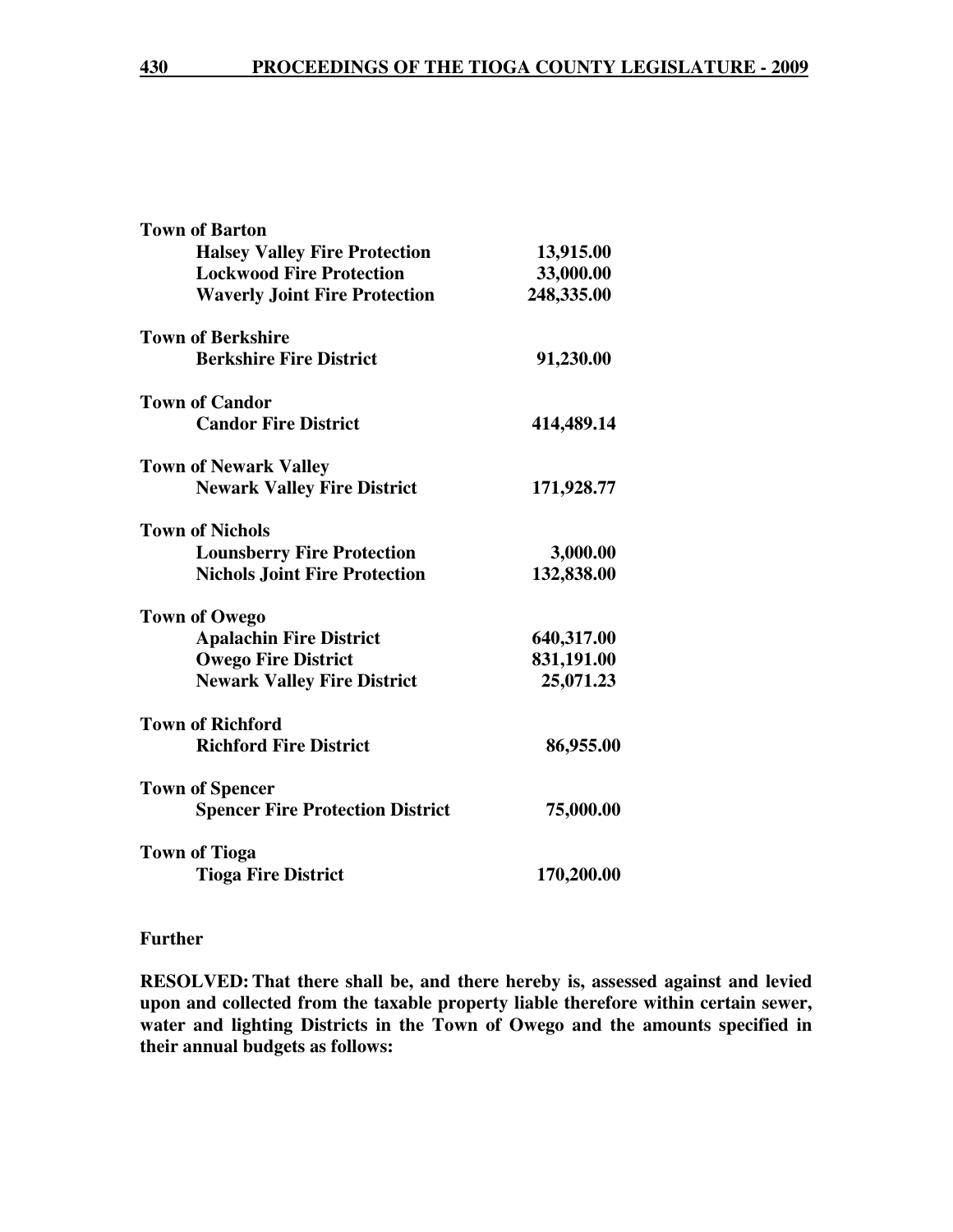**Town of Barton**

| | |
|---|---|
| **Halsey Valley Fire Protection** | **13,915.00** |
| **Lockwood Fire Protection** | **33,000.00** |
| **Waverly Joint Fire Protection** | **248,335.00** |

**Town of Berkshire**

| | |
|---|---|
| **Berkshire Fire District** | **91,230.00** |

**Town of Candor**

| | |
|---|---|
| **Candor Fire District** | **414,489.14** |

**Town of Newark Valley**

| | |
|---|---|
| **Newark Valley Fire District** | **171,928.77** |

**Town of Nichols**

| | |
|---|---|
| **Lounsberry Fire Protection** | **3,000.00** |
| **Nichols Joint Fire Protection** | **132,838.00** |

**Town of Owego**

| | |
|---|---|
| **Apalachin Fire District** | **640,317.00** |
| **Owego Fire District** | **831,191.00** |
| **Newark Valley Fire District** | **25,071.23** |

**Town of Richford**

| | |
|---|---|
| **Richford Fire District** | **86,955.00** |

**Town of Spencer**

| | |
|---|---|
| **Spencer Fire Protection District** | **75,000.00** |

**Town of Tioga**

| | |
|---|---|
| **Tioga Fire District** | **170,200.00** |

**Further**

**RESOLVED: That there shall be, and there hereby is, assessed against and levied upon and collected from the taxable property liable therefore within certain sewer, water and lighting Districts in the Town of Owego and the amounts specified in their annual budgets as follows:**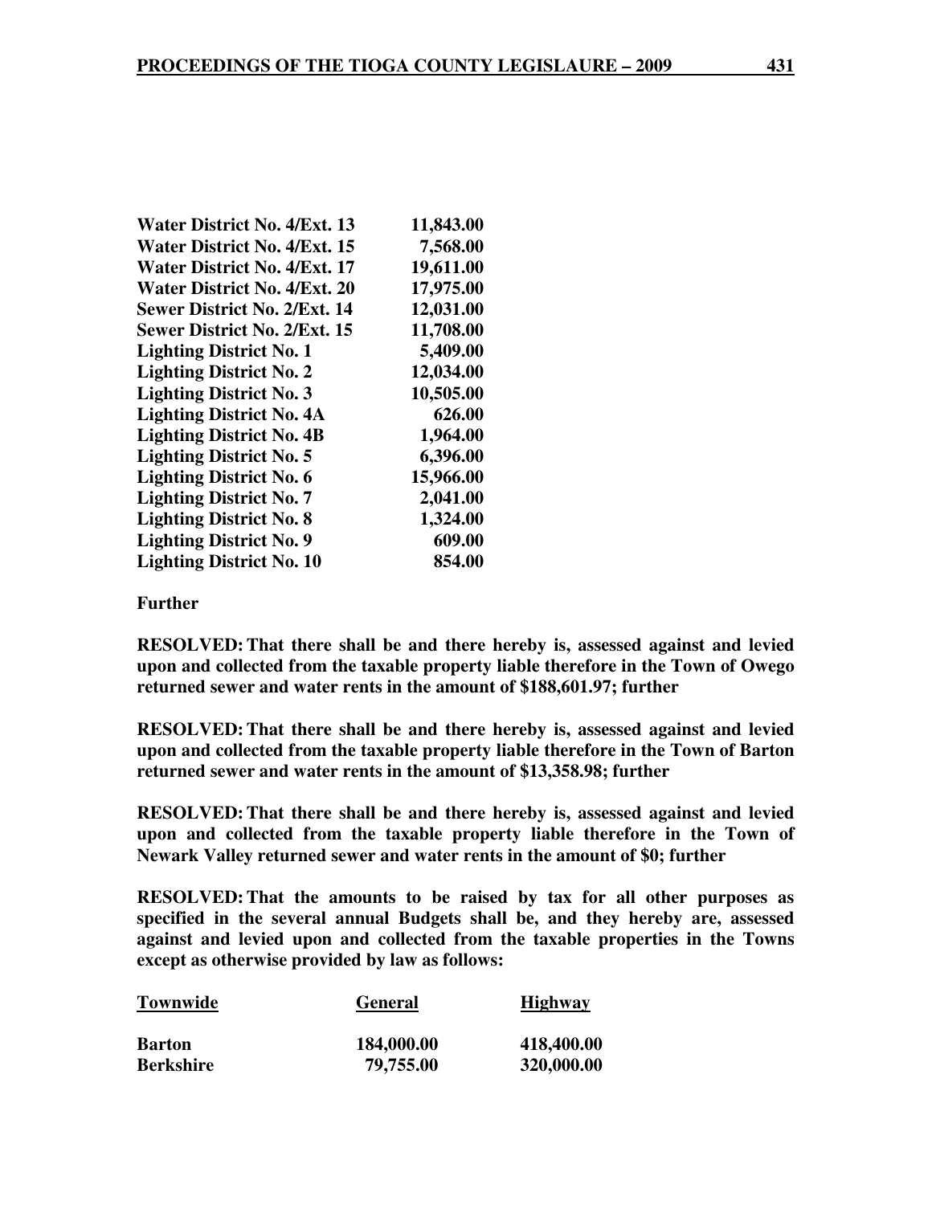| | |
|---|---|
| **Water District No. 4/Ext. 13** | **11,843.00** |
| **Water District No. 4/Ext. 15** | **7,568.00** |
| **Water District No. 4/Ext. 17** | **19,611.00** |
| **Water District No. 4/Ext. 20** | **17,975.00** |
| **Sewer District No. 2/Ext. 14** | **12,031.00** |
| **Sewer District No. 2/Ext. 15** | **11,708.00** |
| **Lighting District No. 1** | **5,409.00** |
| **Lighting District No. 2** | **12,034.00** |
| **Lighting District No. 3** | **10,505.00** |
| **Lighting District No. 4A** | **626.00** |
| **Lighting District No. 4B** | **1,964.00** |
| **Lighting District No. 5** | **6,396.00** |
| **Lighting District No. 6** | **15,966.00** |
| **Lighting District No. 7** | **2,041.00** |
| **Lighting District No. 8** | **1,324.00** |
| **Lighting District No. 9** | **609.00** |
| **Lighting District No. 10** | **854.00** |

**Further**

**RESOLVED: That there shall be and there hereby is, assessed against and levied upon and collected from the taxable property liable therefore in the Town of Owego returned sewer and water rents in the amount of $188,601.97; further**

**RESOLVED: That there shall be and there hereby is, assessed against and levied upon and collected from the taxable property liable therefore in the Town of Barton returned sewer and water rents in the amount of $13,358.98; further**

**RESOLVED: That there shall be and there hereby is, assessed against and levied upon and collected from the taxable property liable therefore in the Town of Newark Valley returned sewer and water rents in the amount of $0; further**

**RESOLVED: That the amounts to be raised by tax for all other purposes as specified in the several annual Budgets shall be, and they hereby are, assessed against and levied upon and collected from the taxable properties in the Towns except as otherwise provided by law as follows:**

| **Townwide** | **General** | **Highway** |
|---|---|---|
| **Barton** | **184,000.00** | **418,400.00** |
| **Berkshire** | **79,755.00** | **320,000.00** |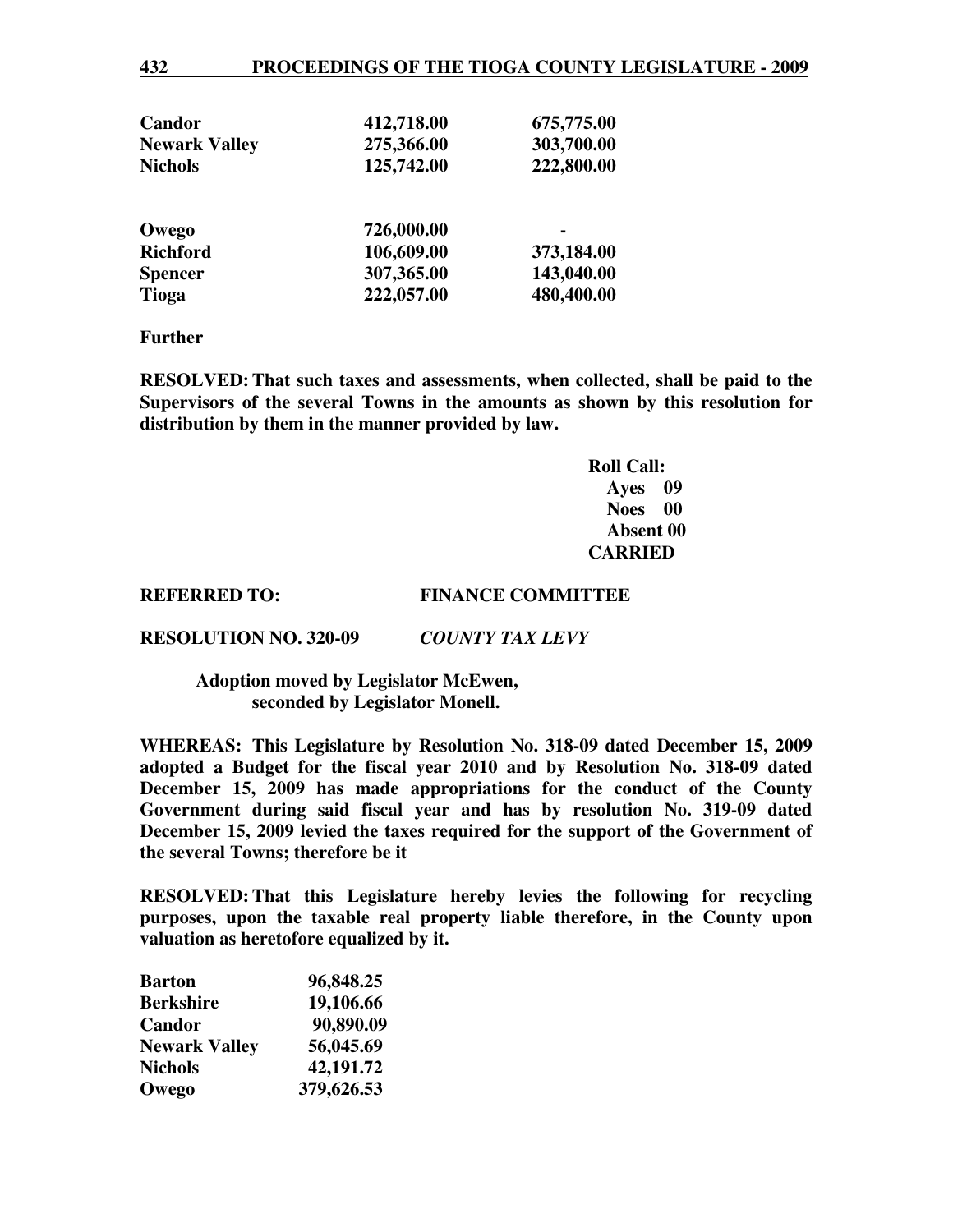| | | |
|---|---|---|
| **Candor** | **412,718.00** | **675,775.00** |
| **Newark Valley** | **275,366.00** | **303,700.00** |
| **Nichols** | **125,742.00** | **222,800.00** |
| | | |
| **Owego** | **726,000.00** | **-** |
| **Richford** | **106,609.00** | **373,184.00** |
| **Spencer** | **307,365.00** | **143,040.00** |
| **Tioga** | **222,057.00** | **480,400.00** |

**Further**

**RESOLVED: That such taxes and assessments, when collected, shall be paid to the Supervisors of the several Towns in the amounts as shown by this resolution for distribution by them in the manner provided by law.**

**Roll Call:**
**Ayes 09**
**Noes 00**
**Absent 00**
**CARRIED**

**REFERRED TO: FINANCE COMMITTEE**

**RESOLUTION NO. 320-09** ***COUNTY TAX LEVY***

**Adoption moved by Legislator McEwen, seconded by Legislator Monell.**

**WHEREAS: This Legislature by Resolution No. 318-09 dated December 15, 2009 adopted a Budget for the fiscal year 2010 and by Resolution No. 318-09 dated December 15, 2009 has made appropriations for the conduct of the County Government during said fiscal year and has by resolution No. 319-09 dated December 15, 2009 levied the taxes required for the support of the Government of the several Towns; therefore be it**

**RESOLVED: That this Legislature hereby levies the following for recycling purposes, upon the taxable real property liable therefore, in the County upon valuation as heretofore equalized by it.**

| | |
|---|---|
| **Barton** | **96,848.25** |
| **Berkshire** | **19,106.66** |
| **Candor** | **90,890.09** |
| **Newark Valley** | **56,045.69** |
| **Nichols** | **42,191.72** |
| **Owego** | **379,626.53** |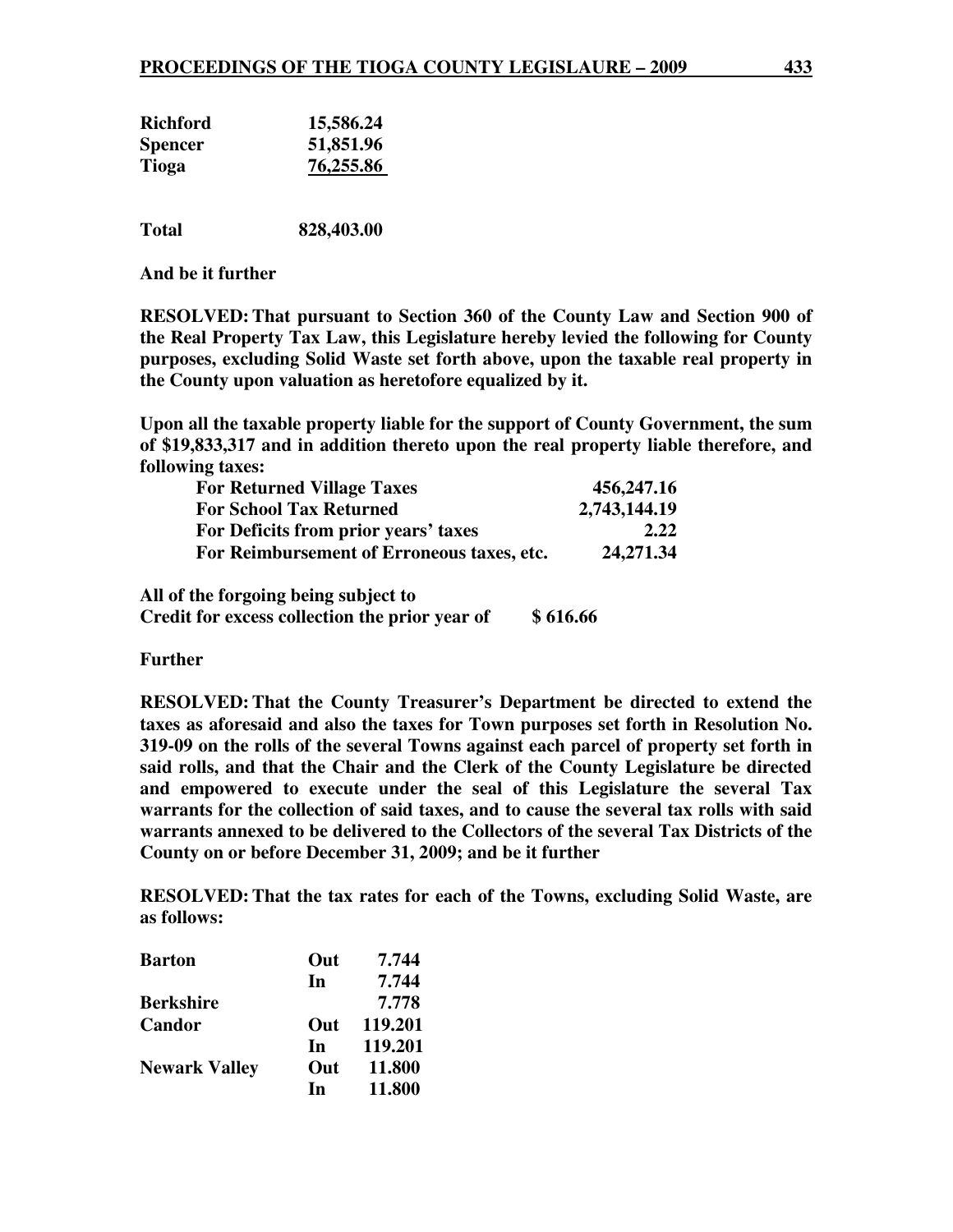| | |
|---|---|
| **Richford** | **15,586.24** |
| **Spencer** | **51,851.96** |
| **Tioga** | **76,255.86** |
| | |
| **Total** | **828,403.00** |

**And be it further**

**RESOLVED: That pursuant to Section 360 of the County Law and Section 900 of the Real Property Tax Law, this Legislature hereby levied the following for County purposes, excluding Solid Waste set forth above, upon the taxable real property in the County upon valuation as heretofore equalized by it.**

**Upon all the taxable property liable for the support of County Government, the sum of $19,833,317 and in addition thereto upon the real property liable therefore, and following taxes:**

| | |
|---|---|
| **For Returned Village Taxes** | **456,247.16** |
| **For School Tax Returned** | **2,743,144.19** |
| **For Deficits from prior years' taxes** | **2.22** |
| **For Reimbursement of Erroneous taxes, etc.** | **24,271.34** |

**All of the forgoing being subject to**
**Credit for excess collection the prior year of $ 616.66**

**Further**

**RESOLVED: That the County Treasurer's Department be directed to extend the taxes as aforesaid and also the taxes for Town purposes set forth in Resolution No. 319-09 on the rolls of the several Towns against each parcel of property set forth in said rolls, and that the Chair and the Clerk of the County Legislature be directed and empowered to execute under the seal of this Legislature the several Tax warrants for the collection of said taxes, and to cause the several tax rolls with said warrants annexed to be delivered to the Collectors of the several Tax Districts of the County on or before December 31, 2009; and be it further**

**RESOLVED: That the tax rates for each of the Towns, excluding Solid Waste, are as follows:**

| | | |
|---|---|---|
| **Barton** | **Out** | **7.744** |
| | **In** | **7.744** |
| **Berkshire** | | **7.778** |
| **Candor** | **Out** | **119.201** |
| | **In** | **119.201** |
| **Newark Valley** | **Out** | **11.800** |
| | **In** | **11.800** |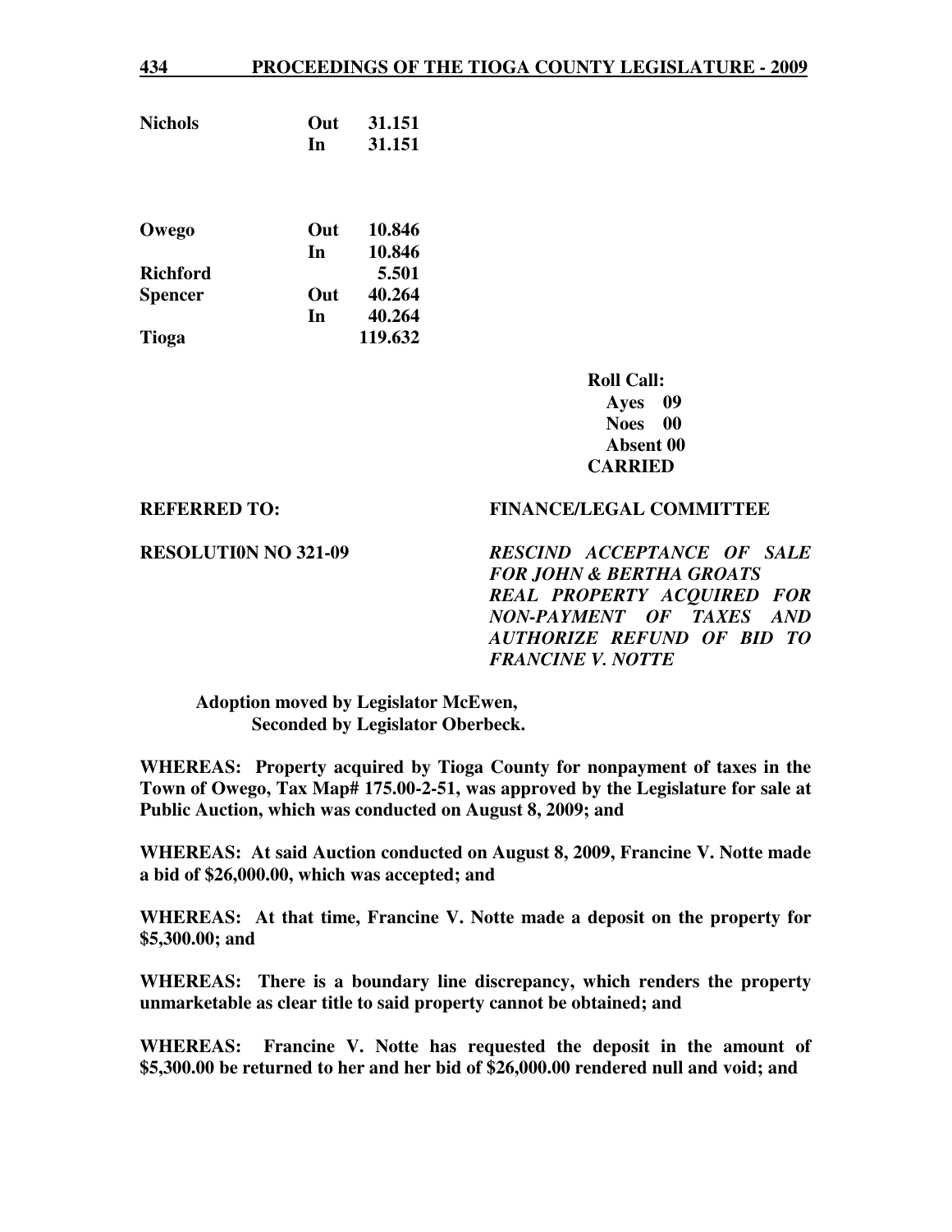| | | |
|---|---|---|
| **Nichols** | **Out** | **31.151** |
| | **In** | **31.151** |
| **Owego** | **Out** | **10.846** |
| | **In** | **10.846** |
| **Richford** | | **5.501** |
| **Spencer** | **Out** | **40.264** |
| | **In** | **40.264** |
| **Tioga** | | **119.632** |

**Roll Call:**
**Ayes 09**
**Noes 00**
**Absent 00**
**CARRIED**

**REFERRED TO:** **FINANCE/LEGAL COMMITTEE**

**RESOLUTI0N NO 321-09** ***RESCIND ACCEPTANCE OF SALE FOR JOHN & BERTHA GROATS REAL PROPERTY ACQUIRED FOR NON-PAYMENT OF TAXES AND AUTHORIZE REFUND OF BID TO FRANCINE V. NOTTE***

**Adoption moved by Legislator McEwen,**
**Seconded by Legislator Oberbeck.**

**WHEREAS: Property acquired by Tioga County for nonpayment of taxes in the Town of Owego, Tax Map# 175.00-2-51, was approved by the Legislature for sale at Public Auction, which was conducted on August 8, 2009; and**

**WHEREAS: At said Auction conducted on August 8, 2009, Francine V. Notte made a bid of $26,000.00, which was accepted; and**

**WHEREAS: At that time, Francine V. Notte made a deposit on the property for $5,300.00; and**

**WHEREAS: There is a boundary line discrepancy, which renders the property unmarketable as clear title to said property cannot be obtained; and**

**WHEREAS: Francine V. Notte has requested the deposit in the amount of $5,300.00 be returned to her and her bid of $26,000.00 rendered null and void; and**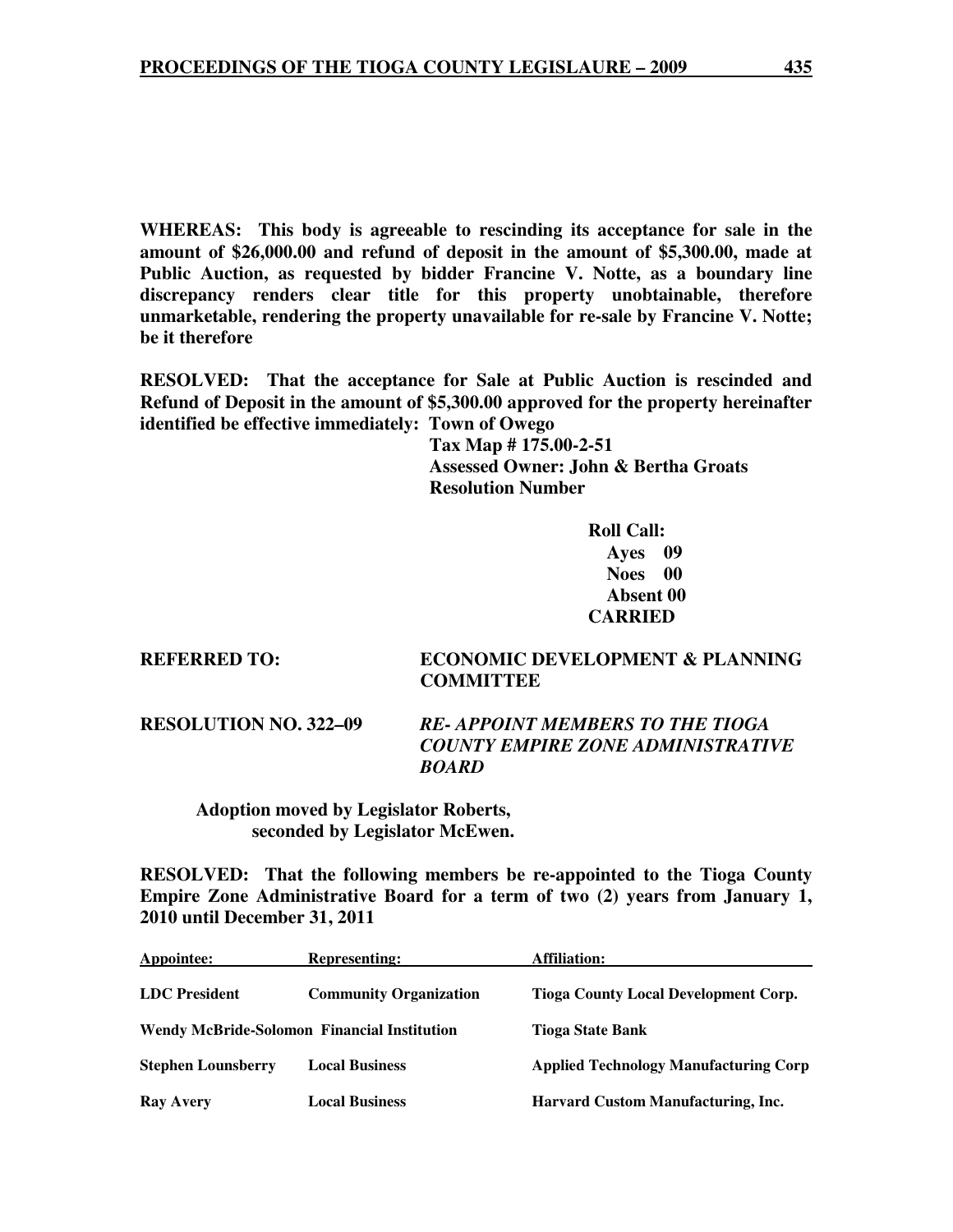**WHEREAS: This body is agreeable to rescinding its acceptance for sale in the amount of $26,000.00 and refund of deposit in the amount of $5,300.00, made at Public Auction, as requested by bidder Francine V. Notte, as a boundary line discrepancy renders clear title for this property unobtainable, therefore unmarketable, rendering the property unavailable for re-sale by Francine V. Notte; be it therefore**

**RESOLVED: That the acceptance for Sale at Public Auction is rescinded and Refund of Deposit in the amount of $5,300.00 approved for the property hereinafter identified be effective immediately: Town of Owego**
**Tax Map # 175.00-2-51**
**Assessed Owner: John & Bertha Groats**
**Resolution Number**

**Roll Call:**
**Ayes 09**
**Noes 00**
**Absent 00**
**CARRIED**

**REFERRED TO:** **ECONOMIC DEVELOPMENT & PLANNING COMMITTEE**

**RESOLUTION NO. 322–09** ***RE- APPOINT MEMBERS TO THE TIOGA COUNTY EMPIRE ZONE ADMINISTRATIVE BOARD***

**Adoption moved by Legislator Roberts, seconded by Legislator McEwen.**

**RESOLVED: That the following members be re-appointed to the Tioga County Empire Zone Administrative Board for a term of two (2) years from January 1, 2010 until December 31, 2011**

| Appointee: | Representing: | Affiliation: |
|---|---|---|
| LDC President | Community Organization | Tioga County Local Development Corp. |
| Wendy McBride-Solomon | Financial Institution | Tioga State Bank |
| Stephen Lounsberry | Local Business | Applied Technology Manufacturing Corp |
| Ray Avery | Local Business | Harvard Custom Manufacturing, Inc. |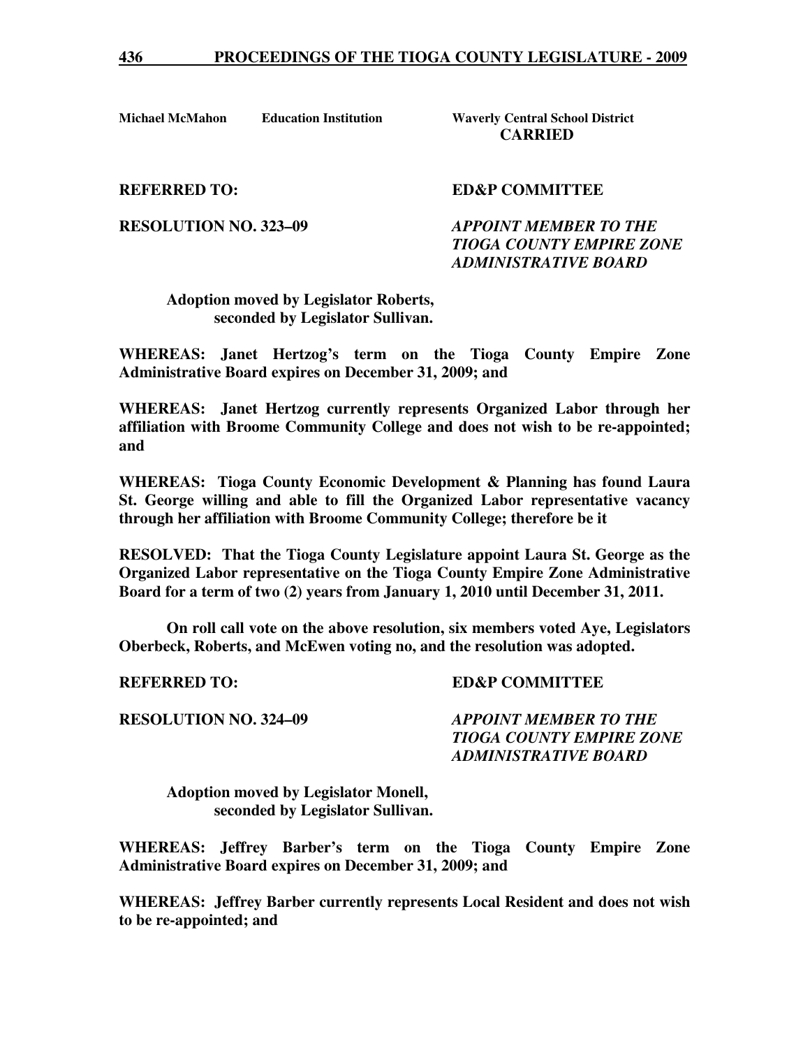| | | |
|---|---|---|
| **Michael McMahon** | **Education Institution** | **Waverly Central School District** |

**CARRIED**

**REFERRED TO: ED&P COMMITTEE**

**RESOLUTION NO. 323–09** ***APPOINT MEMBER TO THE TIOGA COUNTY EMPIRE ZONE ADMINISTRATIVE BOARD***

**Adoption moved by Legislator Roberts, seconded by Legislator Sullivan.**

**WHEREAS: Janet Hertzog's term on the Tioga County Empire Zone Administrative Board expires on December 31, 2009; and**

**WHEREAS: Janet Hertzog currently represents Organized Labor through her affiliation with Broome Community College and does not wish to be re-appointed; and**

**WHEREAS: Tioga County Economic Development & Planning has found Laura St. George willing and able to fill the Organized Labor representative vacancy through her affiliation with Broome Community College; therefore be it**

**RESOLVED: That the Tioga County Legislature appoint Laura St. George as the Organized Labor representative on the Tioga County Empire Zone Administrative Board for a term of two (2) years from January 1, 2010 until December 31, 2011.**

**On roll call vote on the above resolution, six members voted Aye, Legislators Oberbeck, Roberts, and McEwen voting no, and the resolution was adopted.**

**REFERRED TO: ED&P COMMITTEE**

**RESOLUTION NO. 324–09** ***APPOINT MEMBER TO THE TIOGA COUNTY EMPIRE ZONE ADMINISTRATIVE BOARD***

**Adoption moved by Legislator Monell, seconded by Legislator Sullivan.**

**WHEREAS: Jeffrey Barber's term on the Tioga County Empire Zone Administrative Board expires on December 31, 2009; and**

**WHEREAS: Jeffrey Barber currently represents Local Resident and does not wish to be re-appointed; and**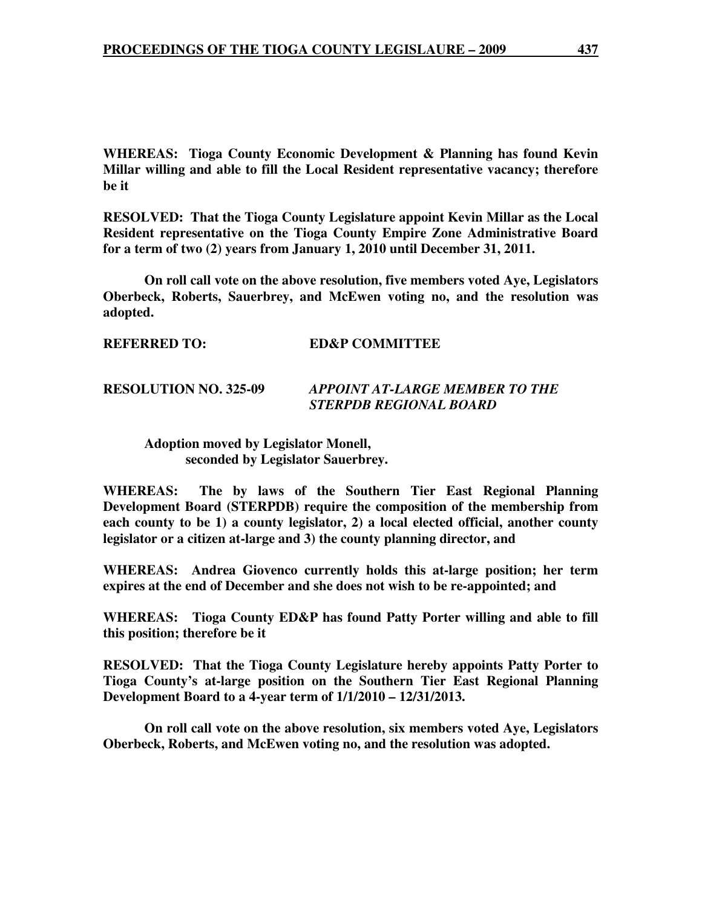**WHEREAS: Tioga County Economic Development & Planning has found Kevin Millar willing and able to fill the Local Resident representative vacancy; therefore be it**

**RESOLVED: That the Tioga County Legislature appoint Kevin Millar as the Local Resident representative on the Tioga County Empire Zone Administrative Board for a term of two (2) years from January 1, 2010 until December 31, 2011.**

**On roll call vote on the above resolution, five members voted Aye, Legislators Oberbeck, Roberts, Sauerbrey, and McEwen voting no, and the resolution was adopted.**

**REFERRED TO: ED&P COMMITTEE**

**RESOLUTION NO. 325-09** ***APPOINT AT-LARGE MEMBER TO THE STERPDB REGIONAL BOARD***

**Adoption moved by Legislator Monell, seconded by Legislator Sauerbrey.**

**WHEREAS: The by laws of the Southern Tier East Regional Planning Development Board (STERPDB) require the composition of the membership from each county to be 1) a county legislator, 2) a local elected official, another county legislator or a citizen at-large and 3) the county planning director, and**

**WHEREAS: Andrea Giovenco currently holds this at-large position; her term expires at the end of December and she does not wish to be re-appointed; and**

**WHEREAS: Tioga County ED&P has found Patty Porter willing and able to fill this position; therefore be it**

**RESOLVED: That the Tioga County Legislature hereby appoints Patty Porter to Tioga County's at-large position on the Southern Tier East Regional Planning Development Board to a 4-year term of 1/1/2010 – 12/31/2013.**

**On roll call vote on the above resolution, six members voted Aye, Legislators Oberbeck, Roberts, and McEwen voting no, and the resolution was adopted.**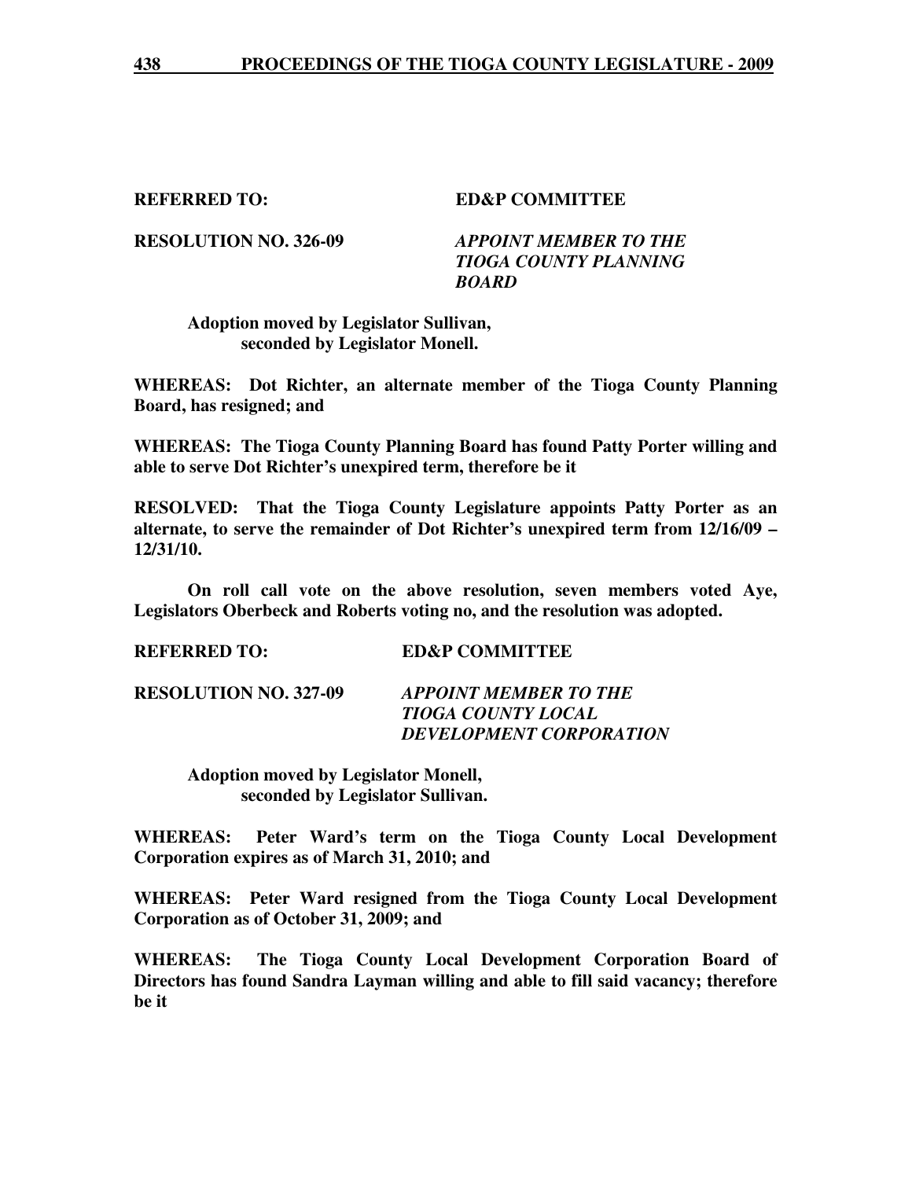**REFERRED TO: ED&P COMMITTEE**

**RESOLUTION NO. 326-09** ***APPOINT MEMBER TO THE TIOGA COUNTY PLANNING BOARD***

**Adoption moved by Legislator Sullivan, seconded by Legislator Monell.**

**WHEREAS: Dot Richter, an alternate member of the Tioga County Planning Board, has resigned; and**

**WHEREAS: The Tioga County Planning Board has found Patty Porter willing and able to serve Dot Richter's unexpired term, therefore be it**

**RESOLVED: That the Tioga County Legislature appoints Patty Porter as an alternate, to serve the remainder of Dot Richter's unexpired term from 12/16/09 – 12/31/10.**

**On roll call vote on the above resolution, seven members voted Aye, Legislators Oberbeck and Roberts voting no, and the resolution was adopted.**

**REFERRED TO: ED&P COMMITTEE**

**RESOLUTION NO. 327-09** ***APPOINT MEMBER TO THE TIOGA COUNTY LOCAL DEVELOPMENT CORPORATION***

**Adoption moved by Legislator Monell, seconded by Legislator Sullivan.**

**WHEREAS: Peter Ward's term on the Tioga County Local Development Corporation expires as of March 31, 2010; and**

**WHEREAS: Peter Ward resigned from the Tioga County Local Development Corporation as of October 31, 2009; and**

**WHEREAS: The Tioga County Local Development Corporation Board of Directors has found Sandra Layman willing and able to fill said vacancy; therefore be it**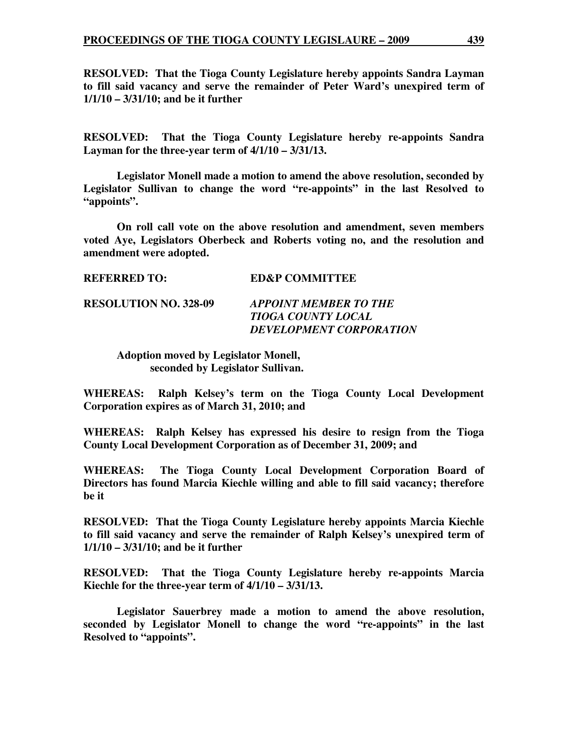**RESOLVED: That the Tioga County Legislature hereby appoints Sandra Layman to fill said vacancy and serve the remainder of Peter Ward's unexpired term of 1/1/10 – 3/31/10; and be it further**

**RESOLVED: That the Tioga County Legislature hereby re-appoints Sandra Layman for the three-year term of 4/1/10 – 3/31/13.**

**Legislator Monell made a motion to amend the above resolution, seconded by Legislator Sullivan to change the word "re-appoints" in the last Resolved to "appoints".**

**On roll call vote on the above resolution and amendment, seven members voted Aye, Legislators Oberbeck and Roberts voting no, and the resolution and amendment were adopted.**

**REFERRED TO: ED&P COMMITTEE**

**RESOLUTION NO. 328-09** ***APPOINT MEMBER TO THE TIOGA COUNTY LOCAL DEVELOPMENT CORPORATION***

**Adoption moved by Legislator Monell, seconded by Legislator Sullivan.**

**WHEREAS: Ralph Kelsey's term on the Tioga County Local Development Corporation expires as of March 31, 2010; and**

**WHEREAS: Ralph Kelsey has expressed his desire to resign from the Tioga County Local Development Corporation as of December 31, 2009; and**

**WHEREAS: The Tioga County Local Development Corporation Board of Directors has found Marcia Kiechle willing and able to fill said vacancy; therefore be it**

**RESOLVED: That the Tioga County Legislature hereby appoints Marcia Kiechle to fill said vacancy and serve the remainder of Ralph Kelsey's unexpired term of 1/1/10 – 3/31/10; and be it further**

**RESOLVED: That the Tioga County Legislature hereby re-appoints Marcia Kiechle for the three-year term of 4/1/10 – 3/31/13.**

**Legislator Sauerbrey made a motion to amend the above resolution, seconded by Legislator Monell to change the word "re-appoints" in the last Resolved to "appoints".**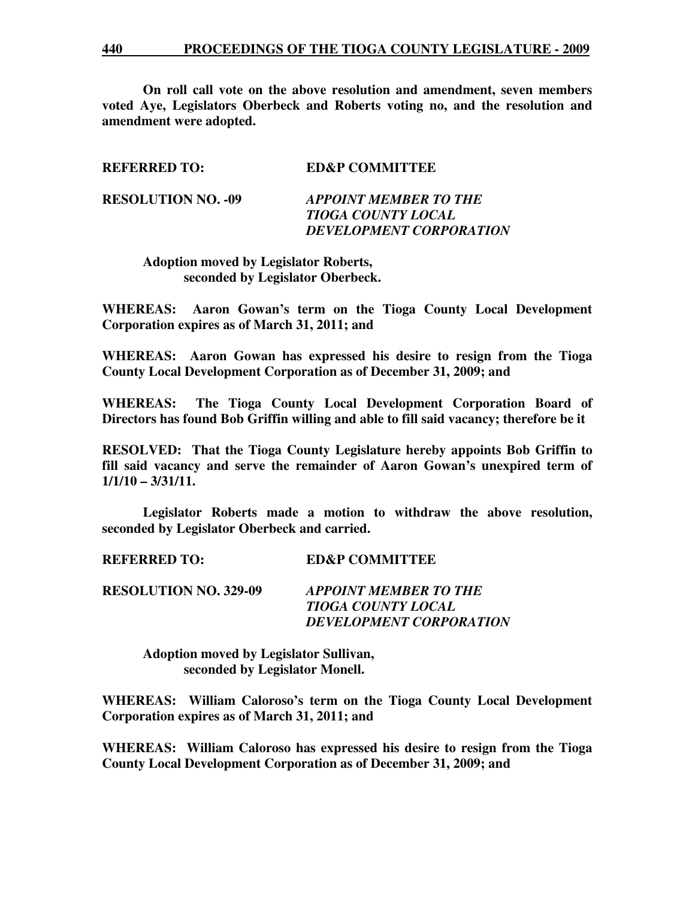**On roll call vote on the above resolution and amendment, seven members voted Aye, Legislators Oberbeck and Roberts voting no, and the resolution and amendment were adopted.**

**REFERRED TO: ED&P COMMITTEE**

**RESOLUTION NO. -09** ***APPOINT MEMBER TO THE TIOGA COUNTY LOCAL DEVELOPMENT CORPORATION***

**Adoption moved by Legislator Roberts, seconded by Legislator Oberbeck.**

**WHEREAS: Aaron Gowan's term on the Tioga County Local Development Corporation expires as of March 31, 2011; and**

**WHEREAS: Aaron Gowan has expressed his desire to resign from the Tioga County Local Development Corporation as of December 31, 2009; and**

**WHEREAS: The Tioga County Local Development Corporation Board of Directors has found Bob Griffin willing and able to fill said vacancy; therefore be it**

**RESOLVED: That the Tioga County Legislature hereby appoints Bob Griffin to fill said vacancy and serve the remainder of Aaron Gowan's unexpired term of 1/1/10 – 3/31/11.**

**Legislator Roberts made a motion to withdraw the above resolution, seconded by Legislator Oberbeck and carried.**

**REFERRED TO: ED&P COMMITTEE**

**RESOLUTION NO. 329-09** ***APPOINT MEMBER TO THE TIOGA COUNTY LOCAL DEVELOPMENT CORPORATION***

**Adoption moved by Legislator Sullivan, seconded by Legislator Monell.**

**WHEREAS: William Caloroso's term on the Tioga County Local Development Corporation expires as of March 31, 2011; and**

**WHEREAS: William Caloroso has expressed his desire to resign from the Tioga County Local Development Corporation as of December 31, 2009; and**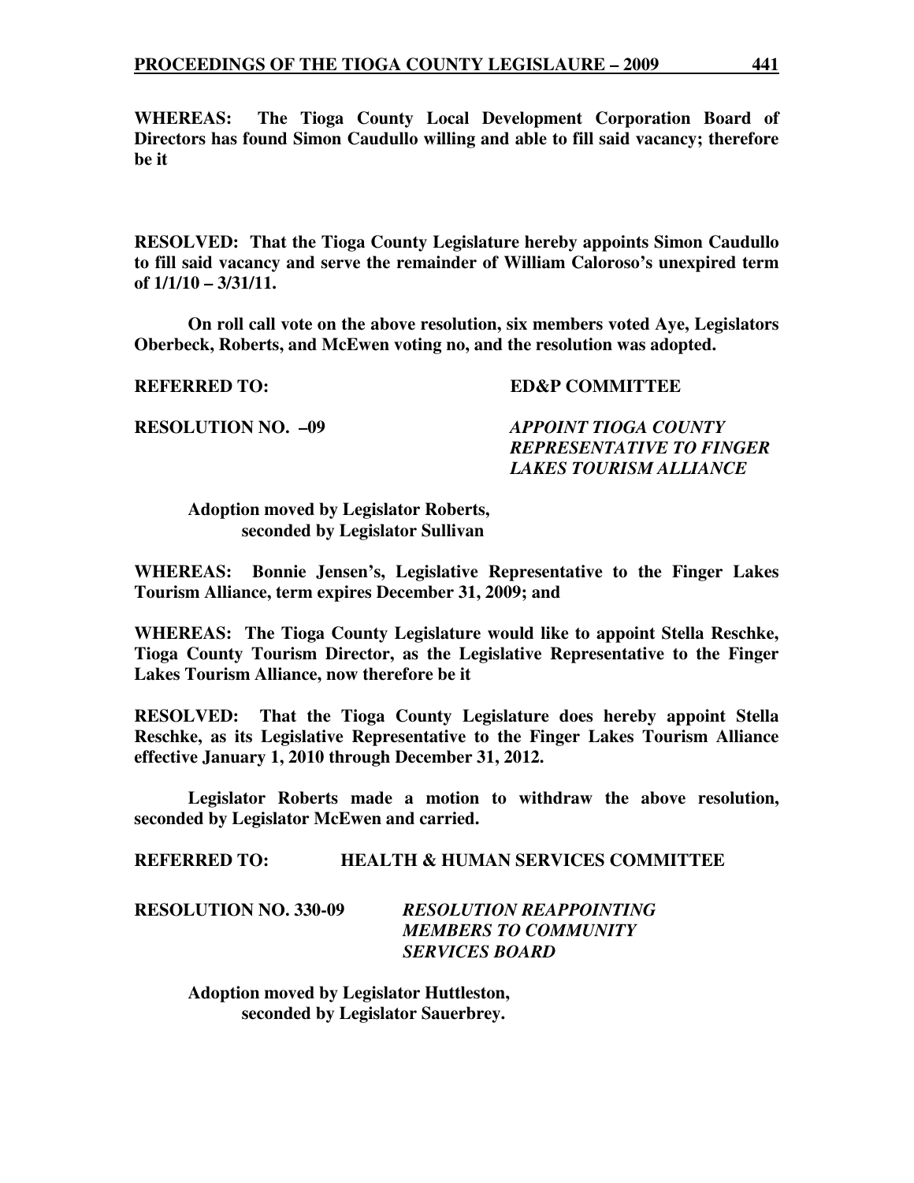**WHEREAS: The Tioga County Local Development Corporation Board of Directors has found Simon Caudullo willing and able to fill said vacancy; therefore be it**

**RESOLVED: That the Tioga County Legislature hereby appoints Simon Caudullo to fill said vacancy and serve the remainder of William Caloroso's unexpired term of 1/1/10 – 3/31/11.**

**On roll call vote on the above resolution, six members voted Aye, Legislators Oberbeck, Roberts, and McEwen voting no, and the resolution was adopted.**

**REFERRED TO: ED&P COMMITTEE**

**RESOLUTION NO. –09** ***APPOINT TIOGA COUNTY REPRESENTATIVE TO FINGER LAKES TOURISM ALLIANCE***

**Adoption moved by Legislator Roberts, seconded by Legislator Sullivan**

**WHEREAS: Bonnie Jensen's, Legislative Representative to the Finger Lakes Tourism Alliance, term expires December 31, 2009; and**

**WHEREAS: The Tioga County Legislature would like to appoint Stella Reschke, Tioga County Tourism Director, as the Legislative Representative to the Finger Lakes Tourism Alliance, now therefore be it**

**RESOLVED: That the Tioga County Legislature does hereby appoint Stella Reschke, as its Legislative Representative to the Finger Lakes Tourism Alliance effective January 1, 2010 through December 31, 2012.**

**Legislator Roberts made a motion to withdraw the above resolution, seconded by Legislator McEwen and carried.**

**REFERRED TO: HEALTH & HUMAN SERVICES COMMITTEE**

**RESOLUTION NO. 330-09** ***RESOLUTION REAPPOINTING MEMBERS TO COMMUNITY SERVICES BOARD***

**Adoption moved by Legislator Huttleston, seconded by Legislator Sauerbrey.**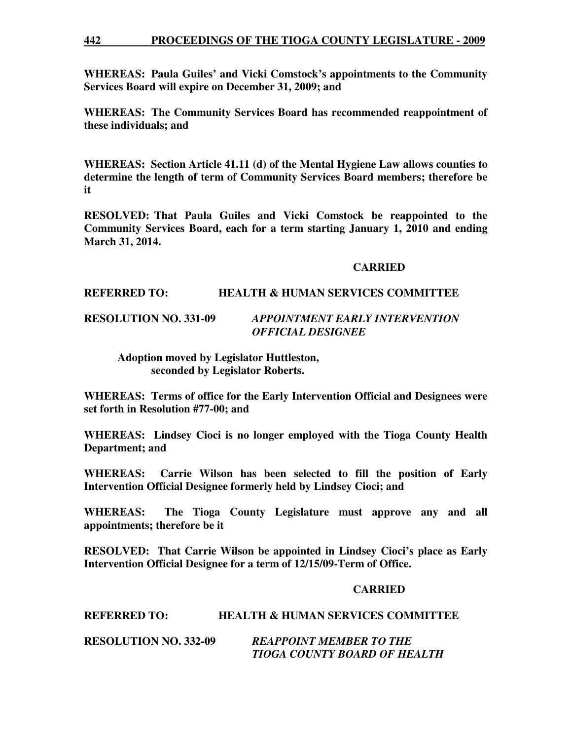**WHEREAS: Paula Guiles' and Vicki Comstock's appointments to the Community Services Board will expire on December 31, 2009; and**

**WHEREAS: The Community Services Board has recommended reappointment of these individuals; and**

**WHEREAS: Section Article 41.11 (d) of the Mental Hygiene Law allows counties to determine the length of term of Community Services Board members; therefore be it**

**RESOLVED: That Paula Guiles and Vicki Comstock be reappointed to the Community Services Board, each for a term starting January 1, 2010 and ending March 31, 2014.**

**CARRIED**

**REFERRED TO: HEALTH & HUMAN SERVICES COMMITTEE**

**RESOLUTION NO. 331-09** ***APPOINTMENT EARLY INTERVENTION OFFICIAL DESIGNEE***

**Adoption moved by Legislator Huttleston, seconded by Legislator Roberts.**

**WHEREAS: Terms of office for the Early Intervention Official and Designees were set forth in Resolution #77-00; and**

**WHEREAS: Lindsey Cioci is no longer employed with the Tioga County Health Department; and**

**WHEREAS: Carrie Wilson has been selected to fill the position of Early Intervention Official Designee formerly held by Lindsey Cioci; and**

**WHEREAS: The Tioga County Legislature must approve any and all appointments; therefore be it**

**RESOLVED: That Carrie Wilson be appointed in Lindsey Cioci's place as Early Intervention Official Designee for a term of 12/15/09-Term of Office.**

**CARRIED**

**REFERRED TO: HEALTH & HUMAN SERVICES COMMITTEE**

**RESOLUTION NO. 332-09** ***REAPPOINT MEMBER TO THE TIOGA COUNTY BOARD OF HEALTH***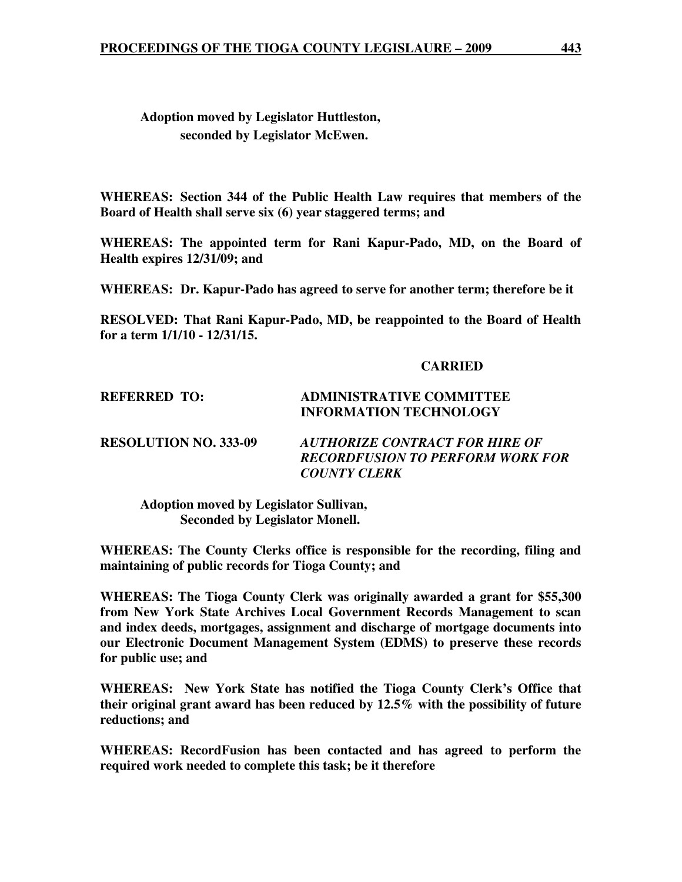**Adoption moved by Legislator Huttleston,**
**seconded by Legislator McEwen.**

**WHEREAS: Section 344 of the Public Health Law requires that members of the Board of Health shall serve six (6) year staggered terms; and**

**WHEREAS: The appointed term for Rani Kapur-Pado, MD, on the Board of Health expires 12/31/09; and**

**WHEREAS: Dr. Kapur-Pado has agreed to serve for another term; therefore be it**

**RESOLVED: That Rani Kapur-Pado, MD, be reappointed to the Board of Health for a term 1/1/10 - 12/31/15.**

**CARRIED**

**REFERRED TO: ADMINISTRATIVE COMMITTEE INFORMATION TECHNOLOGY**

**RESOLUTION NO. 333-09** ***AUTHORIZE CONTRACT FOR HIRE OF RECORDFUSION TO PERFORM WORK FOR COUNTY CLERK***

**Adoption moved by Legislator Sullivan,**
**Seconded by Legislator Monell.**

**WHEREAS: The County Clerks office is responsible for the recording, filing and maintaining of public records for Tioga County; and**

**WHEREAS: The Tioga County Clerk was originally awarded a grant for $55,300 from New York State Archives Local Government Records Management to scan and index deeds, mortgages, assignment and discharge of mortgage documents into our Electronic Document Management System (EDMS) to preserve these records for public use; and**

**WHEREAS: New York State has notified the Tioga County Clerk's Office that their original grant award has been reduced by 12.5% with the possibility of future reductions; and**

**WHEREAS: RecordFusion has been contacted and has agreed to perform the required work needed to complete this task; be it therefore**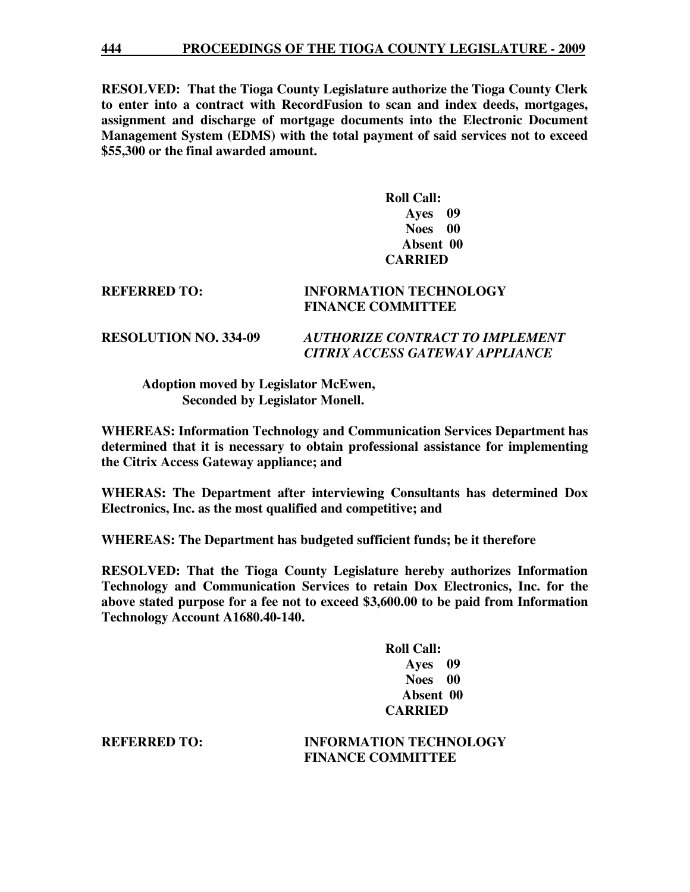**RESOLVED: That the Tioga County Legislature authorize the Tioga County Clerk to enter into a contract with RecordFusion to scan and index deeds, mortgages, assignment and discharge of mortgage documents into the Electronic Document Management System (EDMS) with the total payment of said services not to exceed $55,300 or the final awarded amount.**

**Roll Call:**
**Ayes 09**
**Noes 00**
**Absent 00**
**CARRIED**

**REFERRED TO:** **INFORMATION TECHNOLOGY FINANCE COMMITTEE**

**RESOLUTION NO. 334-09** ***AUTHORIZE CONTRACT TO IMPLEMENT CITRIX ACCESS GATEWAY APPLIANCE***

**Adoption moved by Legislator McEwen,**
**Seconded by Legislator Monell.**

**WHEREAS: Information Technology and Communication Services Department has determined that it is necessary to obtain professional assistance for implementing the Citrix Access Gateway appliance; and**

**WHERAS: The Department after interviewing Consultants has determined Dox Electronics, Inc. as the most qualified and competitive; and**

**WHEREAS: The Department has budgeted sufficient funds; be it therefore**

**RESOLVED: That the Tioga County Legislature hereby authorizes Information Technology and Communication Services to retain Dox Electronics, Inc. for the above stated purpose for a fee not to exceed $3,600.00 to be paid from Information Technology Account A1680.40-140.**

**Roll Call:**
**Ayes 09**
**Noes 00**
**Absent 00**
**CARRIED**

**REFERRED TO:** **INFORMATION TECHNOLOGY FINANCE COMMITTEE**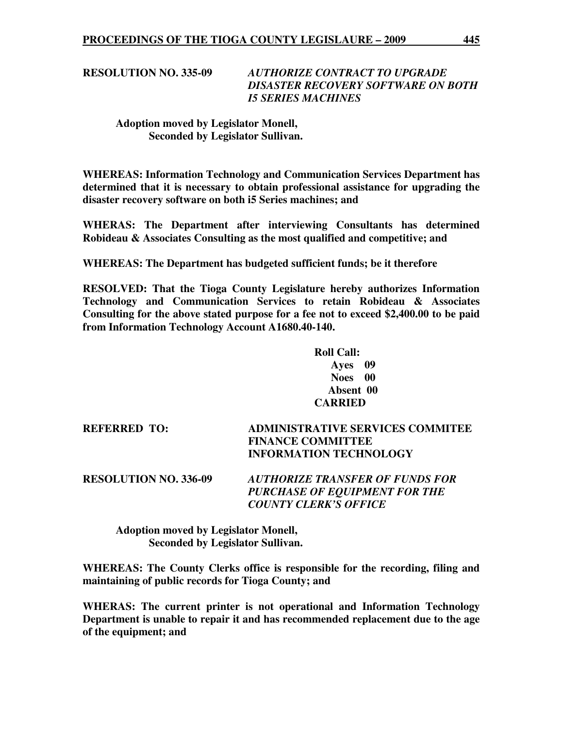**RESOLUTION NO. 335-09** ***AUTHORIZE CONTRACT TO UPGRADE DISASTER RECOVERY SOFTWARE ON BOTH I5 SERIES MACHINES***

**Adoption moved by Legislator Monell,**
**Seconded by Legislator Sullivan.**

**WHEREAS: Information Technology and Communication Services Department has determined that it is necessary to obtain professional assistance for upgrading the disaster recovery software on both i5 Series machines; and**

**WHERAS: The Department after interviewing Consultants has determined Robideau & Associates Consulting as the most qualified and competitive; and**

**WHEREAS: The Department has budgeted sufficient funds; be it therefore**

**RESOLVED: That the Tioga County Legislature hereby authorizes Information Technology and Communication Services to retain Robideau & Associates Consulting for the above stated purpose for a fee not to exceed $2,400.00 to be paid from Information Technology Account A1680.40-140.**

**Roll Call:**
**Ayes 09**
**Noes 00**
**Absent 00**
**CARRIED**

**REFERRED TO:** **ADMINISTRATIVE SERVICES COMMITEE**
**FINANCE COMMITTEE**
**INFORMATION TECHNOLOGY**

**RESOLUTION NO. 336-09** ***AUTHORIZE TRANSFER OF FUNDS FOR PURCHASE OF EQUIPMENT FOR THE COUNTY CLERK'S OFFICE***

**Adoption moved by Legislator Monell,**
**Seconded by Legislator Sullivan.**

**WHEREAS: The County Clerks office is responsible for the recording, filing and maintaining of public records for Tioga County; and**

**WHERAS: The current printer is not operational and Information Technology Department is unable to repair it and has recommended replacement due to the age of the equipment; and**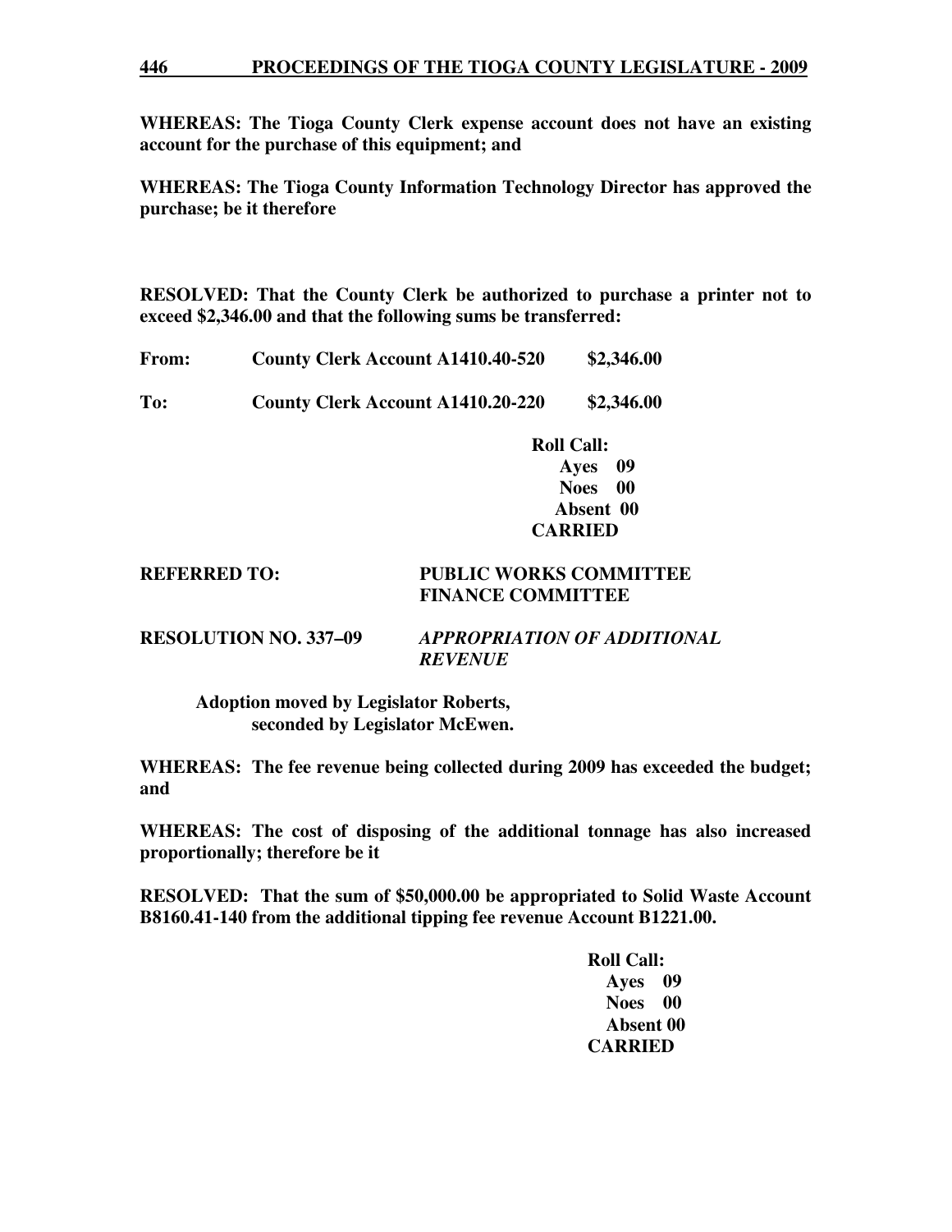**WHEREAS: The Tioga County Clerk expense account does not have an existing account for the purchase of this equipment; and**

**WHEREAS: The Tioga County Information Technology Director has approved the purchase; be it therefore**

**RESOLVED: That the County Clerk be authorized to purchase a printer not to exceed $2,346.00 and that the following sums be transferred:**

**From: County Clerk Account A1410.40-520 $2,346.00**

**To: County Clerk Account A1410.20-220 $2,346.00**

**Roll Call:**
**Ayes 09**
**Noes 00**
**Absent 00**
**CARRIED**

**REFERRED TO: PUBLIC WORKS COMMITTEE**
**FINANCE COMMITTEE**

**RESOLUTION NO. 337–09** ***APPROPRIATION OF ADDITIONAL REVENUE***

**Adoption moved by Legislator Roberts,**
**seconded by Legislator McEwen.**

**WHEREAS: The fee revenue being collected during 2009 has exceeded the budget; and**

**WHEREAS: The cost of disposing of the additional tonnage has also increased proportionally; therefore be it**

**RESOLVED: That the sum of $50,000.00 be appropriated to Solid Waste Account B8160.41-140 from the additional tipping fee revenue Account B1221.00.**

**Roll Call:**
**Ayes 09**
**Noes 00**
**Absent 00**
**CARRIED**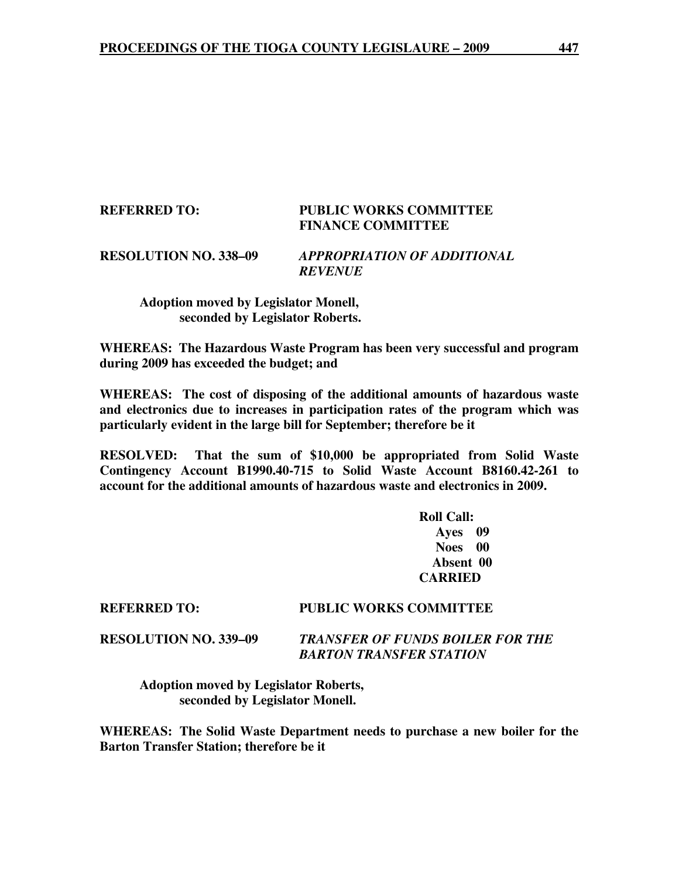**REFERRED TO:** **PUBLIC WORKS COMMITTEE**
**FINANCE COMMITTEE**

**RESOLUTION NO. 338–09** ***APPROPRIATION OF ADDITIONAL REVENUE***

**Adoption moved by Legislator Monell, seconded by Legislator Roberts.**

**WHEREAS: The Hazardous Waste Program has been very successful and program during 2009 has exceeded the budget; and**

**WHEREAS: The cost of disposing of the additional amounts of hazardous waste and electronics due to increases in participation rates of the program which was particularly evident in the large bill for September; therefore be it**

**RESOLVED: That the sum of $10,000 be appropriated from Solid Waste Contingency Account B1990.40-715 to Solid Waste Account B8160.42-261 to account for the additional amounts of hazardous waste and electronics in 2009.**

**Roll Call:**
**Ayes 09**
**Noes 00**
**Absent 00**
**CARRIED**

**REFERRED TO:** **PUBLIC WORKS COMMITTEE**

**RESOLUTION NO. 339–09** ***TRANSFER OF FUNDS BOILER FOR THE BARTON TRANSFER STATION***

**Adoption moved by Legislator Roberts, seconded by Legislator Monell.**

**WHEREAS: The Solid Waste Department needs to purchase a new boiler for the Barton Transfer Station; therefore be it**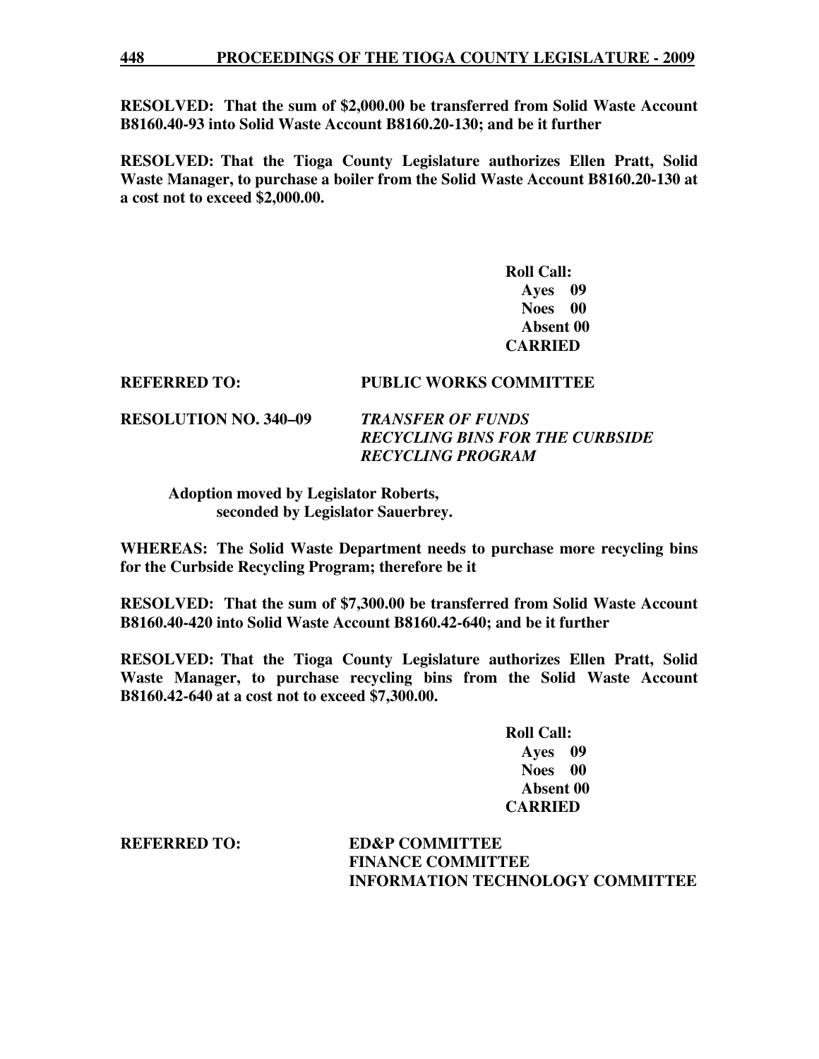**RESOLVED: That the sum of $2,000.00 be transferred from Solid Waste Account B8160.40-93 into Solid Waste Account B8160.20-130; and be it further**

**RESOLVED: That the Tioga County Legislature authorizes Ellen Pratt, Solid Waste Manager, to purchase a boiler from the Solid Waste Account B8160.20-130 at a cost not to exceed $2,000.00.**

**Roll Call:**
**Ayes 09**
**Noes 00**
**Absent 00**
**CARRIED**

**REFERRED TO: PUBLIC WORKS COMMITTEE**

**RESOLUTION NO. 340–09** ***TRANSFER OF FUNDS RECYCLING BINS FOR THE CURBSIDE RECYCLING PROGRAM***

**Adoption moved by Legislator Roberts, seconded by Legislator Sauerbrey.**

**WHEREAS: The Solid Waste Department needs to purchase more recycling bins for the Curbside Recycling Program; therefore be it**

**RESOLVED: That the sum of $7,300.00 be transferred from Solid Waste Account B8160.40-420 into Solid Waste Account B8160.42-640; and be it further**

**RESOLVED: That the Tioga County Legislature authorizes Ellen Pratt, Solid Waste Manager, to purchase recycling bins from the Solid Waste Account B8160.42-640 at a cost not to exceed $7,300.00.**

**Roll Call:**
**Ayes 09**
**Noes 00**
**Absent 00**
**CARRIED**

**REFERRED TO: ED&P COMMITTEE**
**FINANCE COMMITTEE**
**INFORMATION TECHNOLOGY COMMITTEE**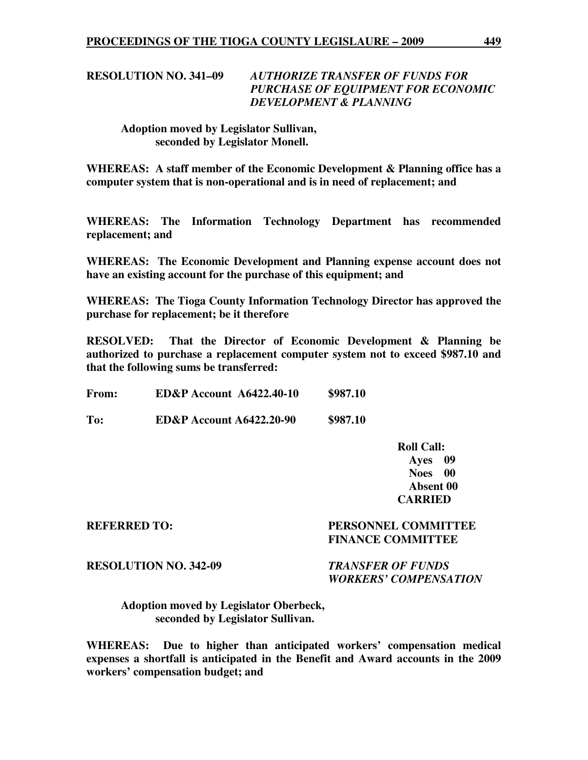**RESOLUTION NO. 341–09** ***AUTHORIZE TRANSFER OF FUNDS FOR PURCHASE OF EQUIPMENT FOR ECONOMIC DEVELOPMENT & PLANNING***

**Adoption moved by Legislator Sullivan, seconded by Legislator Monell.**

**WHEREAS: A staff member of the Economic Development & Planning office has a computer system that is non-operational and is in need of replacement; and**

**WHEREAS: The Information Technology Department has recommended replacement; and**

**WHEREAS: The Economic Development and Planning expense account does not have an existing account for the purchase of this equipment; and**

**WHEREAS: The Tioga County Information Technology Director has approved the purchase for replacement; be it therefore**

**RESOLVED: That the Director of Economic Development & Planning be authorized to purchase a replacement computer system not to exceed $987.10 and that the following sums be transferred:**

| | | |
|---|---|---|
| **From:** | **ED&P Account A6422.40-10** | **$987.10** |
| **To:** | **ED&P Account A6422.20-90** | **$987.10** |

**Roll Call:**
**Ayes 09**
**Noes 00**
**Absent 00**
**CARRIED**

**REFERRED TO:** **PERSONNEL COMMITTEE**
**FINANCE COMMITTEE**

**RESOLUTION NO. 342-09** ***TRANSFER OF FUNDS WORKERS' COMPENSATION***

**Adoption moved by Legislator Oberbeck, seconded by Legislator Sullivan.**

**WHEREAS: Due to higher than anticipated workers' compensation medical expenses a shortfall is anticipated in the Benefit and Award accounts in the 2009 workers' compensation budget; and**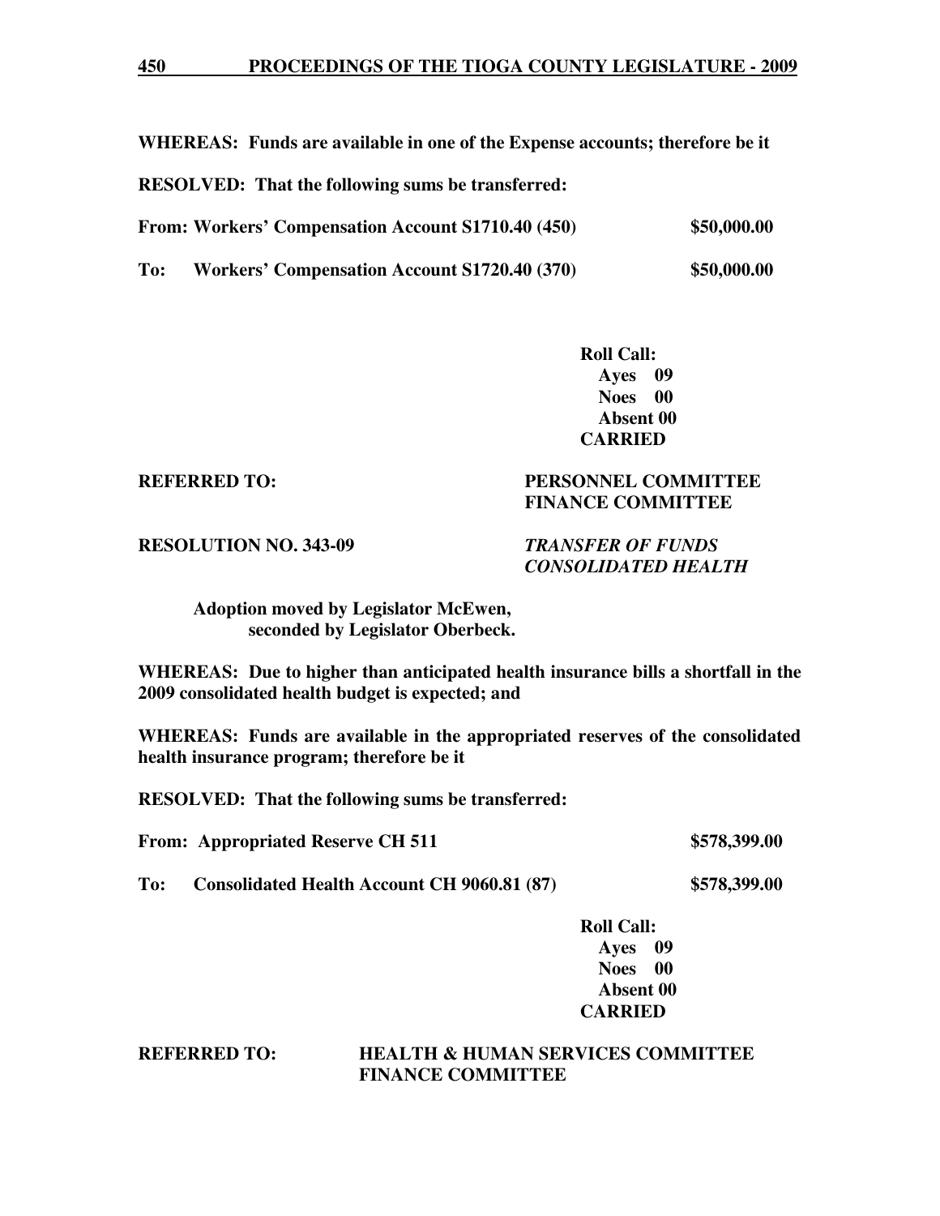**WHEREAS: Funds are available in one of the Expense accounts; therefore be it**

**RESOLVED: That the following sums be transferred:**

| | | |
|---|---|---|
| **From:** | **Workers' Compensation Account S1710.40 (450)** | **\$50,000.00** |
| **To:** | **Workers' Compensation Account S1720.40 (370)** | **\$50,000.00** |

**Roll Call:**
**Ayes 09**
**Noes 00**
**Absent 00**
**CARRIED**

**REFERRED TO:** **PERSONNEL COMMITTEE**
**FINANCE COMMITTEE**

**RESOLUTION NO. 343-09** ***TRANSFER OF FUNDS CONSOLIDATED HEALTH***

**Adoption moved by Legislator McEwen, seconded by Legislator Oberbeck.**

**WHEREAS: Due to higher than anticipated health insurance bills a shortfall in the 2009 consolidated health budget is expected; and**

**WHEREAS: Funds are available in the appropriated reserves of the consolidated health insurance program; therefore be it**

**RESOLVED: That the following sums be transferred:**

| | | |
|---|---|---|
| **From:** | **Appropriated Reserve CH 511** | **\$578,399.00** |
| **To:** | **Consolidated Health Account CH 9060.81 (87)** | **\$578,399.00** |

**Roll Call:**
**Ayes 09**
**Noes 00**
**Absent 00**
**CARRIED**

**REFERRED TO:** **HEALTH & HUMAN SERVICES COMMITTEE**
**FINANCE COMMITTEE**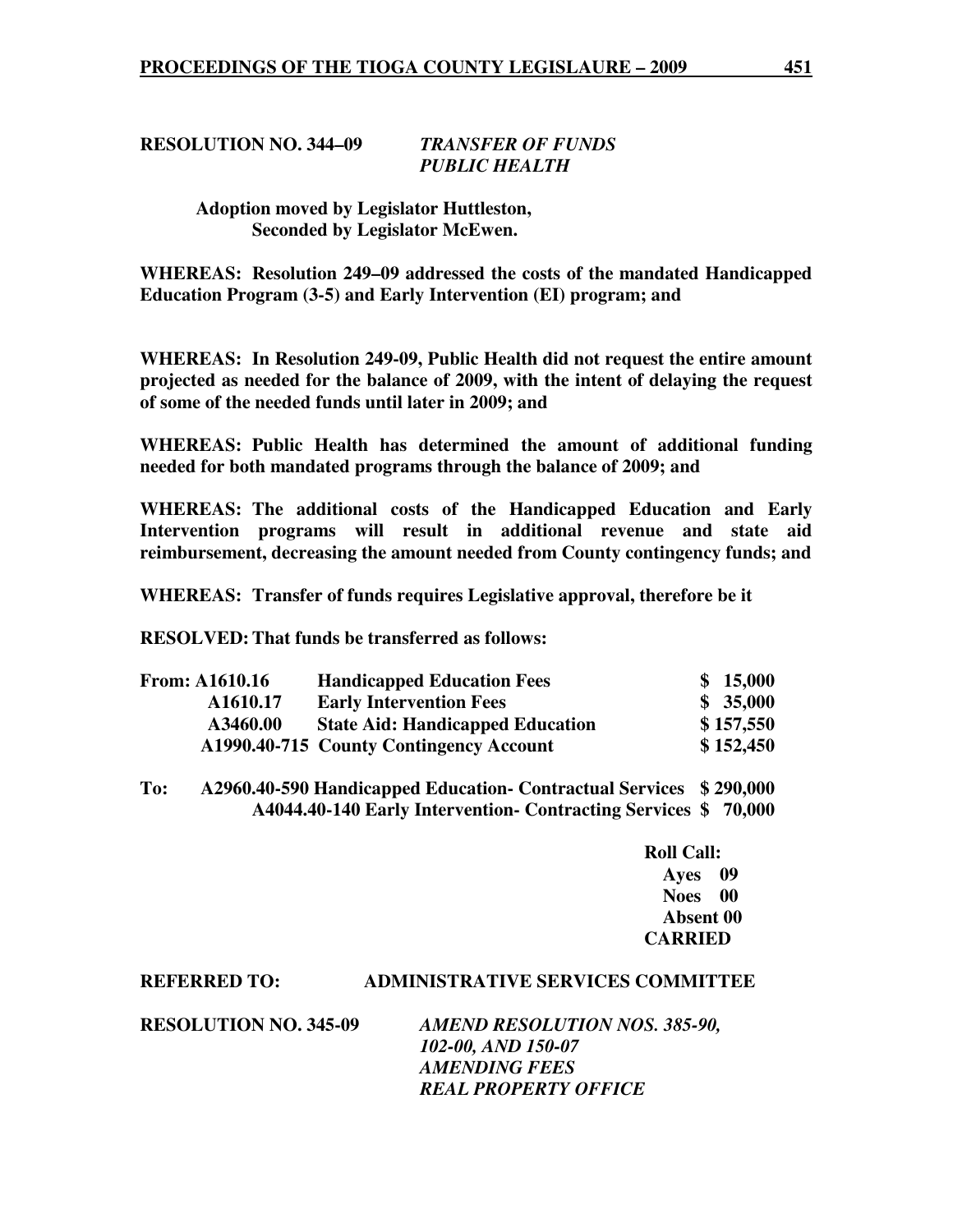**RESOLUTION NO. 344–09** ***TRANSFER OF FUNDS***
***PUBLIC HEALTH***

**Adoption moved by Legislator Huttleston,**
**Seconded by Legislator McEwen.**

**WHEREAS: Resolution 249–09 addressed the costs of the mandated Handicapped Education Program (3-5) and Early Intervention (EI) program; and**

**WHEREAS: In Resolution 249-09, Public Health did not request the entire amount projected as needed for the balance of 2009, with the intent of delaying the request of some of the needed funds until later in 2009; and**

**WHEREAS: Public Health has determined the amount of additional funding needed for both mandated programs through the balance of 2009; and**

**WHEREAS: The additional costs of the Handicapped Education and Early Intervention programs will result in additional revenue and state aid reimbursement, decreasing the amount needed from County contingency funds; and**

**WHEREAS: Transfer of funds requires Legislative approval, therefore be it**

**RESOLVED: That funds be transferred as follows:**

| | | | |
|---|---|---|---|
| **From:** | **A1610.16** | **Handicapped Education Fees** | **$ 15,000** |
| | **A1610.17** | **Early Intervention Fees** | **$ 35,000** |
| | **A3460.00** | **State Aid: Handicapped Education** | **$ 157,550** |
| | **A1990.40-715** | **County Contingency Account** | **$ 152,450** |
| **To:** | **A2960.40-590** | **Handicapped Education- Contractual Services** | **$ 290,000** |
| | **A4044.40-140** | **Early Intervention- Contracting Services** | **$ 70,000** |

**Roll Call:**
**Ayes 09**
**Noes 00**
**Absent 00**
**CARRIED**

**REFERRED TO: ADMINISTRATIVE SERVICES COMMITTEE**

**RESOLUTION NO. 345-09** ***AMEND RESOLUTION NOS. 385-90,***
***102-00, AND 150-07***
***AMENDING FEES***
***REAL PROPERTY OFFICE***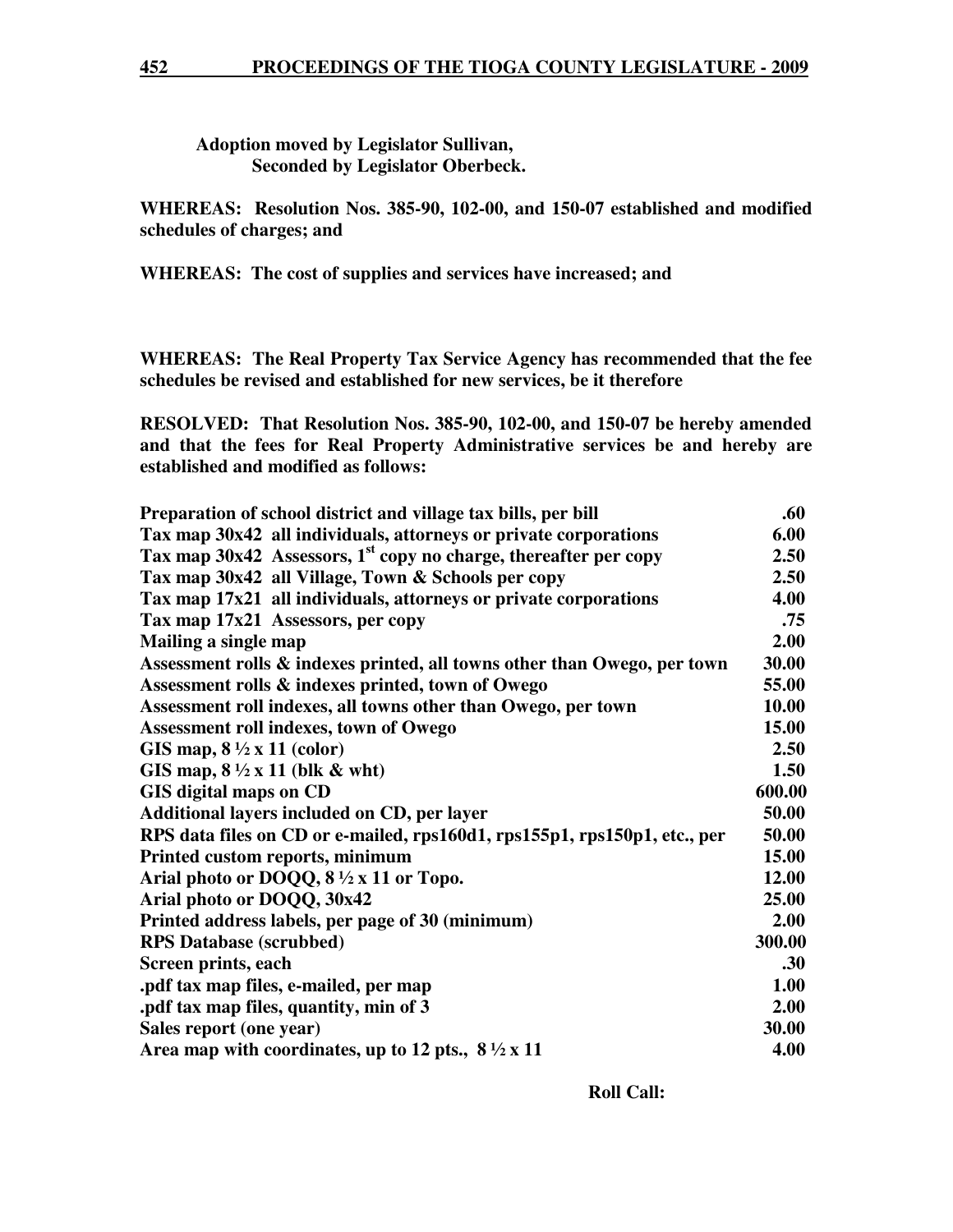**Adoption moved by Legislator Sullivan,**
**Seconded by Legislator Oberbeck.**

**WHEREAS: Resolution Nos. 385-90, 102-00, and 150-07 established and modified schedules of charges; and**

**WHEREAS: The cost of supplies and services have increased; and**

**WHEREAS: The Real Property Tax Service Agency has recommended that the fee schedules be revised and established for new services, be it therefore**

**RESOLVED: That Resolution Nos. 385-90, 102-00, and 150-07 be hereby amended and that the fees for Real Property Administrative services be and hereby are established and modified as follows:**

| | |
|---|---|
| **Preparation of school district and village tax bills, per bill** | **.60** |
| **Tax map 30x42 all individuals, attorneys or private corporations** | **6.00** |
| **Tax map 30x42 Assessors, 1st copy no charge, thereafter per copy** | **2.50** |
| **Tax map 30x42 all Village, Town & Schools per copy** | **2.50** |
| **Tax map 17x21 all individuals, attorneys or private corporations** | **4.00** |
| **Tax map 17x21 Assessors, per copy** | **.75** |
| **Mailing a single map** | **2.00** |
| **Assessment rolls & indexes printed, all towns other than Owego, per town** | **30.00** |
| **Assessment rolls & indexes printed, town of Owego** | **55.00** |
| **Assessment roll indexes, all towns other than Owego, per town** | **10.00** |
| **Assessment roll indexes, town of Owego** | **15.00** |
| **GIS map, 8 ½ x 11 (color)** | **2.50** |
| **GIS map, 8 ½ x 11 (blk & wht)** | **1.50** |
| **GIS digital maps on CD** | **600.00** |
| **Additional layers included on CD, per layer** | **50.00** |
| **RPS data files on CD or e-mailed, rps160d1, rps155p1, rps150p1, etc., per** | **50.00** |
| **Printed custom reports, minimum** | **15.00** |
| **Arial photo or DOQQ, 8 ½ x 11 or Topo.** | **12.00** |
| **Arial photo or DOQQ, 30x42** | **25.00** |
| **Printed address labels, per page of 30 (minimum)** | **2.00** |
| **RPS Database (scrubbed)** | **300.00** |
| **Screen prints, each** | **.30** |
| **.pdf tax map files, e-mailed, per map** | **1.00** |
| **.pdf tax map files, quantity, min of 3** | **2.00** |
| **Sales report (one year)** | **30.00** |
| **Area map with coordinates, up to 12 pts., 8 ½ x 11** | **4.00** |

**Roll Call:**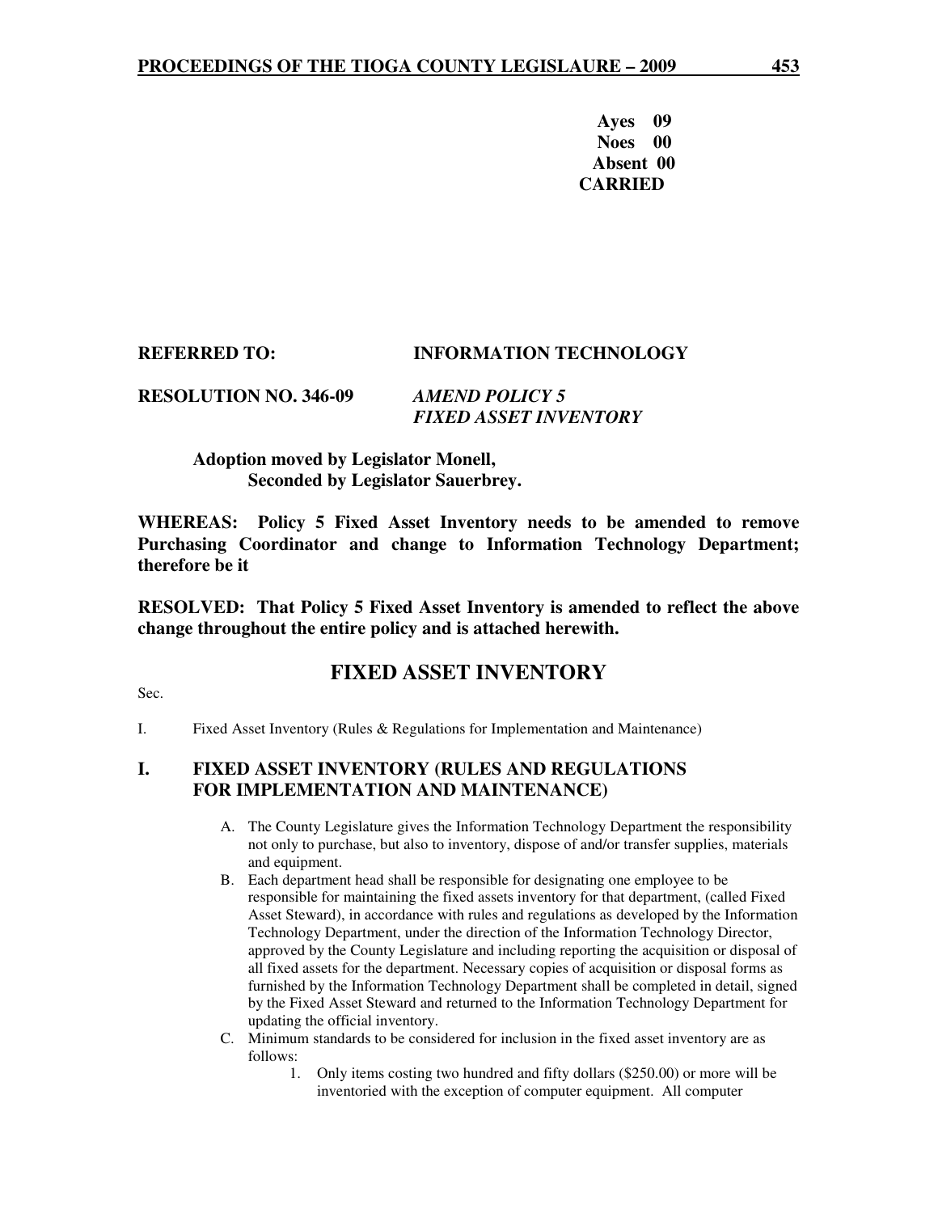**Ayes 09**
**Noes 00**
**Absent 00**
**CARRIED**

**REFERRED TO:** **INFORMATION TECHNOLOGY**

**RESOLUTION NO. 346-09** ***AMEND POLICY 5***
***FIXED ASSET INVENTORY***

**Adoption moved by Legislator Monell,**
**Seconded by Legislator Sauerbrey.**

**WHEREAS: Policy 5 Fixed Asset Inventory needs to be amended to remove Purchasing Coordinator and change to Information Technology Department; therefore be it**

**RESOLVED: That Policy 5 Fixed Asset Inventory is amended to reflect the above change throughout the entire policy and is attached herewith.**

## FIXED ASSET INVENTORY

Sec.

I. Fixed Asset Inventory (Rules & Regulations for Implementation and Maintenance)

### I. FIXED ASSET INVENTORY (RULES AND REGULATIONS FOR IMPLEMENTATION AND MAINTENANCE)

A. The County Legislature gives the Information Technology Department the responsibility not only to purchase, but also to inventory, dispose of and/or transfer supplies, materials and equipment.

B. Each department head shall be responsible for designating one employee to be responsible for maintaining the fixed assets inventory for that department, (called Fixed Asset Steward), in accordance with rules and regulations as developed by the Information Technology Department, under the direction of the Information Technology Director, approved by the County Legislature and including reporting the acquisition or disposal of all fixed assets for the department. Necessary copies of acquisition or disposal forms as furnished by the Information Technology Department shall be completed in detail, signed by the Fixed Asset Steward and returned to the Information Technology Department for updating the official inventory.

C. Minimum standards to be considered for inclusion in the fixed asset inventory are as follows:

1. Only items costing two hundred and fifty dollars ($250.00) or more will be inventoried with the exception of computer equipment. All computer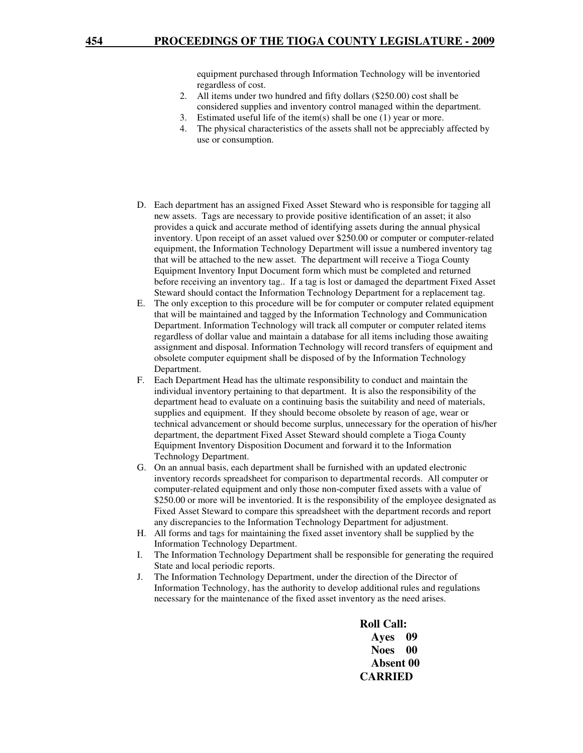equipment purchased through Information Technology will be inventoried regardless of cost.

2. All items under two hundred and fifty dollars ($250.00) cost shall be considered supplies and inventory control managed within the department.
3. Estimated useful life of the item(s) shall be one (1) year or more.
4. The physical characteristics of the assets shall not be appreciably affected by use or consumption.

D. Each department has an assigned Fixed Asset Steward who is responsible for tagging all new assets. Tags are necessary to provide positive identification of an asset; it also provides a quick and accurate method of identifying assets during the annual physical inventory. Upon receipt of an asset valued over $250.00 or computer or computer-related equipment, the Information Technology Department will issue a numbered inventory tag that will be attached to the new asset. The department will receive a Tioga County Equipment Inventory Input Document form which must be completed and returned before receiving an inventory tag.. If a tag is lost or damaged the department Fixed Asset Steward should contact the Information Technology Department for a replacement tag.

E. The only exception to this procedure will be for computer or computer related equipment that will be maintained and tagged by the Information Technology and Communication Department. Information Technology will track all computer or computer related items regardless of dollar value and maintain a database for all items including those awaiting assignment and disposal. Information Technology will record transfers of equipment and obsolete computer equipment shall be disposed of by the Information Technology Department.

F. Each Department Head has the ultimate responsibility to conduct and maintain the individual inventory pertaining to that department. It is also the responsibility of the department head to evaluate on a continuing basis the suitability and need of materials, supplies and equipment. If they should become obsolete by reason of age, wear or technical advancement or should become surplus, unnecessary for the operation of his/her department, the department Fixed Asset Steward should complete a Tioga County Equipment Inventory Disposition Document and forward it to the Information Technology Department.

G. On an annual basis, each department shall be furnished with an updated electronic inventory records spreadsheet for comparison to departmental records. All computer or computer-related equipment and only those non-computer fixed assets with a value of $250.00 or more will be inventoried. It is the responsibility of the employee designated as Fixed Asset Steward to compare this spreadsheet with the department records and report any discrepancies to the Information Technology Department for adjustment.

H. All forms and tags for maintaining the fixed asset inventory shall be supplied by the Information Technology Department.

I. The Information Technology Department shall be responsible for generating the required State and local periodic reports.

J. The Information Technology Department, under the direction of the Director of Information Technology, has the authority to develop additional rules and regulations necessary for the maintenance of the fixed asset inventory as the need arises.

**Roll Call:**
**Ayes 09**
**Noes 00**
**Absent 00**
**CARRIED**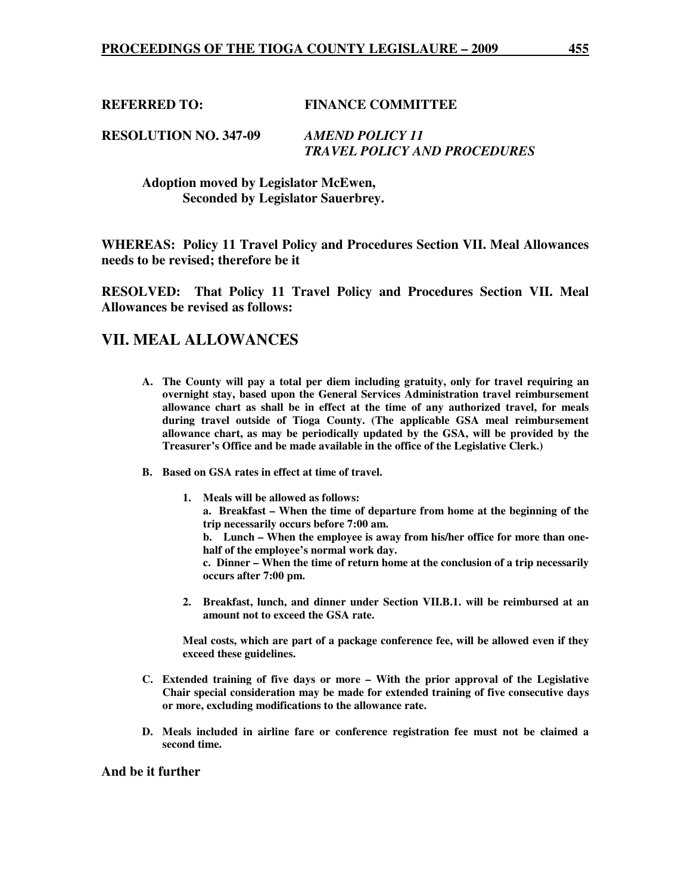**REFERRED TO:** **FINANCE COMMITTEE**

**RESOLUTION NO. 347-09** ***AMEND POLICY 11 TRAVEL POLICY AND PROCEDURES***

**Adoption moved by Legislator McEwen,**
**Seconded by Legislator Sauerbrey.**

**WHEREAS: Policy 11 Travel Policy and Procedures Section VII. Meal Allowances needs to be revised; therefore be it**

**RESOLVED: That Policy 11 Travel Policy and Procedures Section VII. Meal Allowances be revised as follows:**

## VII. MEAL ALLOWANCES

**A. The County will pay a total per diem including gratuity, only for travel requiring an overnight stay, based upon the General Services Administration travel reimbursement allowance chart as shall be in effect at the time of any authorized travel, for meals during travel outside of Tioga County. (The applicable GSA meal reimbursement allowance chart, as may be periodically updated by the GSA, will be provided by the Treasurer's Office and be made available in the office of the Legislative Clerk.)**

**B. Based on GSA rates in effect at time of travel.**

**1. Meals will be allowed as follows:**
**a. Breakfast – When the time of departure from home at the beginning of the trip necessarily occurs before 7:00 am.**
**b. Lunch – When the employee is away from his/her office for more than one-half of the employee's normal work day.**
**c. Dinner – When the time of return home at the conclusion of a trip necessarily occurs after 7:00 pm.**

**2. Breakfast, lunch, and dinner under Section VII.B.1. will be reimbursed at an amount not to exceed the GSA rate.**

**Meal costs, which are part of a package conference fee, will be allowed even if they exceed these guidelines.**

**C. Extended training of five days or more – With the prior approval of the Legislative Chair special consideration may be made for extended training of five consecutive days or more, excluding modifications to the allowance rate.**

**D. Meals included in airline fare or conference registration fee must not be claimed a second time.**

**And be it further**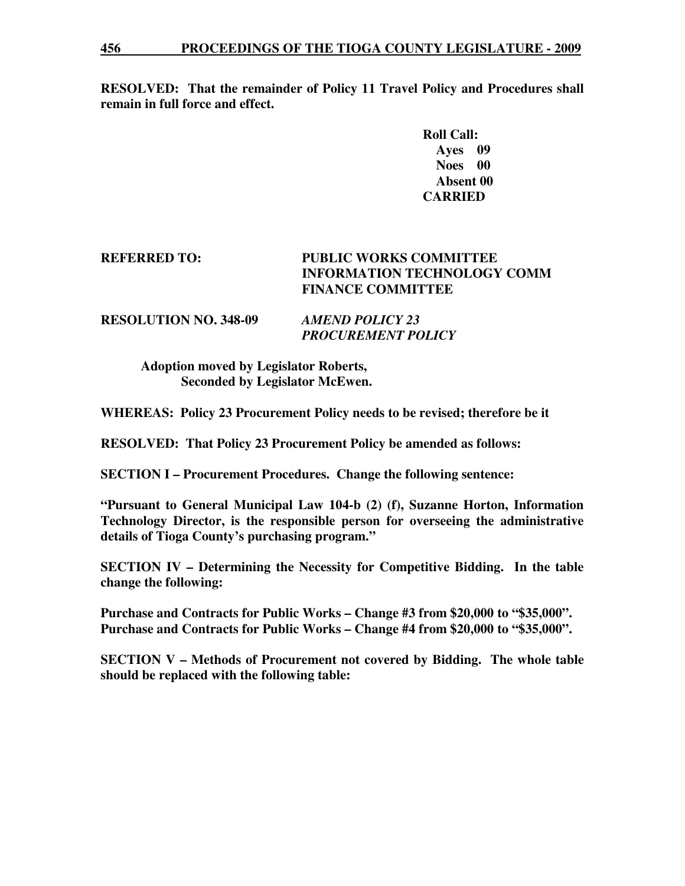**RESOLVED: That the remainder of Policy 11 Travel Policy and Procedures shall remain in full force and effect.**

**Roll Call:**
**Ayes 09**
**Noes 00**
**Absent 00**
**CARRIED**

**REFERRED TO: PUBLIC WORKS COMMITTEE**
**INFORMATION TECHNOLOGY COMM**
**FINANCE COMMITTEE**

**RESOLUTION NO. 348-09** ***AMEND POLICY 23 PROCUREMENT POLICY***

**Adoption moved by Legislator Roberts,**
**Seconded by Legislator McEwen.**

**WHEREAS: Policy 23 Procurement Policy needs to be revised; therefore be it**

**RESOLVED: That Policy 23 Procurement Policy be amended as follows:**

**SECTION I – Procurement Procedures. Change the following sentence:**

**"Pursuant to General Municipal Law 104-b (2) (f), Suzanne Horton, Information Technology Director, is the responsible person for overseeing the administrative details of Tioga County's purchasing program."**

**SECTION IV – Determining the Necessity for Competitive Bidding. In the table change the following:**

**Purchase and Contracts for Public Works – Change #3 from $20,000 to "$35,000".**
**Purchase and Contracts for Public Works – Change #4 from $20,000 to "$35,000".**

**SECTION V – Methods of Procurement not covered by Bidding. The whole table should be replaced with the following table:**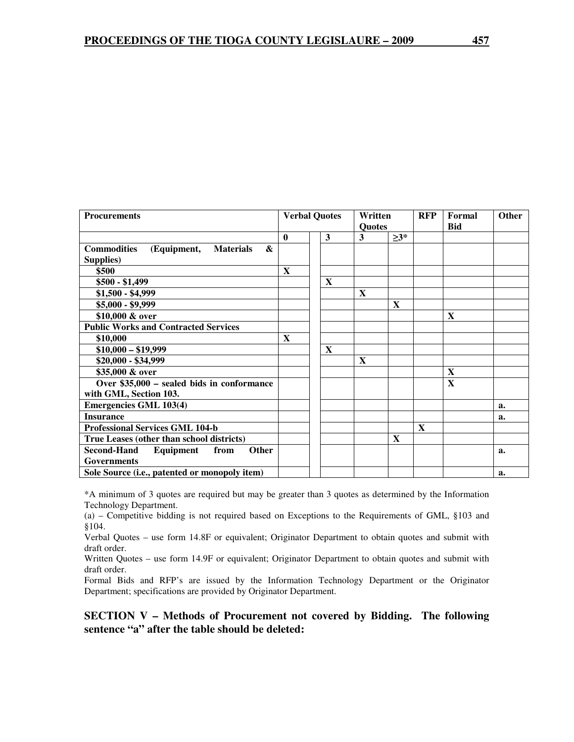| Procurements | Verbal Quotes | | | Written Quotes | | RFP | Formal Bid | Other |
|---|---|---|---|---|---|---|---|---|
| | 0 | | 3 | 3 | ≥3* | | | |
| **Commodities (Equipment, Materials & Supplies)** | | | | | | | | |
| $500 | X | | | | | | | |
| $500 - $1,499 | | | X | | | | | |
| $1,500 - $4,999 | | | | X | | | | |
| $5,000 - $9,999 | | | | | X | | | |
| $10,000 & over | | | | | | | X | |
| **Public Works and Contracted Services** | | | | | | | | |
| $10,000 | X | | | | | | | |
| $10,000 – $19,999 | | | X | | | | | |
| $20,000 - $34,999 | | | | X | | | | |
| $35,000 & over | | | | | | | X | |
| Over $35,000 – sealed bids in conformance with GML, Section 103. | | | | | | | X | |
| **Emergencies GML 103(4)** | | | | | | | | a. |
| **Insurance** | | | | | | | | a. |
| **Professional Services GML 104-b** | | | | | | X | | |
| **True Leases (other than school districts)** | | | | | X | | | |
| **Second-Hand Equipment from Other Governments** | | | | | | | | a. |
| **Sole Source (i.e., patented or monopoly item)** | | | | | | | | a. |

*A minimum of 3 quotes are required but may be greater than 3 quotes as determined by the Information Technology Department.

(a) – Competitive bidding is not required based on Exceptions to the Requirements of GML, §103 and §104.

Verbal Quotes – use form 14.8F or equivalent; Originator Department to obtain quotes and submit with draft order.

Written Quotes – use form 14.9F or equivalent; Originator Department to obtain quotes and submit with draft order.

Formal Bids and RFP's are issued by the Information Technology Department or the Originator Department; specifications are provided by Originator Department.

**SECTION V – Methods of Procurement not covered by Bidding. The following sentence "a" after the table should be deleted:**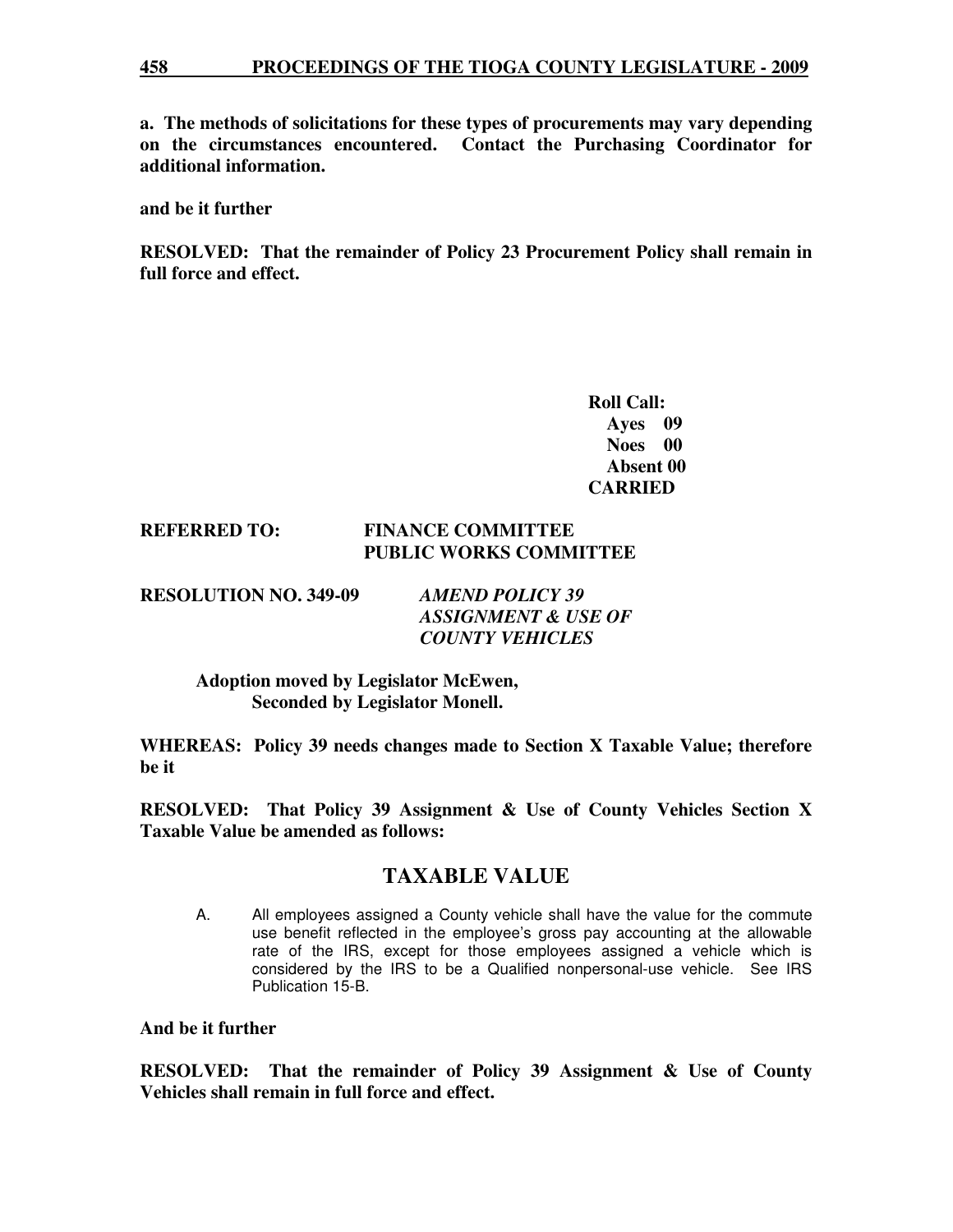**a. The methods of solicitations for these types of procurements may vary depending on the circumstances encountered. Contact the Purchasing Coordinator for additional information.**

**and be it further**

**RESOLVED: That the remainder of Policy 23 Procurement Policy shall remain in full force and effect.**

**Roll Call:**
**Ayes 09**
**Noes 00**
**Absent 00**
**CARRIED**

**REFERRED TO: FINANCE COMMITTEE**
**PUBLIC WORKS COMMITTEE**

**RESOLUTION NO. 349-09** ***AMEND POLICY 39 ASSIGNMENT & USE OF COUNTY VEHICLES***

**Adoption moved by Legislator McEwen,**
**Seconded by Legislator Monell.**

**WHEREAS: Policy 39 needs changes made to Section X Taxable Value; therefore be it**

**RESOLVED: That Policy 39 Assignment & Use of County Vehicles Section X Taxable Value be amended as follows:**

## TAXABLE VALUE

A. All employees assigned a County vehicle shall have the value for the commute use benefit reflected in the employee's gross pay accounting at the allowable rate of the IRS, except for those employees assigned a vehicle which is considered by the IRS to be a Qualified nonpersonal-use vehicle. See IRS Publication 15-B.

**And be it further**

**RESOLVED: That the remainder of Policy 39 Assignment & Use of County Vehicles shall remain in full force and effect.**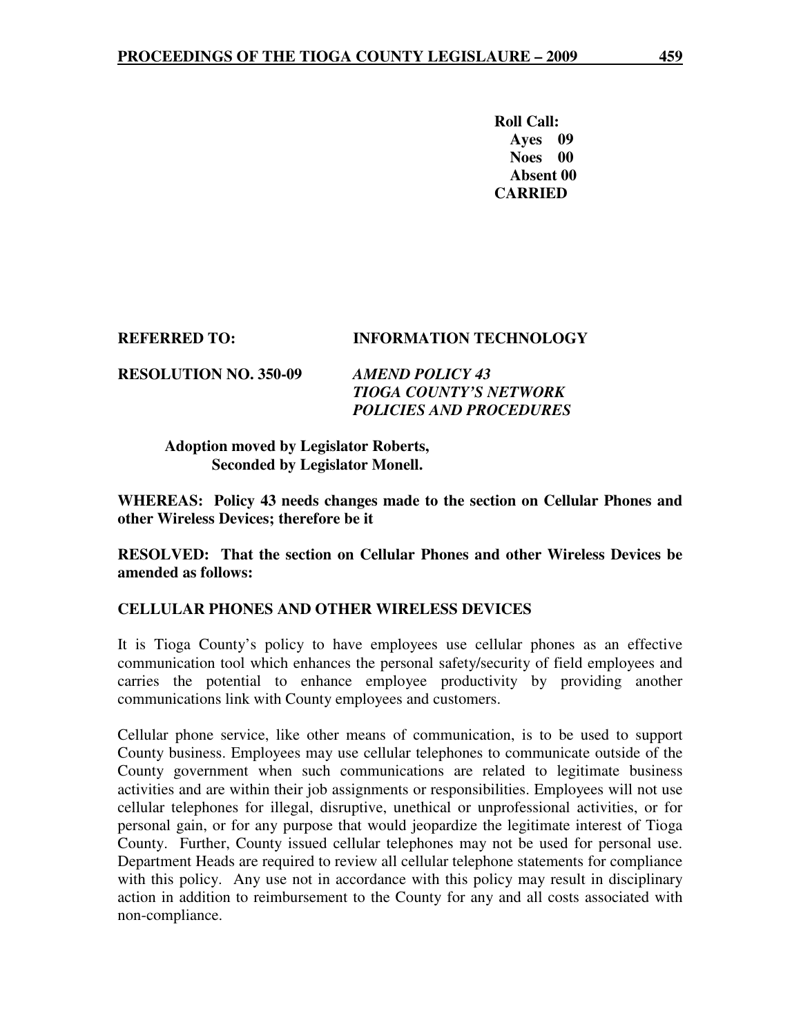**Roll Call:**
**Ayes 09**
**Noes 00**
**Absent 00**
**CARRIED**

**REFERRED TO:** **INFORMATION TECHNOLOGY**

**RESOLUTION NO. 350-09** ***AMEND POLICY 43 TIOGA COUNTY'S NETWORK POLICIES AND PROCEDURES***

**Adoption moved by Legislator Roberts, Seconded by Legislator Monell.**

**WHEREAS: Policy 43 needs changes made to the section on Cellular Phones and other Wireless Devices; therefore be it**

**RESOLVED: That the section on Cellular Phones and other Wireless Devices be amended as follows:**

**CELLULAR PHONES AND OTHER WIRELESS DEVICES**

It is Tioga County's policy to have employees use cellular phones as an effective communication tool which enhances the personal safety/security of field employees and carries the potential to enhance employee productivity by providing another communications link with County employees and customers.

Cellular phone service, like other means of communication, is to be used to support County business. Employees may use cellular telephones to communicate outside of the County government when such communications are related to legitimate business activities and are within their job assignments or responsibilities. Employees will not use cellular telephones for illegal, disruptive, unethical or unprofessional activities, or for personal gain, or for any purpose that would jeopardize the legitimate interest of Tioga County. Further, County issued cellular telephones may not be used for personal use. Department Heads are required to review all cellular telephone statements for compliance with this policy. Any use not in accordance with this policy may result in disciplinary action in addition to reimbursement to the County for any and all costs associated with non-compliance.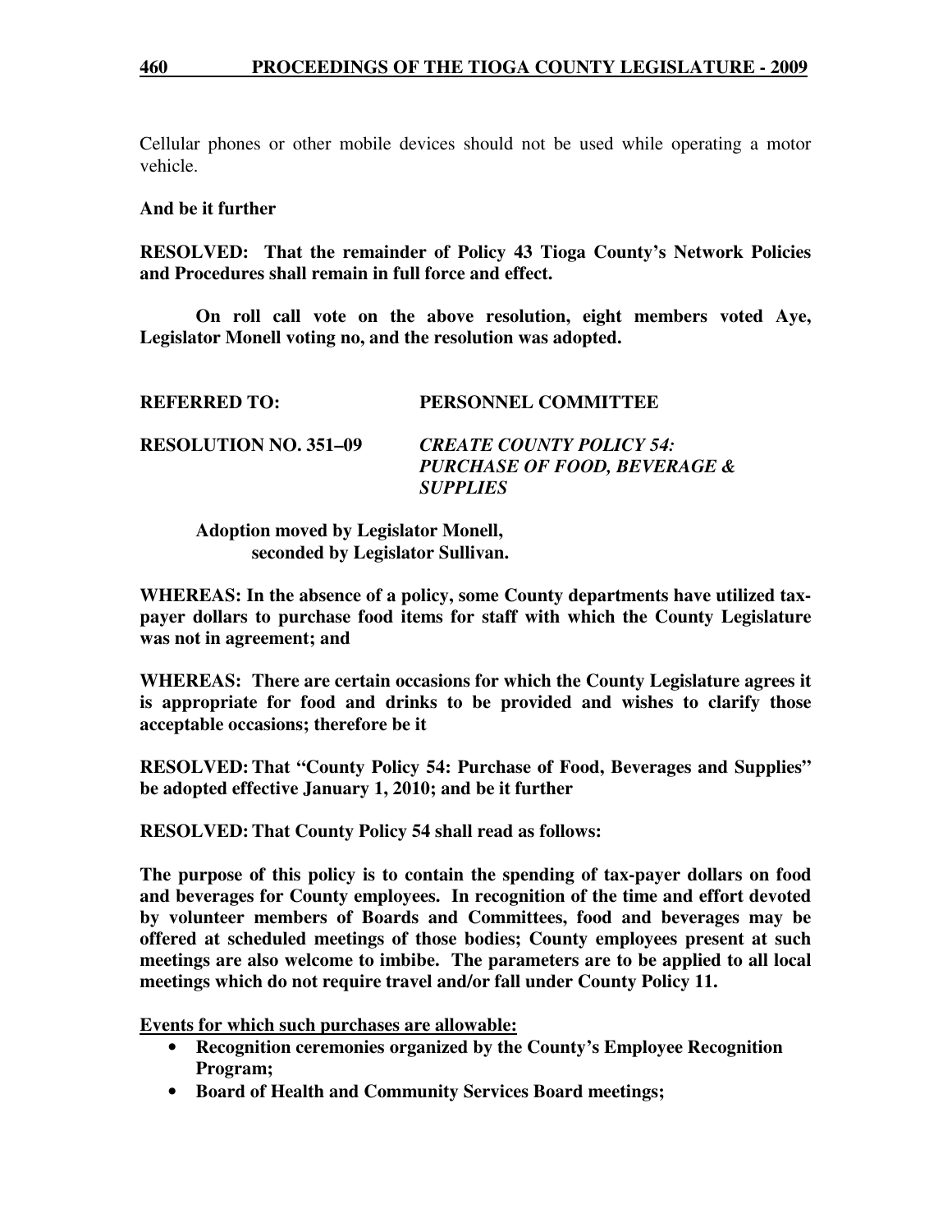Cellular phones or other mobile devices should not be used while operating a motor vehicle.

**And be it further**

**RESOLVED: That the remainder of Policy 43 Tioga County's Network Policies and Procedures shall remain in full force and effect.**

**On roll call vote on the above resolution, eight members voted Aye, Legislator Monell voting no, and the resolution was adopted.**

**REFERRED TO: PERSONNEL COMMITTEE**

**RESOLUTION NO. 351–09** ***CREATE COUNTY POLICY 54: PURCHASE OF FOOD, BEVERAGE & SUPPLIES***

**Adoption moved by Legislator Monell, seconded by Legislator Sullivan.**

**WHEREAS: In the absence of a policy, some County departments have utilized tax-payer dollars to purchase food items for staff with which the County Legislature was not in agreement; and**

**WHEREAS: There are certain occasions for which the County Legislature agrees it is appropriate for food and drinks to be provided and wishes to clarify those acceptable occasions; therefore be it**

**RESOLVED: That "County Policy 54: Purchase of Food, Beverages and Supplies" be adopted effective January 1, 2010; and be it further**

**RESOLVED: That County Policy 54 shall read as follows:**

**The purpose of this policy is to contain the spending of tax-payer dollars on food and beverages for County employees. In recognition of the time and effort devoted by volunteer members of Boards and Committees, food and beverages may be offered at scheduled meetings of those bodies; County employees present at such meetings are also welcome to imbibe. The parameters are to be applied to all local meetings which do not require travel and/or fall under County Policy 11.**

**Events for which such purchases are allowable:**

- **Recognition ceremonies organized by the County's Employee Recognition Program;**
- **Board of Health and Community Services Board meetings;**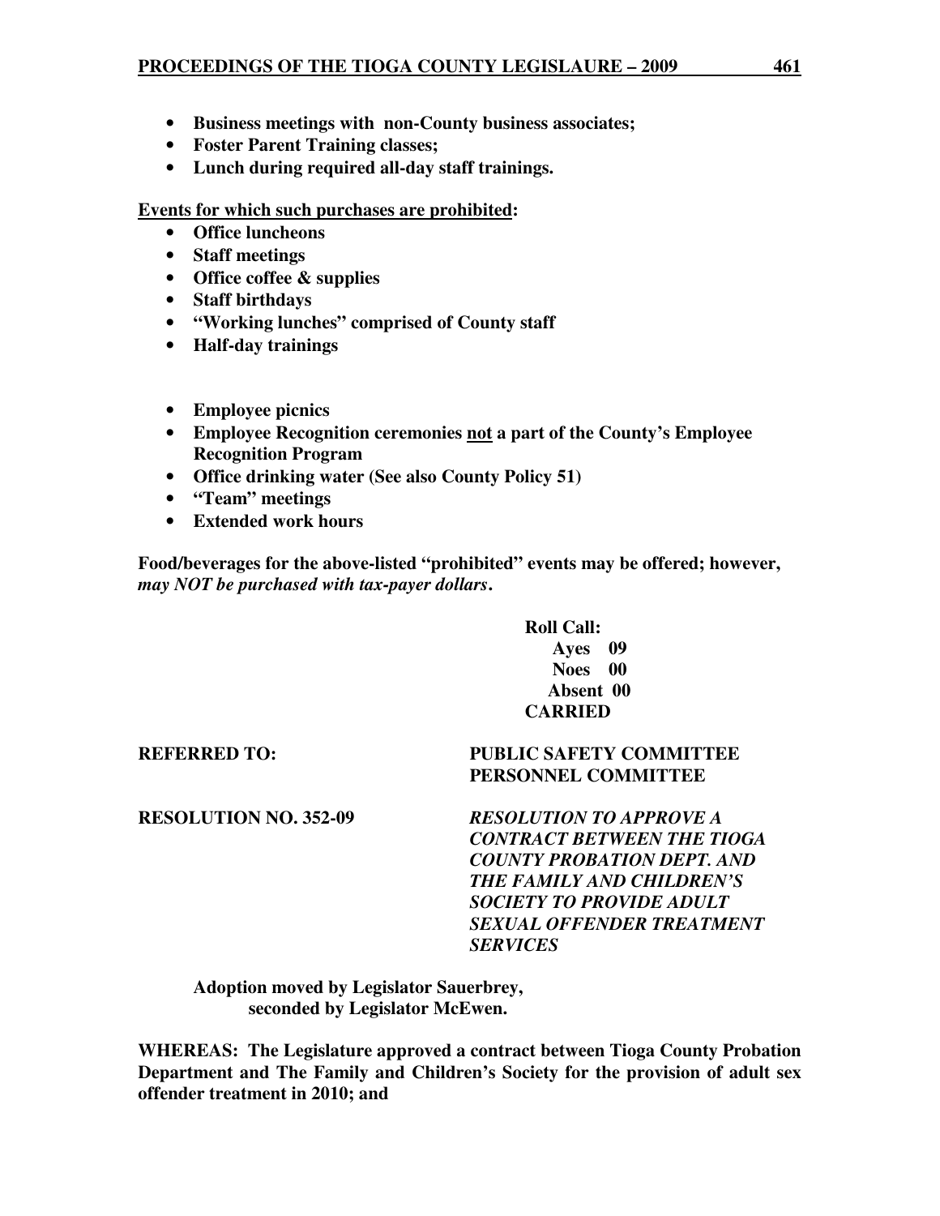- **Business meetings with non-County business associates;**
- **Foster Parent Training classes;**
- **Lunch during required all-day staff trainings.**

**<u>Events for which such purchases are prohibited</u>:**

- **Office luncheons**
- **Staff meetings**
- **Office coffee & supplies**
- **Staff birthdays**
- **"Working lunches" comprised of County staff**
- **Half-day trainings**

- **Employee picnics**
- **Employee Recognition ceremonies <u>not</u> a part of the County's Employee Recognition Program**
- **Office drinking water (See also County Policy 51)**
- **"Team" meetings**
- **Extended work hours**

**Food/beverages for the above-listed "prohibited" events may be offered; however, *may NOT be purchased with tax-payer dollars*.**

**Roll Call:**
**Ayes 09**
**Noes 00**
**Absent 00**
**CARRIED**

**REFERRED TO:** **PUBLIC SAFETY COMMITTEE**
**PERSONNEL COMMITTEE**

**RESOLUTION NO. 352-09** ***RESOLUTION TO APPROVE A CONTRACT BETWEEN THE TIOGA COUNTY PROBATION DEPT. AND THE FAMILY AND CHILDREN'S SOCIETY TO PROVIDE ADULT SEXUAL OFFENDER TREATMENT SERVICES***

**Adoption moved by Legislator Sauerbrey, seconded by Legislator McEwen.**

**WHEREAS: The Legislature approved a contract between Tioga County Probation Department and The Family and Children's Society for the provision of adult sex offender treatment in 2010; and**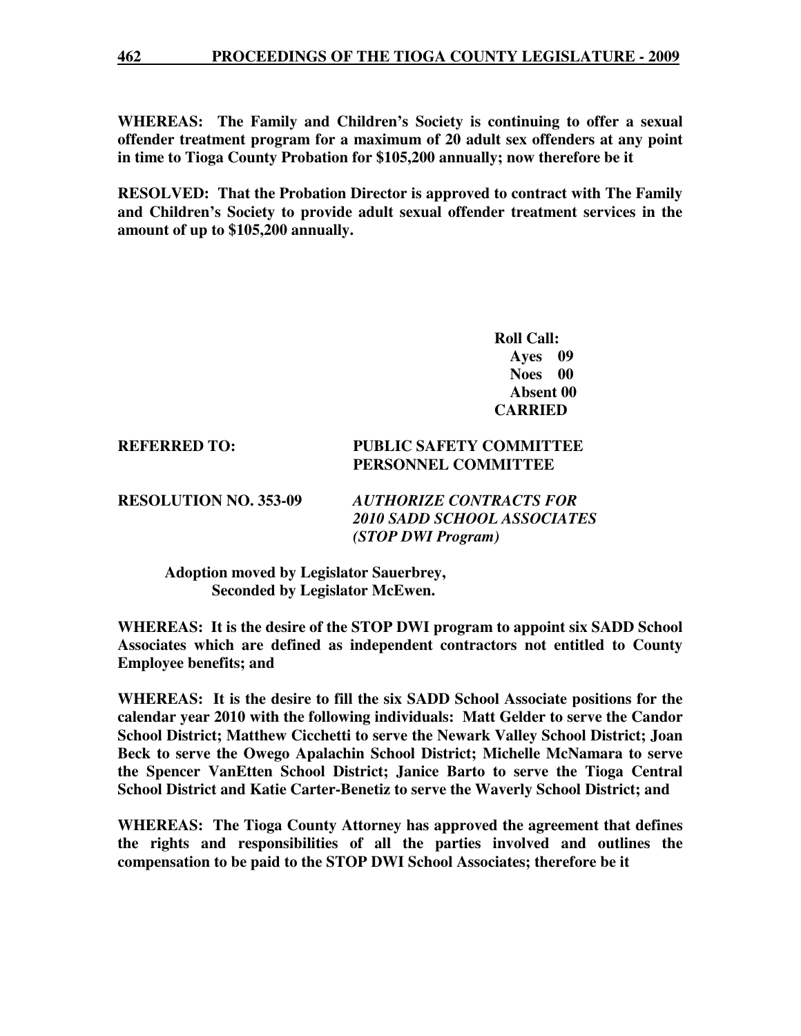**WHEREAS: The Family and Children's Society is continuing to offer a sexual offender treatment program for a maximum of 20 adult sex offenders at any point in time to Tioga County Probation for $105,200 annually; now therefore be it**

**RESOLVED: That the Probation Director is approved to contract with The Family and Children's Society to provide adult sexual offender treatment services in the amount of up to $105,200 annually.**

**Roll Call:**
**Ayes 09**
**Noes 00**
**Absent 00**
**CARRIED**

**REFERRED TO: PUBLIC SAFETY COMMITTEE**
**PERSONNEL COMMITTEE**

**RESOLUTION NO. 353-09** ***AUTHORIZE CONTRACTS FOR 2010 SADD SCHOOL ASSOCIATES (STOP DWI Program)***

**Adoption moved by Legislator Sauerbrey,**
**Seconded by Legislator McEwen.**

**WHEREAS: It is the desire of the STOP DWI program to appoint six SADD School Associates which are defined as independent contractors not entitled to County Employee benefits; and**

**WHEREAS: It is the desire to fill the six SADD School Associate positions for the calendar year 2010 with the following individuals: Matt Gelder to serve the Candor School District; Matthew Cicchetti to serve the Newark Valley School District; Joan Beck to serve the Owego Apalachin School District; Michelle McNamara to serve the Spencer VanEtten School District; Janice Barto to serve the Tioga Central School District and Katie Carter-Benetiz to serve the Waverly School District; and**

**WHEREAS: The Tioga County Attorney has approved the agreement that defines the rights and responsibilities of all the parties involved and outlines the compensation to be paid to the STOP DWI School Associates; therefore be it**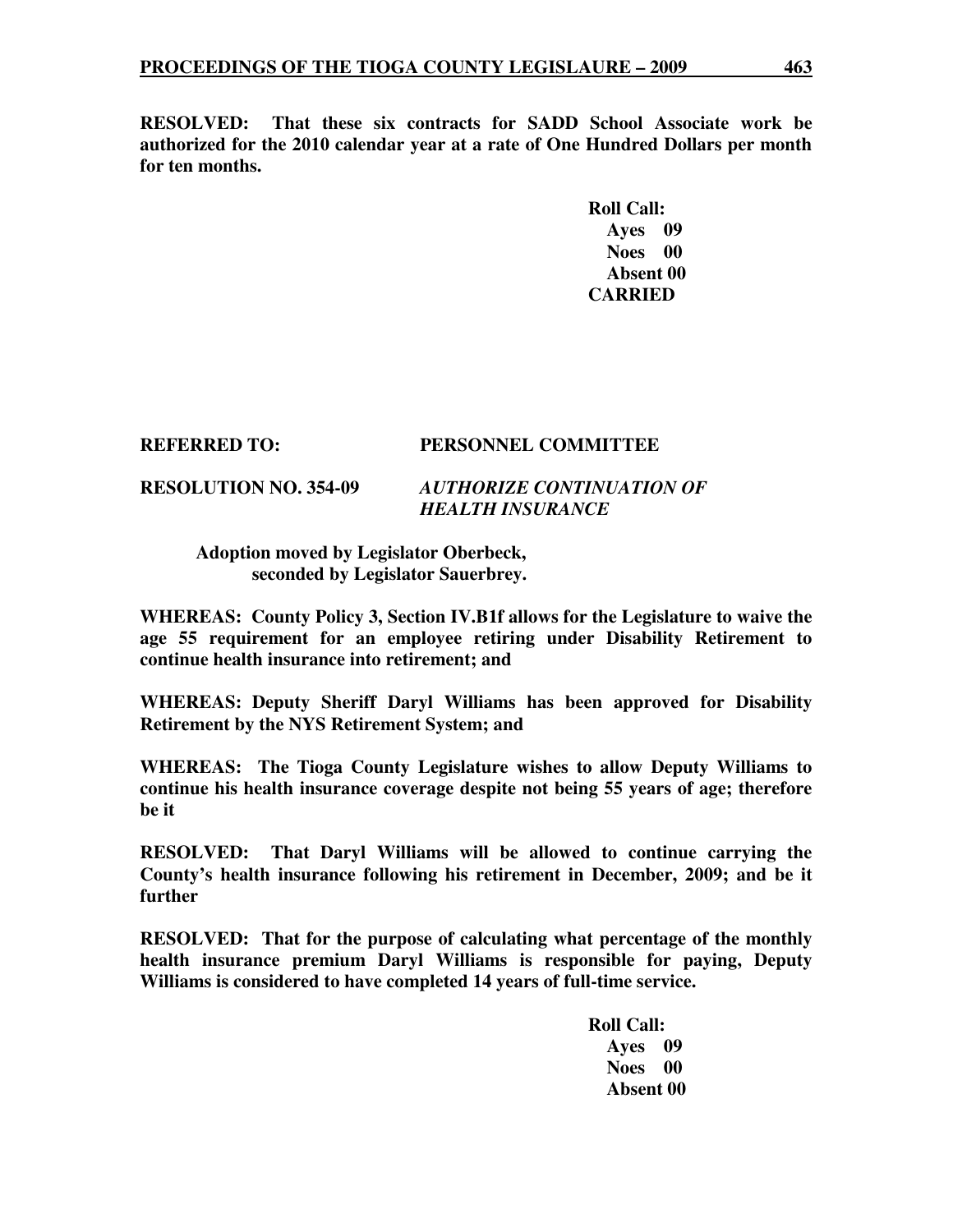**RESOLVED: That these six contracts for SADD School Associate work be authorized for the 2010 calendar year at a rate of One Hundred Dollars per month for ten months.**

**Roll Call:**
**Ayes 09**
**Noes 00**
**Absent 00**
**CARRIED**

**REFERRED TO: PERSONNEL COMMITTEE**

**RESOLUTION NO. 354-09** ***AUTHORIZE CONTINUATION OF HEALTH INSURANCE***

**Adoption moved by Legislator Oberbeck, seconded by Legislator Sauerbrey.**

**WHEREAS: County Policy 3, Section IV.B1f allows for the Legislature to waive the age 55 requirement for an employee retiring under Disability Retirement to continue health insurance into retirement; and**

**WHEREAS: Deputy Sheriff Daryl Williams has been approved for Disability Retirement by the NYS Retirement System; and**

**WHEREAS: The Tioga County Legislature wishes to allow Deputy Williams to continue his health insurance coverage despite not being 55 years of age; therefore be it**

**RESOLVED: That Daryl Williams will be allowed to continue carrying the County's health insurance following his retirement in December, 2009; and be it further**

**RESOLVED: That for the purpose of calculating what percentage of the monthly health insurance premium Daryl Williams is responsible for paying, Deputy Williams is considered to have completed 14 years of full-time service.**

**Roll Call:**
**Ayes 09**
**Noes 00**
**Absent 00**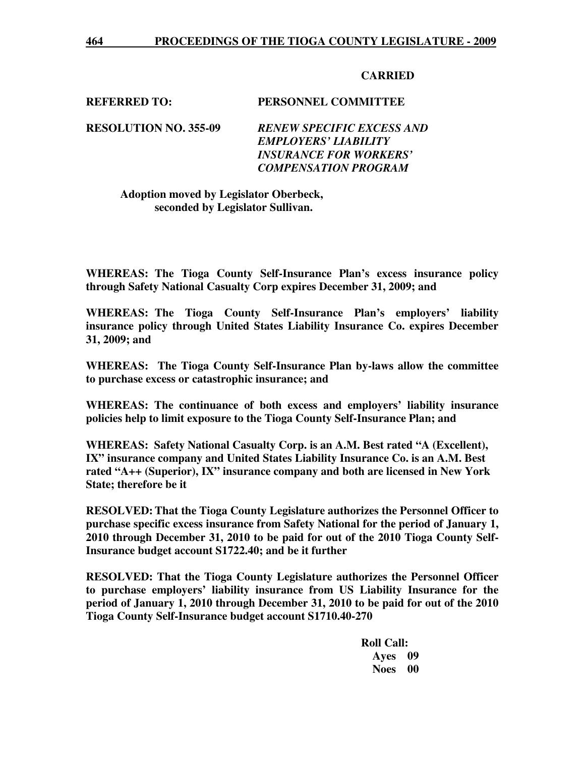**CARRIED**

**REFERRED TO:** **PERSONNEL COMMITTEE**

**RESOLUTION NO. 355-09** ***RENEW SPECIFIC EXCESS AND EMPLOYERS' LIABILITY INSURANCE FOR WORKERS' COMPENSATION PROGRAM***

**Adoption moved by Legislator Oberbeck, seconded by Legislator Sullivan.**

**WHEREAS: The Tioga County Self-Insurance Plan's excess insurance policy through Safety National Casualty Corp expires December 31, 2009; and**

**WHEREAS: The Tioga County Self-Insurance Plan's employers' liability insurance policy through United States Liability Insurance Co. expires December 31, 2009; and**

**WHEREAS: The Tioga County Self-Insurance Plan by-laws allow the committee to purchase excess or catastrophic insurance; and**

**WHEREAS: The continuance of both excess and employers' liability insurance policies help to limit exposure to the Tioga County Self-Insurance Plan; and**

**WHEREAS: Safety National Casualty Corp. is an A.M. Best rated "A (Excellent), IX" insurance company and United States Liability Insurance Co. is an A.M. Best rated "A++ (Superior), IX" insurance company and both are licensed in New York State; therefore be it**

**RESOLVED: That the Tioga County Legislature authorizes the Personnel Officer to purchase specific excess insurance from Safety National for the period of January 1, 2010 through December 31, 2010 to be paid for out of the 2010 Tioga County Self-Insurance budget account S1722.40; and be it further**

**RESOLVED: That the Tioga County Legislature authorizes the Personnel Officer to purchase employers' liability insurance from US Liability Insurance for the period of January 1, 2010 through December 31, 2010 to be paid for out of the 2010 Tioga County Self-Insurance budget account S1710.40-270**

**Roll Call:**
**Ayes 09**
**Noes 00**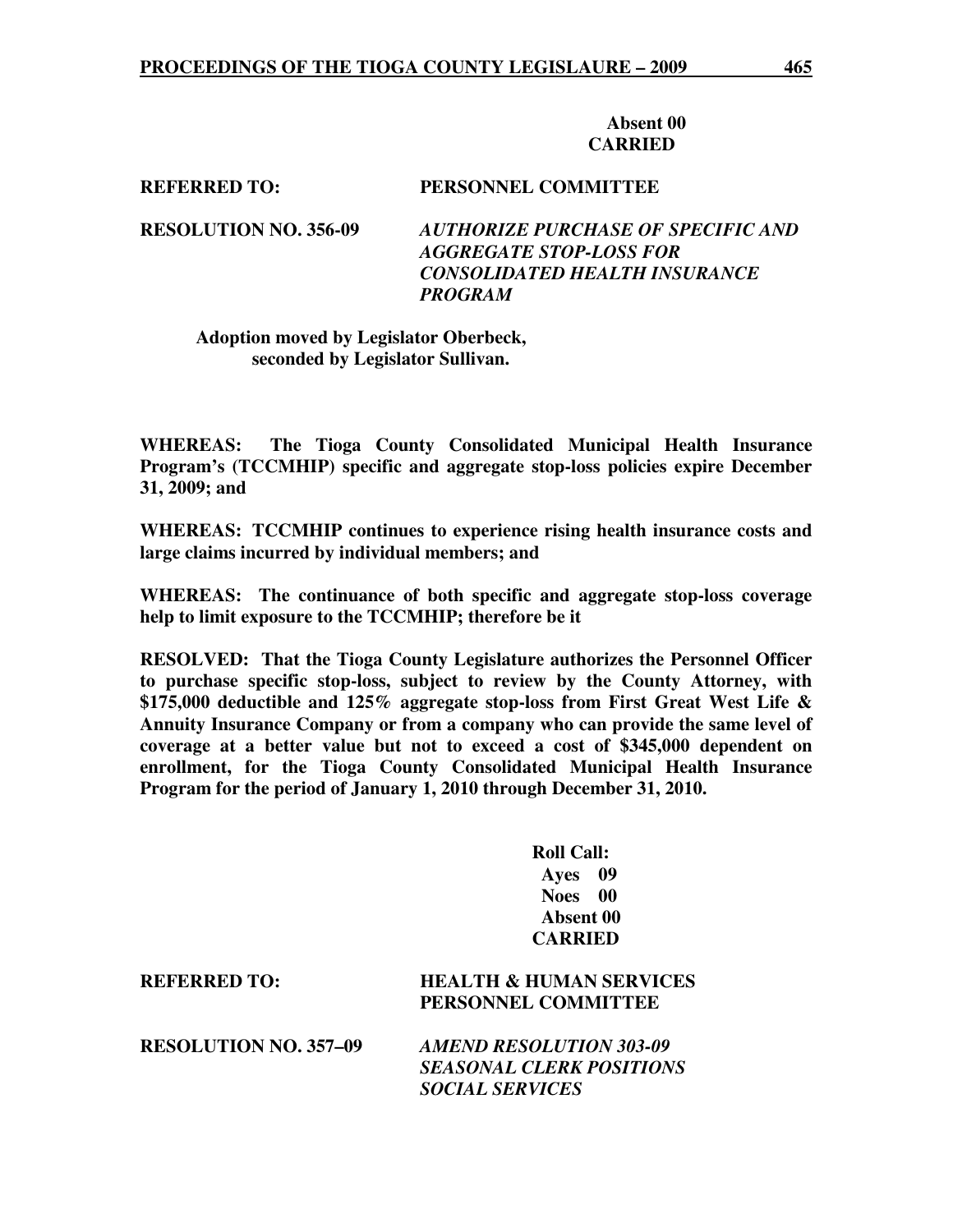**Absent 00**
**CARRIED**

**REFERRED TO:** **PERSONNEL COMMITTEE**

**RESOLUTION NO. 356-09** ***AUTHORIZE PURCHASE OF SPECIFIC AND AGGREGATE STOP-LOSS FOR CONSOLIDATED HEALTH INSURANCE PROGRAM***

**Adoption moved by Legislator Oberbeck, seconded by Legislator Sullivan.**

**WHEREAS: The Tioga County Consolidated Municipal Health Insurance Program's (TCCMHIP) specific and aggregate stop-loss policies expire December 31, 2009; and**

**WHEREAS: TCCMHIP continues to experience rising health insurance costs and large claims incurred by individual members; and**

**WHEREAS: The continuance of both specific and aggregate stop-loss coverage help to limit exposure to the TCCMHIP; therefore be it**

**RESOLVED: That the Tioga County Legislature authorizes the Personnel Officer to purchase specific stop-loss, subject to review by the County Attorney, with $175,000 deductible and 125% aggregate stop-loss from First Great West Life & Annuity Insurance Company or from a company who can provide the same level of coverage at a better value but not to exceed a cost of $345,000 dependent on enrollment, for the Tioga County Consolidated Municipal Health Insurance Program for the period of January 1, 2010 through December 31, 2010.**

**Roll Call:**
**Ayes 09**
**Noes 00**
**Absent 00**
**CARRIED**

**REFERRED TO:** **HEALTH & HUMAN SERVICES PERSONNEL COMMITTEE**

**RESOLUTION NO. 357–09** ***AMEND RESOLUTION 303-09 SEASONAL CLERK POSITIONS SOCIAL SERVICES***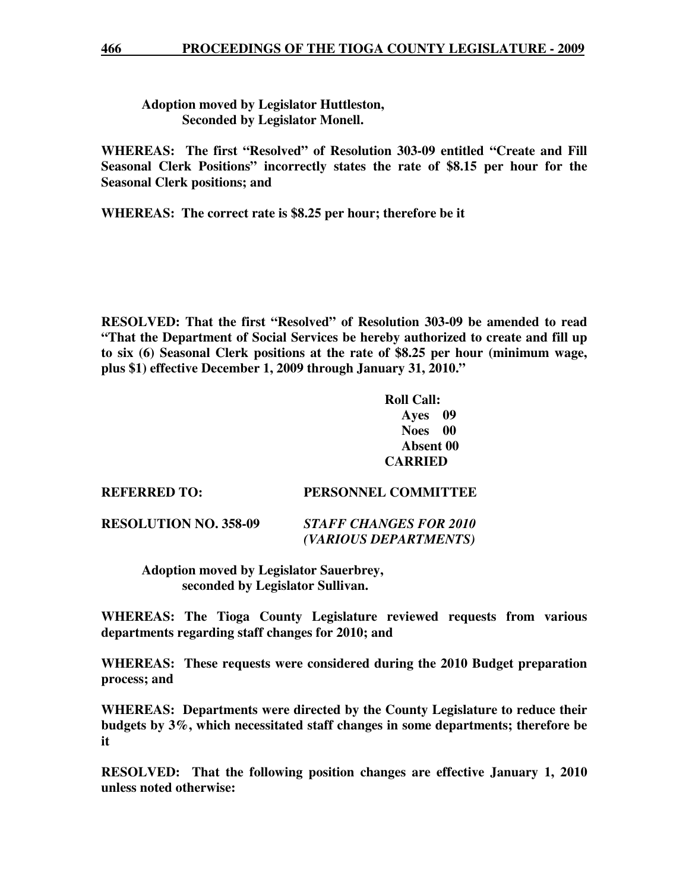**Adoption moved by Legislator Huttleston,**
**Seconded by Legislator Monell.**

**WHEREAS: The first "Resolved" of Resolution 303-09 entitled "Create and Fill Seasonal Clerk Positions" incorrectly states the rate of $8.15 per hour for the Seasonal Clerk positions; and**

**WHEREAS: The correct rate is $8.25 per hour; therefore be it**

**RESOLVED: That the first "Resolved" of Resolution 303-09 be amended to read "That the Department of Social Services be hereby authorized to create and fill up to six (6) Seasonal Clerk positions at the rate of $8.25 per hour (minimum wage, plus $1) effective December 1, 2009 through January 31, 2010."**

**Roll Call:**
**Ayes 09**
**Noes 00**
**Absent 00**
**CARRIED**

**REFERRED TO: PERSONNEL COMMITTEE**

**RESOLUTION NO. 358-09** ***STAFF CHANGES FOR 2010 (VARIOUS DEPARTMENTS)***

**Adoption moved by Legislator Sauerbrey,**
**seconded by Legislator Sullivan.**

**WHEREAS: The Tioga County Legislature reviewed requests from various departments regarding staff changes for 2010; and**

**WHEREAS: These requests were considered during the 2010 Budget preparation process; and**

**WHEREAS: Departments were directed by the County Legislature to reduce their budgets by 3%, which necessitated staff changes in some departments; therefore be it**

**RESOLVED: That the following position changes are effective January 1, 2010 unless noted otherwise:**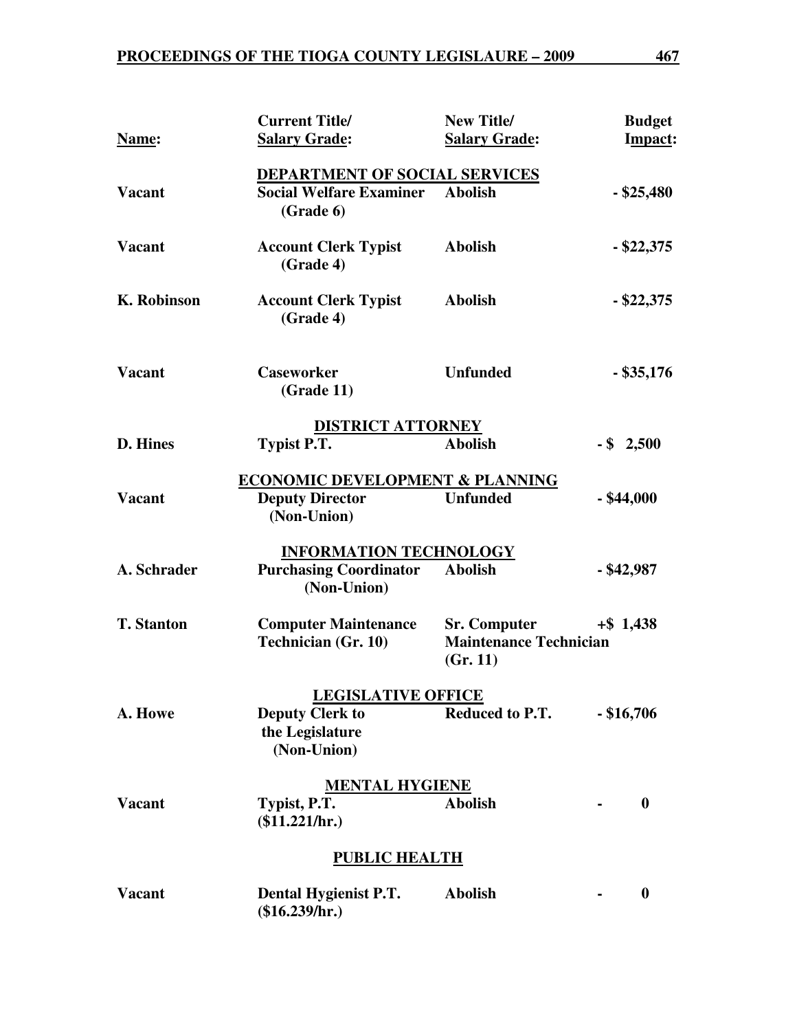| Name: | Current Title/ Salary Grade: | New Title/ Salary Grade: | Budget Impact: |
|---|---|---|---|
| | **DEPARTMENT OF SOCIAL SERVICES** | | |
| **Vacant** | **Social Welfare Examiner (Grade 6)** | **Abolish** | **- $25,480** |
| **Vacant** | **Account Clerk Typist (Grade 4)** | **Abolish** | **- $22,375** |
| **K. Robinson** | **Account Clerk Typist (Grade 4)** | **Abolish** | **- $22,375** |
| **Vacant** | **Caseworker (Grade 11)** | **Unfunded** | **- $35,176** |
| | **DISTRICT ATTORNEY** | | |
| **D. Hines** | **Typist P.T.** | **Abolish** | **- $ 2,500** |
| | **ECONOMIC DEVELOPMENT & PLANNING** | | |
| **Vacant** | **Deputy Director (Non-Union)** | **Unfunded** | **- $44,000** |
| | **INFORMATION TECHNOLOGY** | | |
| **A. Schrader** | **Purchasing Coordinator (Non-Union)** | **Abolish** | **- $42,987** |
| **T. Stanton** | **Computer Maintenance Technician (Gr. 10)** | **Sr. Computer Maintenance Technician (Gr. 11)** | **+$ 1,438** |
| | **LEGISLATIVE OFFICE** | | |
| **A. Howe** | **Deputy Clerk to the Legislature (Non-Union)** | **Reduced to P.T.** | **- $16,706** |
| | **MENTAL HYGIENE** | | |
| **Vacant** | **Typist, P.T. ($11.221/hr.)** | **Abolish** | **- 0** |
| | **PUBLIC HEALTH** | | |
| **Vacant** | **Dental Hygienist P.T. ($16.239/hr.)** | **Abolish** | **- 0** |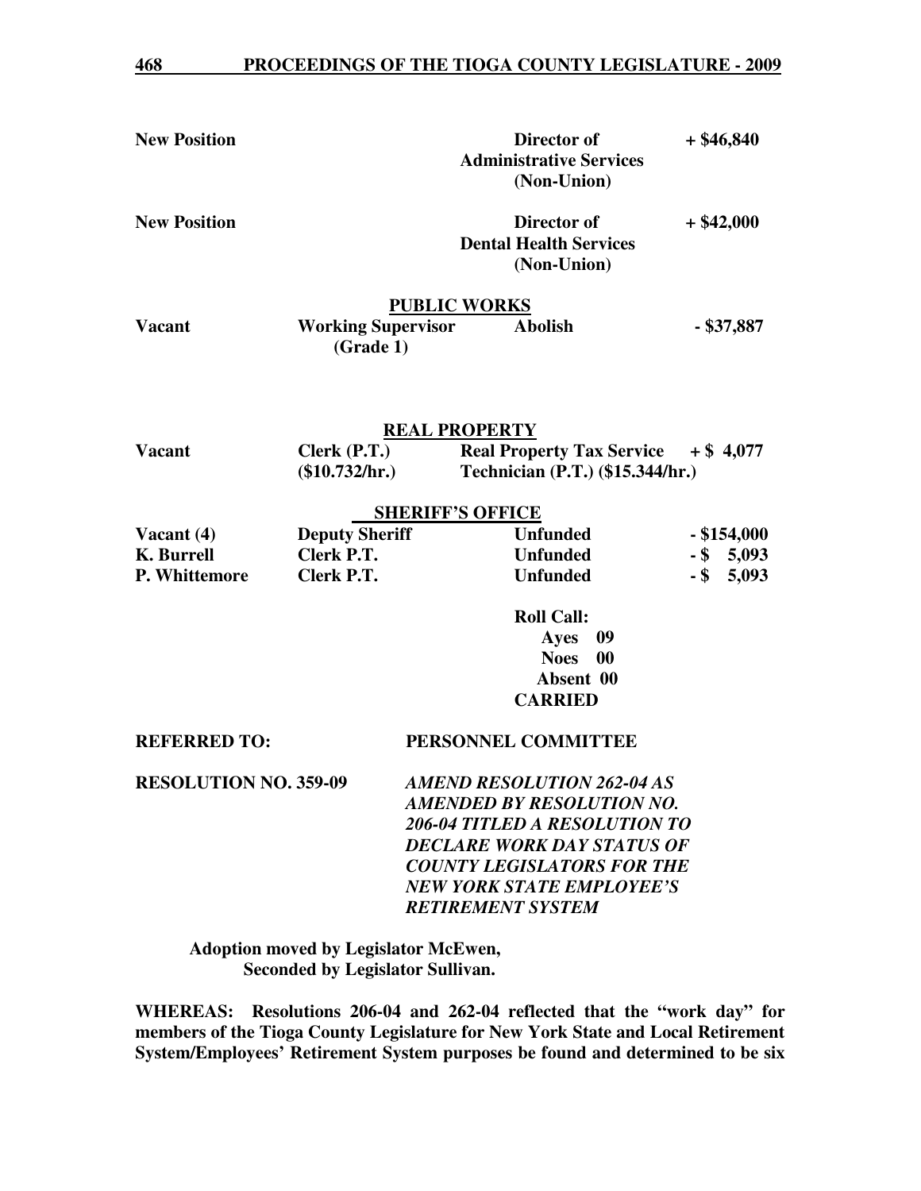| | | | |
|---|---|---|---|
| **New Position** | | **Director of Administrative Services (Non-Union)** | **+ $46,840** |
| **New Position** | | **Director of Dental Health Services (Non-Union)** | **+ $42,000** |
| | **PUBLIC WORKS** | | |
| **Vacant** | **Working Supervisor (Grade 1)** | **Abolish** | **- $37,887** |
| | **REAL PROPERTY** | | |
| **Vacant** | **Clerk (P.T.) ($10.732/hr.)** | **Real Property Tax Service Technician (P.T.) ($15.344/hr.)** | **+ $ 4,077** |
| | **SHERIFF'S OFFICE** | | |
| **Vacant (4)** | **Deputy Sheriff** | **Unfunded** | **- $154,000** |
| **K. Burrell** | **Clerk P.T.** | **Unfunded** | **- $ 5,093** |
| **P. Whittemore** | **Clerk P.T.** | **Unfunded** | **- $ 5,093** |

**Roll Call:**
**Ayes 09**
**Noes 00**
**Absent 00**
**CARRIED**

**REFERRED TO:** **PERSONNEL COMMITTEE**

**RESOLUTION NO. 359-09** ***AMEND RESOLUTION 262-04 AS AMENDED BY RESOLUTION NO. 206-04 TITLED A RESOLUTION TO DECLARE WORK DAY STATUS OF COUNTY LEGISLATORS FOR THE NEW YORK STATE EMPLOYEE'S RETIREMENT SYSTEM***

**Adoption moved by Legislator McEwen,**
**Seconded by Legislator Sullivan.**

**WHEREAS: Resolutions 206-04 and 262-04 reflected that the "work day" for members of the Tioga County Legislature for New York State and Local Retirement System/Employees' Retirement System purposes be found and determined to be six**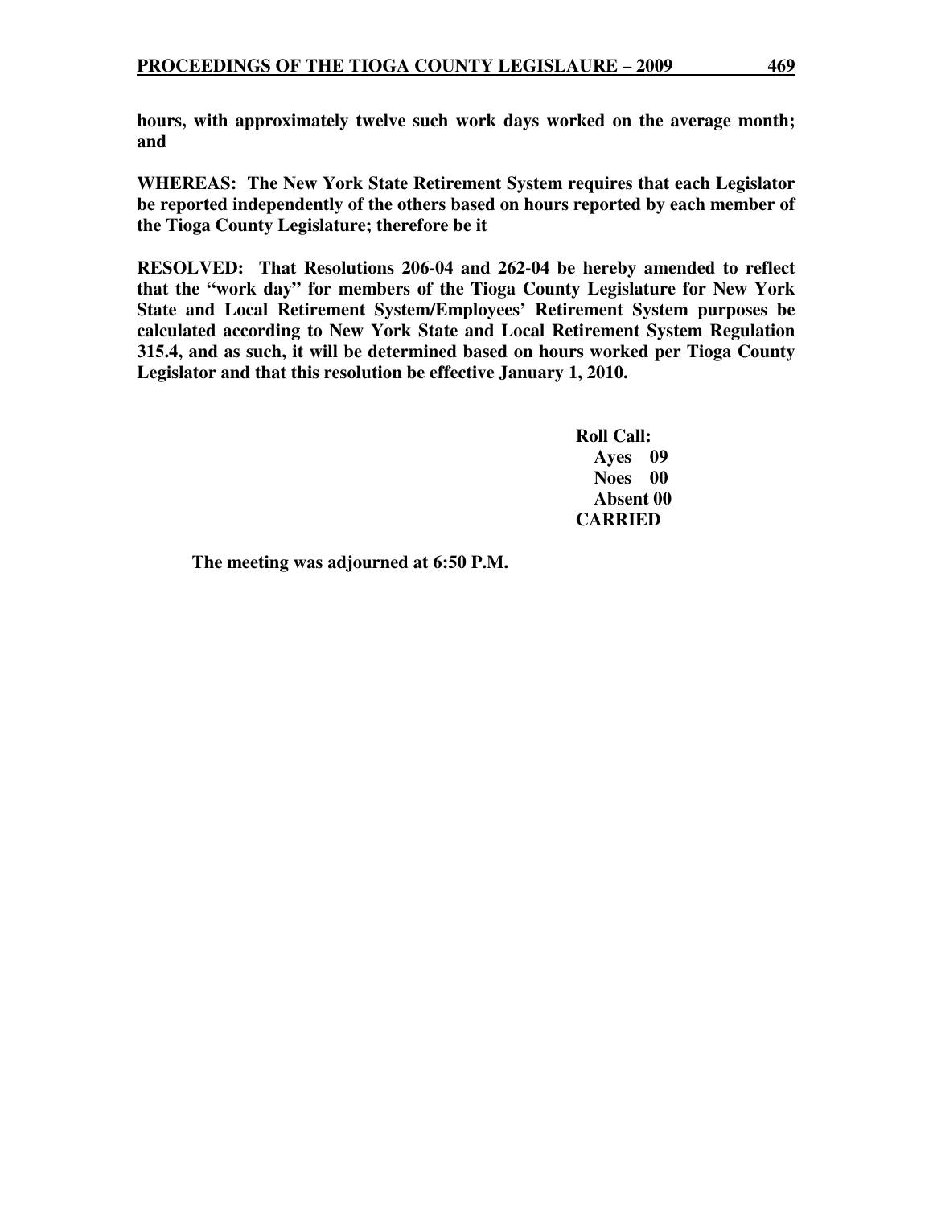**hours, with approximately twelve such work days worked on the average month; and**

**WHEREAS: The New York State Retirement System requires that each Legislator be reported independently of the others based on hours reported by each member of the Tioga County Legislature; therefore be it**

**RESOLVED: That Resolutions 206-04 and 262-04 be hereby amended to reflect that the "work day" for members of the Tioga County Legislature for New York State and Local Retirement System/Employees' Retirement System purposes be calculated according to New York State and Local Retirement System Regulation 315.4, and as such, it will be determined based on hours worked per Tioga County Legislator and that this resolution be effective January 1, 2010.**

**Roll Call:**
**Ayes 09**
**Noes 00**
**Absent 00**
**CARRIED**

**The meeting was adjourned at 6:50 P.M.**